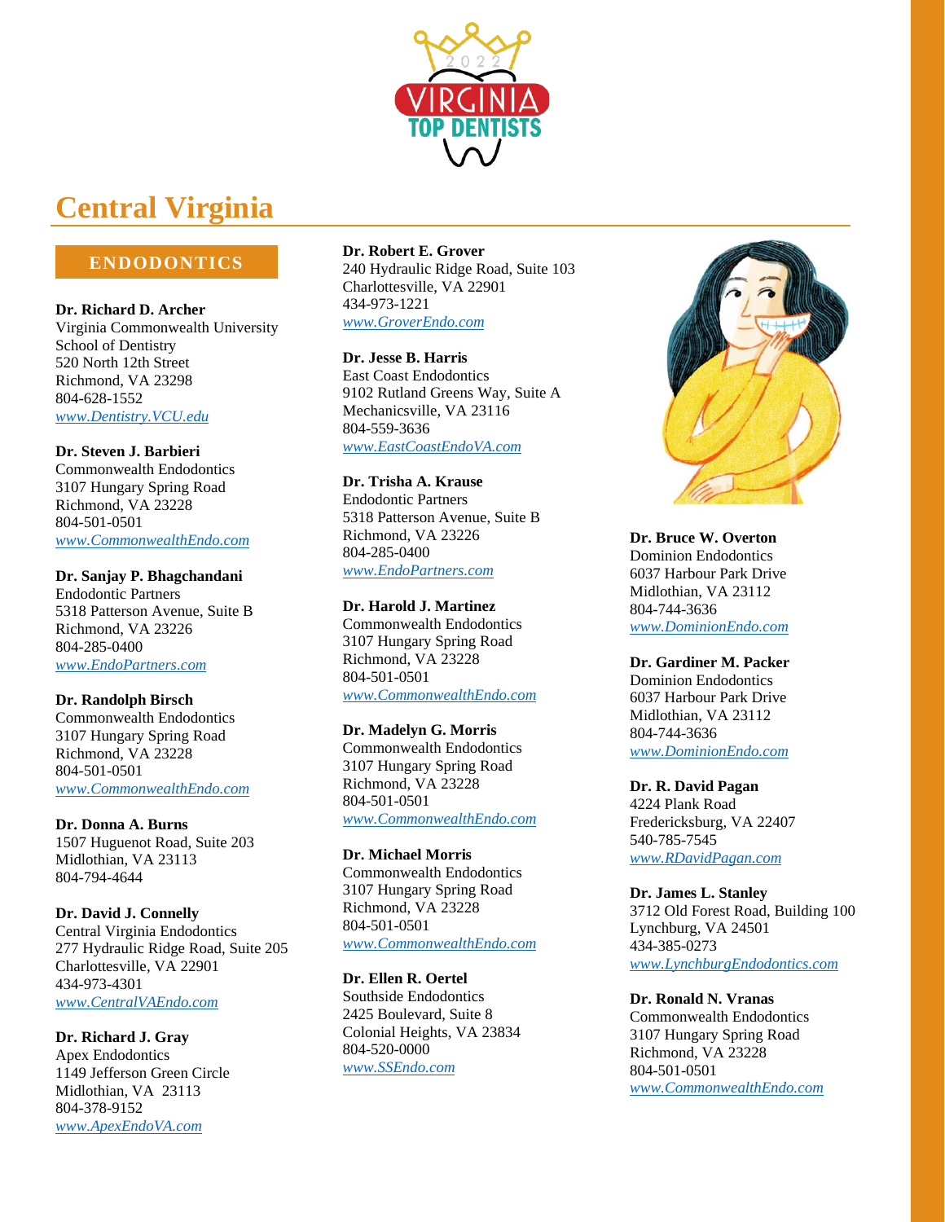# Central Virginia

## ENDODONTICS

**Dr. Richard D. Archer**
Virginia Commonwealth University
School of Dentistry
520 North 12th Street
Richmond, VA 23298
804-628-1552
*www.Dentistry.VCU.edu*

**Dr. Steven J. Barbieri**
Commonwealth Endodontics
3107 Hungary Spring Road
Richmond, VA 23228
804-501-0501
*www.CommonwealthEndo.com*

**Dr. Sanjay P. Bhagchandani**
Endodontic Partners
5318 Patterson Avenue, Suite B
Richmond, VA 23226
804-285-0400
*www.EndoPartners.com*

**Dr. Randolph Birsch**
Commonwealth Endodontics
3107 Hungary Spring Road
Richmond, VA 23228
804-501-0501
*www.CommonwealthEndo.com*

**Dr. Donna A. Burns**
1507 Huguenot Road, Suite 203
Midlothian, VA 23113
804-794-4644

**Dr. David J. Connelly**
Central Virginia Endodontics
277 Hydraulic Ridge Road, Suite 205
Charlottesville, VA 22901
434-973-4301
*www.CentralVAEndo.com*

**Dr. Richard J. Gray**
Apex Endodontics
1149 Jefferson Green Circle
Midlothian, VA 23113
804-378-9152
*www.ApexEndoVA.com*

**Dr. Robert E. Grover**
240 Hydraulic Ridge Road, Suite 103
Charlottesville, VA 22901
434-973-1221
*www.GroverEndo.com*

**Dr. Jesse B. Harris**
East Coast Endodontics
9102 Rutland Greens Way, Suite A
Mechanicsville, VA 23116
804-559-3636
*www.EastCoastEndoVA.com*

**Dr. Trisha A. Krause**
Endodontic Partners
5318 Patterson Avenue, Suite B
Richmond, VA 23226
804-285-0400
*www.EndoPartners.com*

**Dr. Harold J. Martinez**
Commonwealth Endodontics
3107 Hungary Spring Road
Richmond, VA 23228
804-501-0501
*www.CommonwealthEndo.com*

**Dr. Madelyn G. Morris**
Commonwealth Endodontics
3107 Hungary Spring Road
Richmond, VA 23228
804-501-0501
*www.CommonwealthEndo.com*

**Dr. Michael Morris**
Commonwealth Endodontics
3107 Hungary Spring Road
Richmond, VA 23228
804-501-0501
*www.CommonwealthEndo.com*

**Dr. Ellen R. Oertel**
Southside Endodontics
2425 Boulevard, Suite 8
Colonial Heights, VA 23834
804-520-0000
*www.SSEndo.com*

**Dr. Bruce W. Overton**
Dominion Endodontics
6037 Harbour Park Drive
Midlothian, VA 23112
804-744-3636
*www.DominionEndo.com*

**Dr. Gardiner M. Packer**
Dominion Endodontics
6037 Harbour Park Drive
Midlothian, VA 23112
804-744-3636
*www.DominionEndo.com*

**Dr. R. David Pagan**
4224 Plank Road
Fredericksburg, VA 22407
540-785-7545
*www.RDavidPagan.com*

**Dr. James L. Stanley**
3712 Old Forest Road, Building 100
Lynchburg, VA 24501
434-385-0273
*www.LynchburgEndodontics.com*

**Dr. Ronald N. Vranas**
Commonwealth Endodontics
3107 Hungary Spring Road
Richmond, VA 23228
804-501-0501
*www.CommonwealthEndo.com*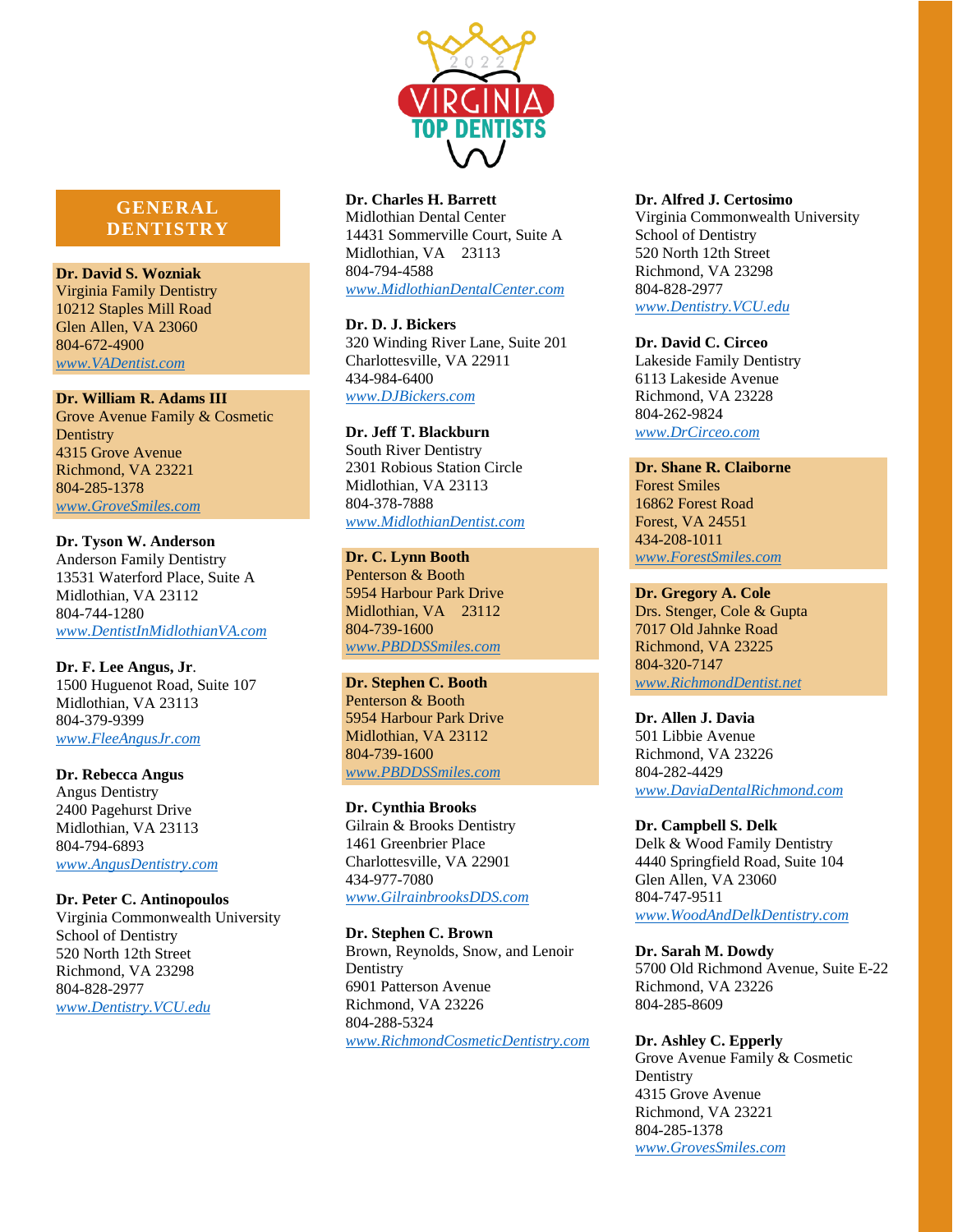## GENERAL DENTISTRY

**Dr. David S. Wozniak**
Virginia Family Dentistry
10212 Staples Mill Road
Glen Allen, VA 23060
804-672-4900
*www.VADentist.com*

**Dr. William R. Adams III**
Grove Avenue Family & Cosmetic Dentistry
4315 Grove Avenue
Richmond, VA 23221
804-285-1378
*www.GroveSmiles.com*

**Dr. Tyson W. Anderson**
Anderson Family Dentistry
13531 Waterford Place, Suite A
Midlothian, VA 23112
804-744-1280
*www.DentistInMidlothianVA.com*

**Dr. F. Lee Angus, Jr**.
1500 Huguenot Road, Suite 107
Midlothian, VA 23113
804-379-9399
*www.FleeAngusJr.com*

**Dr. Rebecca Angus**
Angus Dentistry
2400 Pagehurst Drive
Midlothian, VA 23113
804-794-6893
*www.AngusDentistry.com*

**Dr. Peter C. Antinopoulos**
Virginia Commonwealth University School of Dentistry
520 North 12th Street
Richmond, VA 23298
804-828-2977
*www.Dentistry.VCU.edu*

**Dr. Charles H. Barrett**
Midlothian Dental Center
14431 Sommerville Court, Suite A
Midlothian, VA 23113
804-794-4588
*www.MidlothianDentalCenter.com*

**Dr. D. J. Bickers**
320 Winding River Lane, Suite 201
Charlottesville, VA 22911
434-984-6400
*www.DJBickers.com*

**Dr. Jeff T. Blackburn**
South River Dentistry
2301 Robious Station Circle
Midlothian, VA 23113
804-378-7888
*www.MidlothianDentist.com*

**Dr. C. Lynn Booth**
Penterson & Booth
5954 Harbour Park Drive
Midlothian, VA 23112
804-739-1600
*www.PBDDSSmiles.com*

**Dr. Stephen C. Booth**
Penterson & Booth
5954 Harbour Park Drive
Midlothian, VA 23112
804-739-1600
*www.PBDDSSmiles.com*

**Dr. Cynthia Brooks**
Gilrain & Brooks Dentistry
1461 Greenbrier Place
Charlottesville, VA 22901
434-977-7080
*www.GilrainbrooksDDS.com*

**Dr. Stephen C. Brown**
Brown, Reynolds, Snow, and Lenoir Dentistry
6901 Patterson Avenue
Richmond, VA 23226
804-288-5324
*www.RichmondCosmeticDentistry.com*

**Dr. Alfred J. Certosimo**
Virginia Commonwealth University School of Dentistry
520 North 12th Street
Richmond, VA 23298
804-828-2977
*www.Dentistry.VCU.edu*

**Dr. David C. Circeo**
Lakeside Family Dentistry
6113 Lakeside Avenue
Richmond, VA 23228
804-262-9824
*www.DrCirceo.com*

**Dr. Shane R. Claiborne**
Forest Smiles
16862 Forest Road
Forest, VA 24551
434-208-1011
*www.ForestSmiles.com*

**Dr. Gregory A. Cole**
Drs. Stenger, Cole & Gupta
7017 Old Jahnke Road
Richmond, VA 23225
804-320-7147
*www.RichmondDentist.net*

**Dr. Allen J. Davia**
501 Libbie Avenue
Richmond, VA 23226
804-282-4429
*www.DaviaDentalRichmond.com*

**Dr. Campbell S. Delk**
Delk & Wood Family Dentistry
4440 Springfield Road, Suite 104
Glen Allen, VA 23060
804-747-9511
*www.WoodAndDelkDentistry.com*

**Dr. Sarah M. Dowdy**
5700 Old Richmond Avenue, Suite E-22
Richmond, VA 23226
804-285-8609

**Dr. Ashley C. Epperly**
Grove Avenue Family & Cosmetic Dentistry
4315 Grove Avenue
Richmond, VA 23221
804-285-1378
*www.GrovesSmiles.com*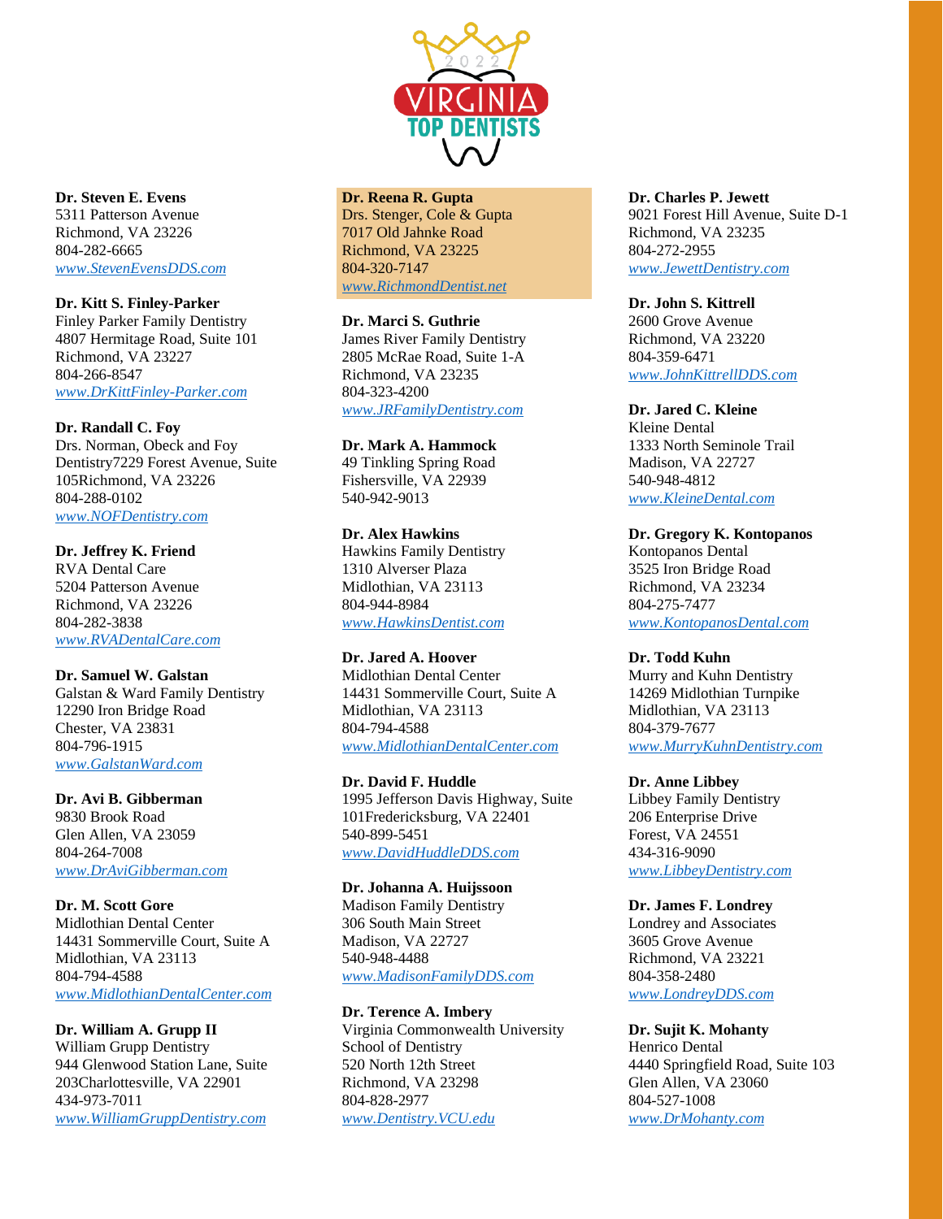**Dr. Steven E. Evens**
5311 Patterson Avenue
Richmond, VA 23226
804-282-6665
*www.StevenEvensDDS.com*

**Dr. Kitt S. Finley-Parker**
Finley Parker Family Dentistry
4807 Hermitage Road, Suite 101
Richmond, VA 23227
804-266-8547
*www.DrKittFinley-Parker.com*

**Dr. Randall C. Foy**
Drs. Norman, Obeck and Foy
Dentistry7229 Forest Avenue, Suite 105Richmond, VA 23226
804-288-0102
*www.NOFDentistry.com*

**Dr. Jeffrey K. Friend**
RVA Dental Care
5204 Patterson Avenue
Richmond, VA 23226
804-282-3838
*www.RVADentalCare.com*

**Dr. Samuel W. Galstan**
Galstan & Ward Family Dentistry
12290 Iron Bridge Road
Chester, VA 23831
804-796-1915
*www.GalstanWard.com*

**Dr. Avi B. Gibberman**
9830 Brook Road
Glen Allen, VA 23059
804-264-7008
*www.DrAviGibberman.com*

**Dr. M. Scott Gore**
Midlothian Dental Center
14431 Sommerville Court, Suite A
Midlothian, VA 23113
804-794-4588
*www.MidlothianDentalCenter.com*

**Dr. William A. Grupp II**
William Grupp Dentistry
944 Glenwood Station Lane, Suite 203Charlottesville, VA 22901
434-973-7011
*www.WilliamGruppDentistry.com*

**Dr. Reena R. Gupta**
Drs. Stenger, Cole & Gupta
7017 Old Jahnke Road
Richmond, VA 23225
804-320-7147
*www.RichmondDentist.net*

**Dr. Marci S. Guthrie**
James River Family Dentistry
2805 McRae Road, Suite 1-A
Richmond, VA 23235
804-323-4200
*www.JRFamilyDentistry.com*

**Dr. Mark A. Hammock**
49 Tinkling Spring Road
Fishersville, VA 22939
540-942-9013

**Dr. Alex Hawkins**
Hawkins Family Dentistry
1310 Alverser Plaza
Midlothian, VA 23113
804-944-8984
*www.HawkinsDentist.com*

**Dr. Jared A. Hoover**
Midlothian Dental Center
14431 Sommerville Court, Suite A
Midlothian, VA 23113
804-794-4588
*www.MidlothianDentalCenter.com*

**Dr. David F. Huddle**
1995 Jefferson Davis Highway, Suite 101Fredericksburg, VA 22401
540-899-5451
*www.DavidHuddleDDS.com*

**Dr. Johanna A. Huijssoon**
Madison Family Dentistry
306 South Main Street
Madison, VA 22727
540-948-4488
*www.MadisonFamilyDDS.com*

**Dr. Terence A. Imbery**
Virginia Commonwealth University School of Dentistry
520 North 12th Street
Richmond, VA 23298
804-828-2977
*www.Dentistry.VCU.edu*

**Dr. Charles P. Jewett**
9021 Forest Hill Avenue, Suite D-1
Richmond, VA 23235
804-272-2955
*www.JewettDentistry.com*

**Dr. John S. Kittrell**
2600 Grove Avenue
Richmond, VA 23220
804-359-6471
*www.JohnKittrellDDS.com*

**Dr. Jared C. Kleine**
Kleine Dental
1333 North Seminole Trail
Madison, VA 22727
540-948-4812
*www.KleineDental.com*

**Dr. Gregory K. Kontopanos**
Kontopanos Dental
3525 Iron Bridge Road
Richmond, VA 23234
804-275-7477
*www.KontopanosDental.com*

**Dr. Todd Kuhn**
Murry and Kuhn Dentistry
14269 Midlothian Turnpike
Midlothian, VA 23113
804-379-7677
*www.MurryKuhnDentistry.com*

**Dr. Anne Libbey**
Libbey Family Dentistry
206 Enterprise Drive
Forest, VA 24551
434-316-9090
*www.LibbeyDentistry.com*

**Dr. James F. Londrey**
Londrey and Associates
3605 Grove Avenue
Richmond, VA 23221
804-358-2480
*www.LondreyDDS.com*

**Dr. Sujit K. Mohanty**
Henrico Dental
4440 Springfield Road, Suite 103
Glen Allen, VA 23060
804-527-1008
*www.DrMohanty.com*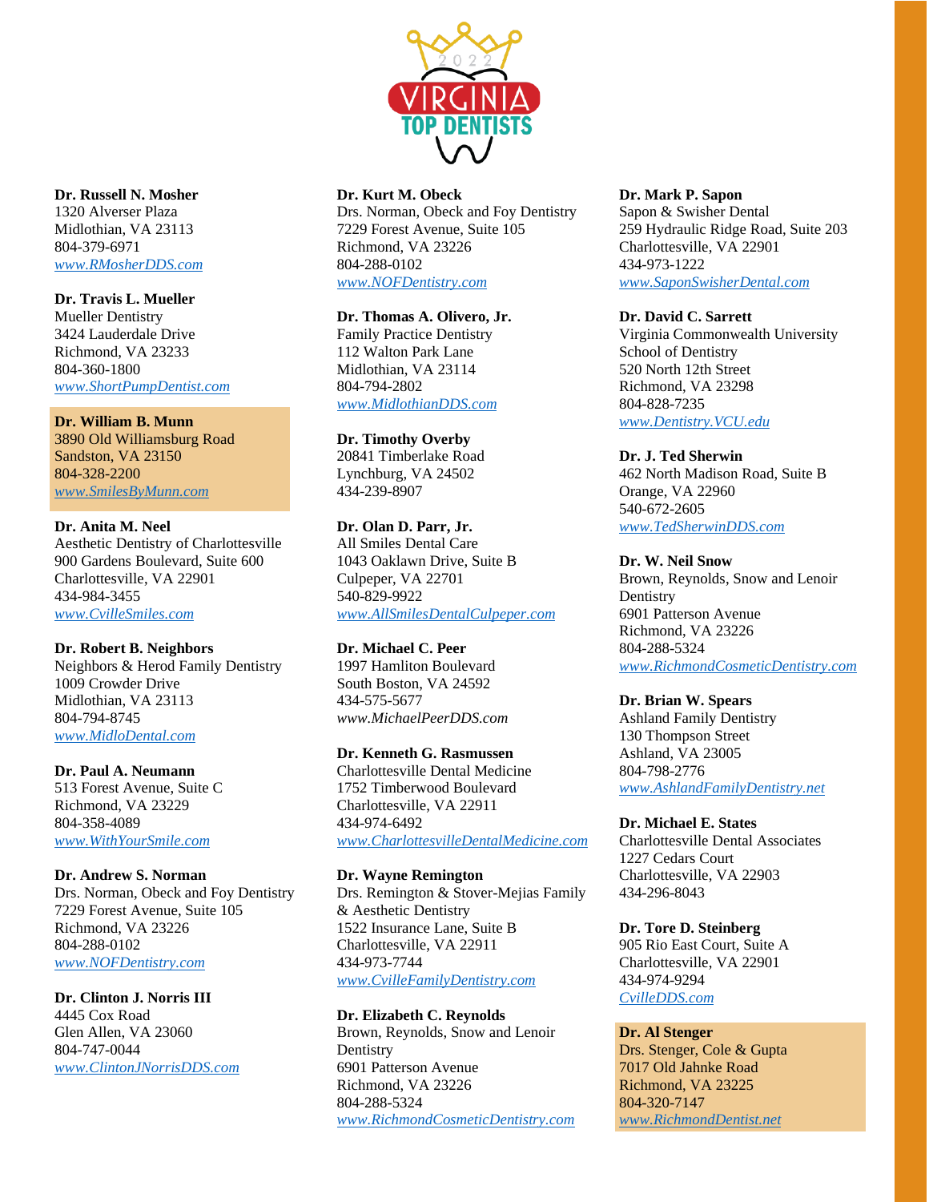**Dr. Russell N. Mosher**
1320 Alverser Plaza
Midlothian, VA 23113
804-379-6971
*www.RMosherDDS.com*

**Dr. Travis L. Mueller**
Mueller Dentistry
3424 Lauderdale Drive
Richmond, VA 23233
804-360-1800
*www.ShortPumpDentist.com*

**Dr. William B. Munn**
3890 Old Williamsburg Road
Sandston, VA 23150
804-328-2200
*www.SmilesByMunn.com*

**Dr. Anita M. Neel**
Aesthetic Dentistry of Charlottesville
900 Gardens Boulevard, Suite 600
Charlottesville, VA 22901
434-984-3455
*www.CvilleSmiles.com*

**Dr. Robert B. Neighbors**
Neighbors & Herod Family Dentistry
1009 Crowder Drive
Midlothian, VA 23113
804-794-8745
*www.MidloDental.com*

**Dr. Paul A. Neumann**
513 Forest Avenue, Suite C
Richmond, VA 23229
804-358-4089
*www.WithYourSmile.com*

**Dr. Andrew S. Norman**
Drs. Norman, Obeck and Foy Dentistry
7229 Forest Avenue, Suite 105
Richmond, VA 23226
804-288-0102
*www.NOFDentistry.com*

**Dr. Clinton J. Norris III**
4445 Cox Road
Glen Allen, VA 23060
804-747-0044
*www.ClintonJNorrisDDS.com*

**Dr. Kurt M. Obeck**
Drs. Norman, Obeck and Foy Dentistry
7229 Forest Avenue, Suite 105
Richmond, VA 23226
804-288-0102
*www.NOFDentistry.com*

**Dr. Thomas A. Olivero, Jr.**
Family Practice Dentistry
112 Walton Park Lane
Midlothian, VA 23114
804-794-2802
*www.MidlothianDDS.com*

**Dr. Timothy Overby**
20841 Timberlake Road
Lynchburg, VA 24502
434-239-8907

**Dr. Olan D. Parr, Jr.**
All Smiles Dental Care
1043 Oaklawn Drive, Suite B
Culpeper, VA 22701
540-829-9922
*www.AllSmilesDentalCulpeper.com*

**Dr. Michael C. Peer**
1997 Hamilton Boulevard
South Boston, VA 24592
434-575-5677
*www.MichaelPeerDDS.com*

**Dr. Kenneth G. Rasmussen**
Charlottesville Dental Medicine
1752 Timberwood Boulevard
Charlottesville, VA 22911
434-974-6492
*www.CharlottesvilleDentalMedicine.com*

**Dr. Wayne Remington**
Drs. Remington & Stover-Mejias Family & Aesthetic Dentistry
1522 Insurance Lane, Suite B
Charlottesville, VA 22911
434-973-7744
*www.CvilleFamilyDentistry.com*

**Dr. Elizabeth C. Reynolds**
Brown, Reynolds, Snow and Lenoir Dentistry
6901 Patterson Avenue
Richmond, VA 23226
804-288-5324
*www.RichmondCosmeticDentistry.com*

**Dr. Mark P. Sapon**
Sapon & Swisher Dental
259 Hydraulic Ridge Road, Suite 203
Charlottesville, VA 22901
434-973-1222
*www.SaponSwisherDental.com*

**Dr. David C. Sarrett**
Virginia Commonwealth University School of Dentistry
520 North 12th Street
Richmond, VA 23298
804-828-7235
*www.Dentistry.VCU.edu*

**Dr. J. Ted Sherwin**
462 North Madison Road, Suite B
Orange, VA 22960
540-672-2605
*www.TedSherwinDDS.com*

**Dr. W. Neil Snow**
Brown, Reynolds, Snow and Lenoir Dentistry
6901 Patterson Avenue
Richmond, VA 23226
804-288-5324
*www.RichmondCosmeticDentistry.com*

**Dr. Brian W. Spears**
Ashland Family Dentistry
130 Thompson Street
Ashland, VA 23005
804-798-2776
*www.AshlandFamilyDentistry.net*

**Dr. Michael E. States**
Charlottesville Dental Associates
1227 Cedars Court
Charlottesville, VA 22903
434-296-8043

**Dr. Tore D. Steinberg**
905 Rio East Court, Suite A
Charlottesville, VA 22901
434-974-9294
*CvilleDDS.com*

**Dr. Al Stenger**
Drs. Stenger, Cole & Gupta
7017 Old Jahnke Road
Richmond, VA 23225
804-320-7147
*www.RichmondDentist.net*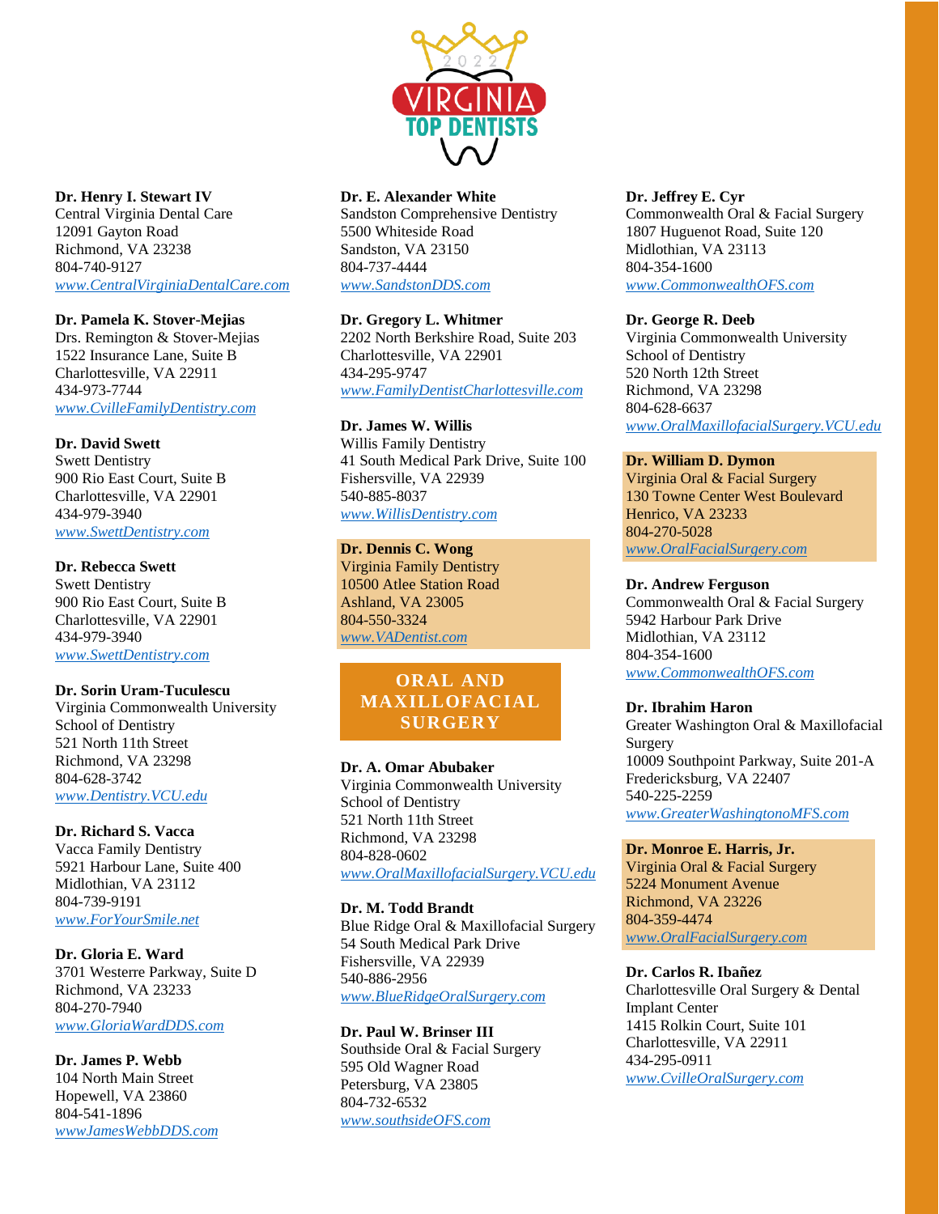**Dr. Henry I. Stewart IV**
Central Virginia Dental Care
12091 Gayton Road
Richmond, VA 23238
804-740-9127
www.CentralVirginiaDentalCare.com

**Dr. Pamela K. Stover-Mejias**
Drs. Remington & Stover-Mejias
1522 Insurance Lane, Suite B
Charlottesville, VA 22911
434-973-7744
www.CvilleFamilyDentistry.com

**Dr. David Swett**
Swett Dentistry
900 Rio East Court, Suite B
Charlottesville, VA 22901
434-979-3940
www.SwettDentistry.com

**Dr. Rebecca Swett**
Swett Dentistry
900 Rio East Court, Suite B
Charlottesville, VA 22901
434-979-3940
www.SwettDentistry.com

**Dr. Sorin Uram-Tuculescu**
Virginia Commonwealth University School of Dentistry
521 North 11th Street
Richmond, VA 23298
804-628-3742
www.Dentistry.VCU.edu

**Dr. Richard S. Vacca**
Vacca Family Dentistry
5921 Harbour Lane, Suite 400
Midlothian, VA 23112
804-739-9191
www.ForYourSmile.net

**Dr. Gloria E. Ward**
3701 Westerre Parkway, Suite D
Richmond, VA 23233
804-270-7940
www.GloriaWardDDS.com

**Dr. James P. Webb**
104 North Main Street
Hopewell, VA 23860
804-541-1896
wwwJamesWebbDDS.com

**Dr. E. Alexander White**
Sandston Comprehensive Dentistry
5500 Whiteside Road
Sandston, VA 23150
804-737-4444
www.SandstonDDS.com

**Dr. Gregory L. Whitmer**
2202 North Berkshire Road, Suite 203
Charlottesville, VA 22901
434-295-9747
www.FamilyDentistCharlottesville.com

**Dr. James W. Willis**
Willis Family Dentistry
41 South Medical Park Drive, Suite 100
Fishersville, VA 22939
540-885-8037
www.WillisDentistry.com

**Dr. Dennis C. Wong**
Virginia Family Dentistry
10500 Atlee Station Road
Ashland, VA 23005
804-550-3324
www.VADentist.com

## ORAL AND MAXILLOFACIAL SURGERY

**Dr. A. Omar Abubaker**
Virginia Commonwealth University School of Dentistry
521 North 11th Street
Richmond, VA 23298
804-828-0602
www.OralMaxillofacialSurgery.VCU.edu

**Dr. M. Todd Brandt**
Blue Ridge Oral & Maxillofacial Surgery
54 South Medical Park Drive
Fishersville, VA 22939
540-886-2956
www.BlueRidgeOralSurgery.com

**Dr. Paul W. Brinser III**
Southside Oral & Facial Surgery
595 Old Wagner Road
Petersburg, VA 23805
804-732-6532
www.southsideOFS.com

**Dr. Jeffrey E. Cyr**
Commonwealth Oral & Facial Surgery
1807 Huguenot Road, Suite 120
Midlothian, VA 23113
804-354-1600
www.CommonwealthOFS.com

**Dr. George R. Deeb**
Virginia Commonwealth University School of Dentistry
520 North 12th Street
Richmond, VA 23298
804-628-6637
www.OralMaxillofacialSurgery.VCU.edu

**Dr. William D. Dymon**
Virginia Oral & Facial Surgery
130 Towne Center West Boulevard
Henrico, VA 23233
804-270-5028
www.OralFacialSurgery.com

**Dr. Andrew Ferguson**
Commonwealth Oral & Facial Surgery
5942 Harbour Park Drive
Midlothian, VA 23112
804-354-1600
www.CommonwealthOFS.com

**Dr. Ibrahim Haron**
Greater Washington Oral & Maxillofacial Surgery
10009 Southpoint Parkway, Suite 201-A
Fredericksburg, VA 22407
540-225-2259
www.GreaterWashingtonoMFS.com

**Dr. Monroe E. Harris, Jr.**
Virginia Oral & Facial Surgery
5224 Monument Avenue
Richmond, VA 23226
804-359-4474
www.OralFacialSurgery.com

**Dr. Carlos R. Ibañez**
Charlottesville Oral Surgery & Dental Implant Center
1415 Rolkin Court, Suite 101
Charlottesville, VA 22911
434-295-0911
www.CvilleOralSurgery.com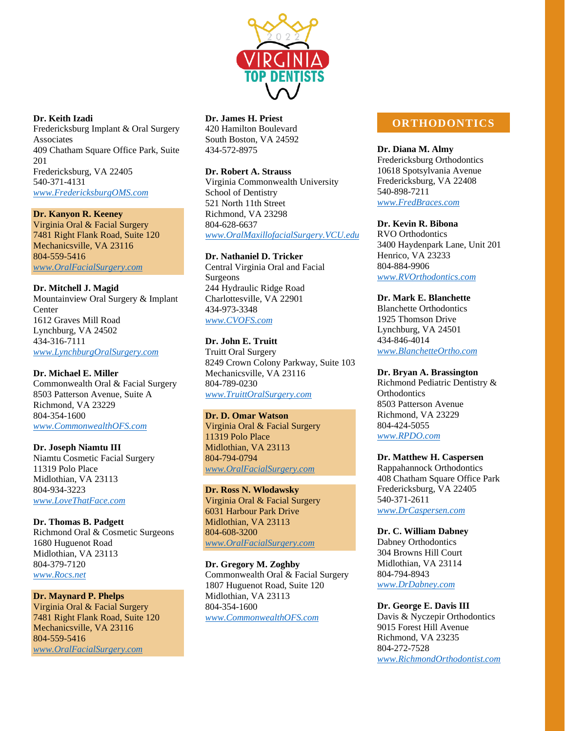**Dr. Keith Izadi**
Fredericksburg Implant & Oral Surgery Associates
409 Chatham Square Office Park, Suite 201
Fredericksburg, VA 22405
540-371-4131
www.FredericksburgOMS.com

**Dr. Kanyon R. Keeney**
Virginia Oral & Facial Surgery
7481 Right Flank Road, Suite 120
Mechanicsville, VA 23116
804-559-5416
www.OralFacialSurgery.com

**Dr. Mitchell J. Magid**
Mountainview Oral Surgery & Implant Center
1612 Graves Mill Road
Lynchburg, VA 24502
434-316-7111
www.LynchburgOralSurgery.com

**Dr. Michael E. Miller**
Commonwealth Oral & Facial Surgery
8503 Patterson Avenue, Suite A
Richmond, VA 23229
804-354-1600
www.CommonwealthOFS.com

**Dr. Joseph Niamtu III**
Niamtu Cosmetic Facial Surgery
11319 Polo Place
Midlothian, VA 23113
804-934-3223
www.LoveThatFace.com

**Dr. Thomas B. Padgett**
Richmond Oral & Cosmetic Surgeons
1680 Huguenot Road
Midlothian, VA 23113
804-379-7120
www.Rocs.net

**Dr. Maynard P. Phelps**
Virginia Oral & Facial Surgery
7481 Right Flank Road, Suite 120
Mechanicsville, VA 23116
804-559-5416
www.OralFacialSurgery.com

**Dr. James H. Priest**
420 Hamilton Boulevard
South Boston, VA 24592
434-572-8975

**Dr. Robert A. Strauss**
Virginia Commonwealth University School of Dentistry
521 North 11th Street
Richmond, VA 23298
804-628-6637
www.OralMaxillofacialSurgery.VCU.edu

**Dr. Nathaniel D. Tricker**
Central Virginia Oral and Facial Surgeons
244 Hydraulic Ridge Road
Charlottesville, VA 22901
434-973-3348
www.CVOFS.com

**Dr. John E. Truitt**
Truitt Oral Surgery
8249 Crown Colony Parkway, Suite 103
Mechanicsville, VA 23116
804-789-0230
www.TruittOralSurgery.com

**Dr. D. Omar Watson**
Virginia Oral & Facial Surgery
11319 Polo Place
Midlothian, VA 23113
804-794-0794
www.OralFacialSurgery.com

**Dr. Ross N. Wlodawsky**
Virginia Oral & Facial Surgery
6031 Harbour Park Drive
Midlothian, VA 23113
804-608-3200
www.OralFacialSurgery.com

**Dr. Gregory M. Zoghby**
Commonwealth Oral & Facial Surgery
1807 Huguenot Road, Suite 120
Midlothian, VA 23113
804-354-1600
www.CommonwealthOFS.com

## ORTHODONTICS

**Dr. Diana M. Almy**
Fredericksburg Orthodontics
10618 Spotsylvania Avenue
Fredericksburg, VA 22408
540-898-7211
www.FredBraces.com

**Dr. Kevin R. Bibona**
RVO Orthodontics
3400 Haydenpark Lane, Unit 201
Henrico, VA 23233
804-884-9906
www.RVOrthodontics.com

**Dr. Mark E. Blanchette**
Blanchette Orthodontics
1925 Thomson Drive
Lynchburg, VA 24501
434-846-4014
www.BlanchetteOrtho.com

**Dr. Bryan A. Brassington**
Richmond Pediatric Dentistry & Orthodontics
8503 Patterson Avenue
Richmond, VA 23229
804-424-5055
www.RPDO.com

**Dr. Matthew H. Caspersen**
Rappahannock Orthodontics
408 Chatham Square Office Park
Fredericksburg, VA 22405
540-371-2611
www.DrCaspersen.com

**Dr. C. William Dabney**
Dabney Orthodontics
304 Browns Hill Court
Midlothian, VA 23114
804-794-8943
www.DrDabney.com

**Dr. George E. Davis III**
Davis & Nyczepir Orthodontics
9015 Forest Hill Avenue
Richmond, VA 23235
804-272-7528
www.RichmondOrthodontist.com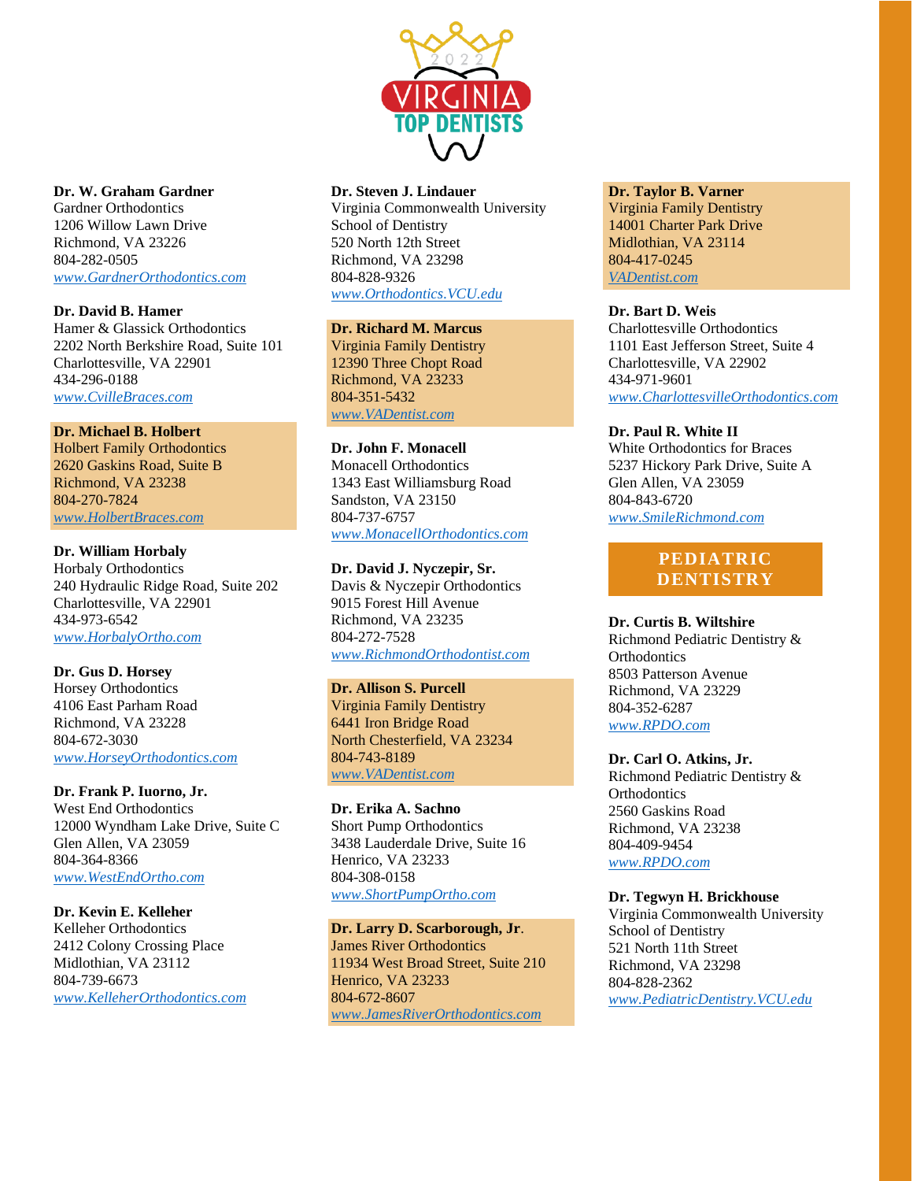**Dr. W. Graham Gardner**
Gardner Orthodontics
1206 Willow Lawn Drive
Richmond, VA 23226
804-282-0505
*www.GardnerOrthodontics.com*

**Dr. David B. Hamer**
Hamer & Glassick Orthodontics
2202 North Berkshire Road, Suite 101
Charlottesville, VA 22901
434-296-0188
*www.CvilleBraces.com*

**Dr. Michael B. Holbert**
Holbert Family Orthodontics
2620 Gaskins Road, Suite B
Richmond, VA 23238
804-270-7824
*www.HolbertBraces.com*

**Dr. William Horbaly**
Horbaly Orthodontics
240 Hydraulic Ridge Road, Suite 202
Charlottesville, VA 22901
434-973-6542
*www.HorbalyOrtho.com*

**Dr. Gus D. Horsey**
Horsey Orthodontics
4106 East Parham Road
Richmond, VA 23228
804-672-3030
*www.HorseyOrthodontics.com*

**Dr. Frank P. Iuorno, Jr.**
West End Orthodontics
12000 Wyndham Lake Drive, Suite C
Glen Allen, VA 23059
804-364-8366
*www.WestEndOrtho.com*

**Dr. Kevin E. Kelleher**
Kelleher Orthodontics
2412 Colony Crossing Place
Midlothian, VA 23112
804-739-6673
*www.KelleherOrthodontics.com*

**Dr. Steven J. Lindauer**
Virginia Commonwealth University School of Dentistry
520 North 12th Street
Richmond, VA 23298
804-828-9326
*www.Orthodontics.VCU.edu*

**Dr. Richard M. Marcus**
Virginia Family Dentistry
12390 Three Chopt Road
Richmond, VA 23233
804-351-5432
*www.VADentist.com*

**Dr. John F. Monacell**
Monacell Orthodontics
1343 East Williamsburg Road
Sandston, VA 23150
804-737-6757
*www.MonacellOrthodontics.com*

**Dr. David J. Nyczepir, Sr.**
Davis & Nyczepir Orthodontics
9015 Forest Hill Avenue
Richmond, VA 23235
804-272-7528
*www.RichmondOrthodontist.com*

**Dr. Allison S. Purcell**
Virginia Family Dentistry
6441 Iron Bridge Road
North Chesterfield, VA 23234
804-743-8189
*www.VADentist.com*

**Dr. Erika A. Sachno**
Short Pump Orthodontics
3438 Lauderdale Drive, Suite 16
Henrico, VA 23233
804-308-0158
*www.ShortPumpOrtho.com*

**Dr. Larry D. Scarborough, Jr.**
James River Orthodontics
11934 West Broad Street, Suite 210
Henrico, VA 23233
804-672-8607
*www.JamesRiverOrthodontics.com*

**Dr. Taylor B. Varner**
Virginia Family Dentistry
14001 Charter Park Drive
Midlothian, VA 23114
804-417-0245
*VADentist.com*

**Dr. Bart D. Weis**
Charlottesville Orthodontics
1101 East Jefferson Street, Suite 4
Charlottesville, VA 22902
434-971-9601
*www.CharlottesvilleOrthodontics.com*

**Dr. Paul R. White II**
White Orthodontics for Braces
5237 Hickory Park Drive, Suite A
Glen Allen, VA 23059
804-843-6720
*www.SmileRichmond.com*

## PEDIATRIC DENTISTRY

**Dr. Curtis B. Wiltshire**
Richmond Pediatric Dentistry & Orthodontics
8503 Patterson Avenue
Richmond, VA 23229
804-352-6287
*www.RPDO.com*

**Dr. Carl O. Atkins, Jr.**
Richmond Pediatric Dentistry & Orthodontics
2560 Gaskins Road
Richmond, VA 23238
804-409-9454
*www.RPDO.com*

**Dr. Tegwyn H. Brickhouse**
Virginia Commonwealth University School of Dentistry
521 North 11th Street
Richmond, VA 23298
804-828-2362
*www.PediatricDentistry.VCU.edu*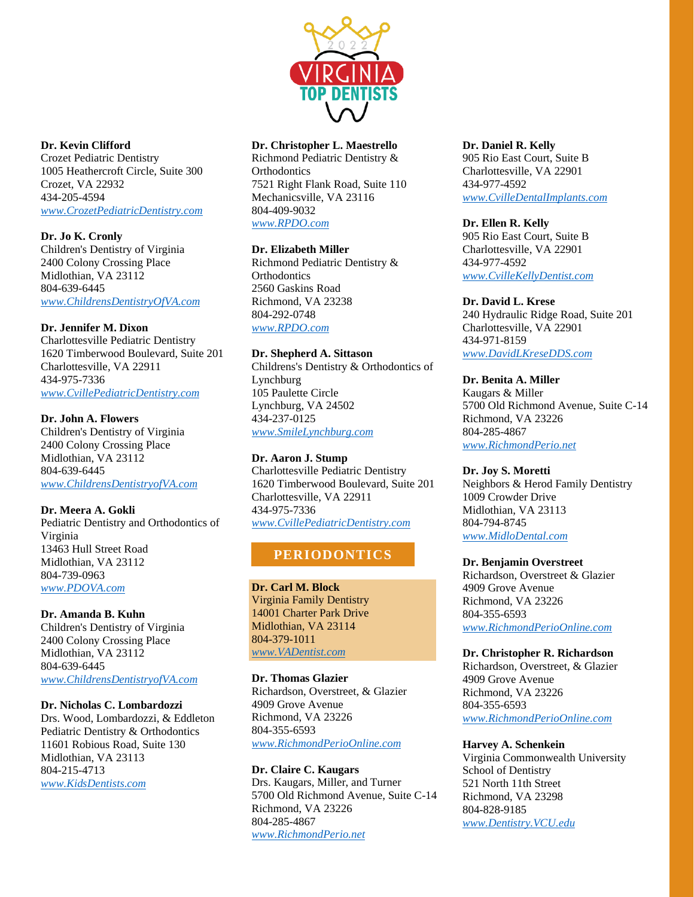**Dr. Kevin Clifford**
Crozet Pediatric Dentistry
1005 Heathercroft Circle, Suite 300
Crozet, VA 22932
434-205-4594
*www.CrozetPediatricDentistry.com*

**Dr. Jo K. Cronly**
Children's Dentistry of Virginia
2400 Colony Crossing Place
Midlothian, VA 23112
804-639-6445
*www.ChildrensDentistryOfVA.com*

**Dr. Jennifer M. Dixon**
Charlottesville Pediatric Dentistry
1620 Timberwood Boulevard, Suite 201
Charlottesville, VA 22911
434-975-7336
*www.CvillePediatricDentistry.com*

**Dr. John A. Flowers**
Children's Dentistry of Virginia
2400 Colony Crossing Place
Midlothian, VA 23112
804-639-6445
*www.ChildrensDentistryofVA.com*

**Dr. Meera A. Gokli**
Pediatric Dentistry and Orthodontics of Virginia
13463 Hull Street Road
Midlothian, VA 23112
804-739-0963
*www.PDOVA.com*

**Dr. Amanda B. Kuhn**
Children's Dentistry of Virginia
2400 Colony Crossing Place
Midlothian, VA 23112
804-639-6445
*www.ChildrensDentistryofVA.com*

**Dr. Nicholas C. Lombardozzi**
Drs. Wood, Lombardozzi, & Eddleton Pediatric Dentistry & Orthodontics
11601 Robious Road, Suite 130
Midlothian, VA 23113
804-215-4713
*www.KidsDentists.com*

**Dr. Christopher L. Maestrello**
Richmond Pediatric Dentistry & Orthodontics
7521 Right Flank Road, Suite 110
Mechanicsville, VA 23116
804-409-9032
*www.RPDO.com*

**Dr. Elizabeth Miller**
Richmond Pediatric Dentistry & Orthodontics
2560 Gaskins Road
Richmond, VA 23238
804-292-0748
*www.RPDO.com*

**Dr. Shepherd A. Sittason**
Childrens's Dentistry & Orthodontics of Lynchburg
105 Paulette Circle
Lynchburg, VA 24502
434-237-0125
*www.SmileLynchburg.com*

**Dr. Aaron J. Stump**
Charlottesville Pediatric Dentistry
1620 Timberwood Boulevard, Suite 201
Charlottesville, VA 22911
434-975-7336
*www.CvillePediatricDentistry.com*

## PERIODONTICS

**Dr. Carl M. Block**
Virginia Family Dentistry
14001 Charter Park Drive
Midlothian, VA 23114
804-379-1011
*www.VADentist.com*

**Dr. Thomas Glazier**
Richardson, Overstreet, & Glazier
4909 Grove Avenue
Richmond, VA 23226
804-355-6593
*www.RichmondPerioOnline.com*

**Dr. Claire C. Kaugars**
Drs. Kaugars, Miller, and Turner
5700 Old Richmond Avenue, Suite C-14
Richmond, VA 23226
804-285-4867
*www.RichmondPerio.net*

**Dr. Daniel R. Kelly**
905 Rio East Court, Suite B
Charlottesville, VA 22901
434-977-4592
*www.CvilleDentalImplants.com*

**Dr. Ellen R. Kelly**
905 Rio East Court, Suite B
Charlottesville, VA 22901
434-977-4592
*www.CvilleKellyDentist.com*

**Dr. David L. Krese**
240 Hydraulic Ridge Road, Suite 201
Charlottesville, VA 22901
434-971-8159
*www.DavidLKreseDDS.com*

**Dr. Benita A. Miller**
Kaugars & Miller
5700 Old Richmond Avenue, Suite C-14
Richmond, VA 23226
804-285-4867
*www.RichmondPerio.net*

**Dr. Joy S. Moretti**
Neighbors & Herod Family Dentistry
1009 Crowder Drive
Midlothian, VA 23113
804-794-8745
*www.MidloDental.com*

**Dr. Benjamin Overstreet**
Richardson, Overstreet & Glazier
4909 Grove Avenue
Richmond, VA 23226
804-355-6593
*www.RichmondPerioOnline.com*

**Dr. Christopher R. Richardson**
Richardson, Overstreet, & Glazier
4909 Grove Avenue
Richmond, VA 23226
804-355-6593
*www.RichmondPerioOnline.com*

**Harvey A. Schenkein**
Virginia Commonwealth University School of Dentistry
521 North 11th Street
Richmond, VA 23298
804-828-9185
*www.Dentistry.VCU.edu*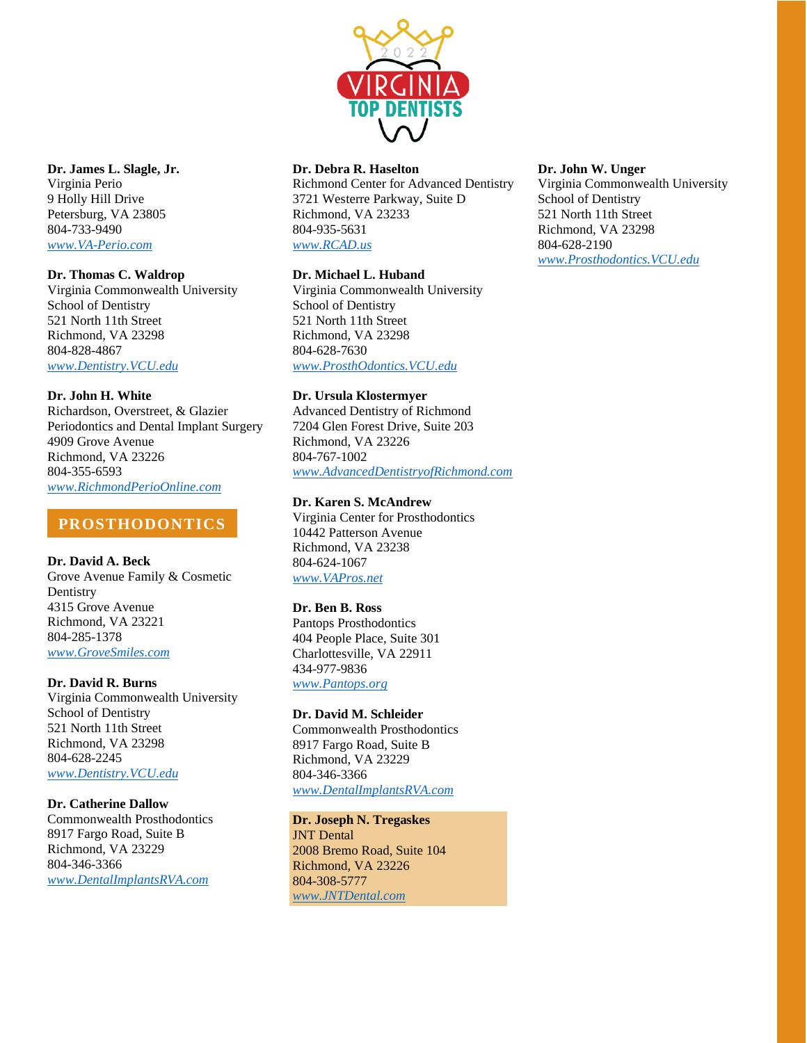**Dr. James L. Slagle, Jr.**
Virginia Perio
9 Holly Hill Drive
Petersburg, VA 23805
804-733-9490
*www.VA-Perio.com*

**Dr. Thomas C. Waldrop**
Virginia Commonwealth University
School of Dentistry
521 North 11th Street
Richmond, VA 23298
804-828-4867
*www.Dentistry.VCU.edu*

**Dr. John H. White**
Richardson, Overstreet, & Glazier
Periodontics and Dental Implant Surgery
4909 Grove Avenue
Richmond, VA 23226
804-355-6593
*www.RichmondPerioOnline.com*

## PROSTHODONTICS

**Dr. David A. Beck**
Grove Avenue Family & Cosmetic Dentistry
4315 Grove Avenue
Richmond, VA 23221
804-285-1378
*www.GroveSmiles.com*

**Dr. David R. Burns**
Virginia Commonwealth University
School of Dentistry
521 North 11th Street
Richmond, VA 23298
804-628-2245
*www.Dentistry.VCU.edu*

**Dr. Catherine Dallow**
Commonwealth Prosthodontics
8917 Fargo Road, Suite B
Richmond, VA 23229
804-346-3366
*www.DentalImplantsRVA.com*

**Dr. Debra R. Haselton**
Richmond Center for Advanced Dentistry
3721 Westerre Parkway, Suite D
Richmond, VA 23233
804-935-5631
*www.RCAD.us*

**Dr. Michael L. Huband**
Virginia Commonwealth University
School of Dentistry
521 North 11th Street
Richmond, VA 23298
804-628-7630
*www.ProsthOdontics.VCU.edu*

**Dr. Ursula Klostermyer**
Advanced Dentistry of Richmond
7204 Glen Forest Drive, Suite 203
Richmond, VA 23226
804-767-1002
*www.AdvancedDentistryofRichmond.com*

**Dr. Karen S. McAndrew**
Virginia Center for Prosthodontics
10442 Patterson Avenue
Richmond, VA 23238
804-624-1067
*www.VAPros.net*

**Dr. Ben B. Ross**
Pantops Prosthodontics
404 People Place, Suite 301
Charlottesville, VA 22911
434-977-9836
*www.Pantops.org*

**Dr. David M. Schleider**
Commonwealth Prosthodontics
8917 Fargo Road, Suite B
Richmond, VA 23229
804-346-3366
*www.DentalImplantsRVA.com*

**Dr. Joseph N. Tregaskes**
JNT Dental
2008 Bremo Road, Suite 104
Richmond, VA 23226
804-308-5777
*www.JNTDental.com*

**Dr. John W. Unger**
Virginia Commonwealth University
School of Dentistry
521 North 11th Street
Richmond, VA 23298
804-628-2190
*www.Prosthodontics.VCU.edu*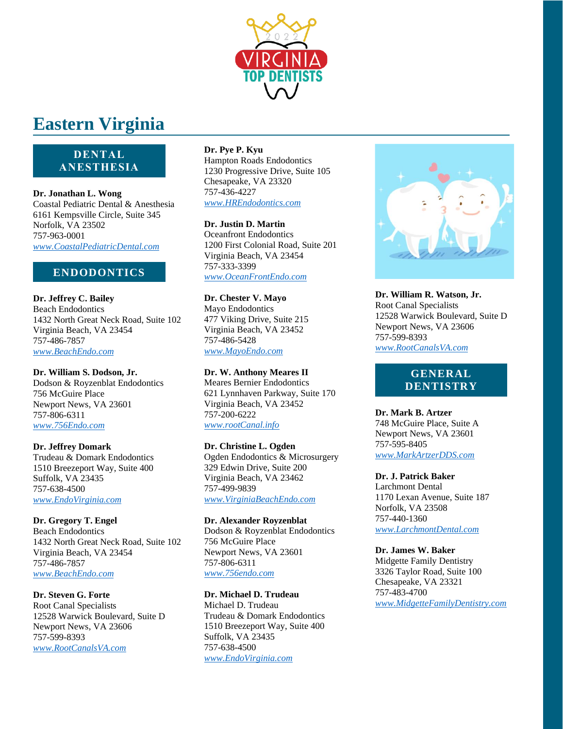# Eastern Virginia

## DENTAL ANESTHESIA

**Dr. Jonathan L. Wong**
Coastal Pediatric Dental & Anesthesia
6161 Kempsville Circle, Suite 345
Norfolk, VA 23502
757-963-0001
*www.CoastalPediatricDental.com*

## ENDODONTICS

**Dr. Jeffrey C. Bailey**
Beach Endodontics
1432 North Great Neck Road, Suite 102
Virginia Beach, VA 23454
757-486-7857
*www.BeachEndo.com*

**Dr. William S. Dodson, Jr.**
Dodson & Royzenblat Endodontics
756 McGuire Place
Newport News, VA 23601
757-806-6311
*www.756Endo.com*

**Dr. Jeffrey Domark**
Trudeau & Domark Endodontics
1510 Breezeport Way, Suite 400
Suffolk, VA 23435
757-638-4500
*www.EndoVirginia.com*

**Dr. Gregory T. Engel**
Beach Endodontics
1432 North Great Neck Road, Suite 102
Virginia Beach, VA 23454
757-486-7857
*www.BeachEndo.com*

**Dr. Steven G. Forte**
Root Canal Specialists
12528 Warwick Boulevard, Suite D
Newport News, VA 23606
757-599-8393
*www.RootCanalsVA.com*

**Dr. Pye P. Kyu**
Hampton Roads Endodontics
1230 Progressive Drive, Suite 105
Chesapeake, VA 23320
757-436-4227
*www.HREndodontics.com*

**Dr. Justin D. Martin**
Oceanfront Endodontics
1200 First Colonial Road, Suite 201
Virginia Beach, VA 23454
757-333-3399
*www.OceanFrontEndo.com*

**Dr. Chester V. Mayo**
Mayo Endodontics
477 Viking Drive, Suite 215
Virginia Beach, VA 23452
757-486-5428
*www.MayoEndo.com*

**Dr. W. Anthony Meares II**
Meares Bernier Endodontics
621 Lynnhaven Parkway, Suite 170
Virginia Beach, VA 23452
757-200-6222
*www.rootCanal.info*

**Dr. Christine L. Ogden**
Ogden Endodontics & Microsurgery
329 Edwin Drive, Suite 200
Virginia Beach, VA 23462
757-499-9839
*www.VirginiaBeachEndo.com*

**Dr. Alexander Royzenblat**
Dodson & Royzenblat Endodontics
756 McGuire Place
Newport News, VA 23601
757-806-6311
*www.756endo.com*

**Dr. Michael D. Trudeau**
Michael D. Trudeau
Trudeau & Domark Endodontics
1510 Breezeport Way, Suite 400
Suffolk, VA 23435
757-638-4500
*www.EndoVirginia.com*

**Dr. William R. Watson, Jr.**
Root Canal Specialists
12528 Warwick Boulevard, Suite D
Newport News, VA 23606
757-599-8393
*www.RootCanalsVA.com*

## GENERAL DENTISTRY

**Dr. Mark B. Artzer**
748 McGuire Place, Suite A
Newport News, VA 23601
757-595-8405
*www.MarkArtzerDDS.com*

**Dr. J. Patrick Baker**
Larchmont Dental
1170 Lexan Avenue, Suite 187
Norfolk, VA 23508
757-440-1360
*www.LarchmontDental.com*

**Dr. James W. Baker**
Midgette Family Dentistry
3326 Taylor Road, Suite 100
Chesapeake, VA 23321
757-483-4700
*www.MidgetteFamilyDentistry.com*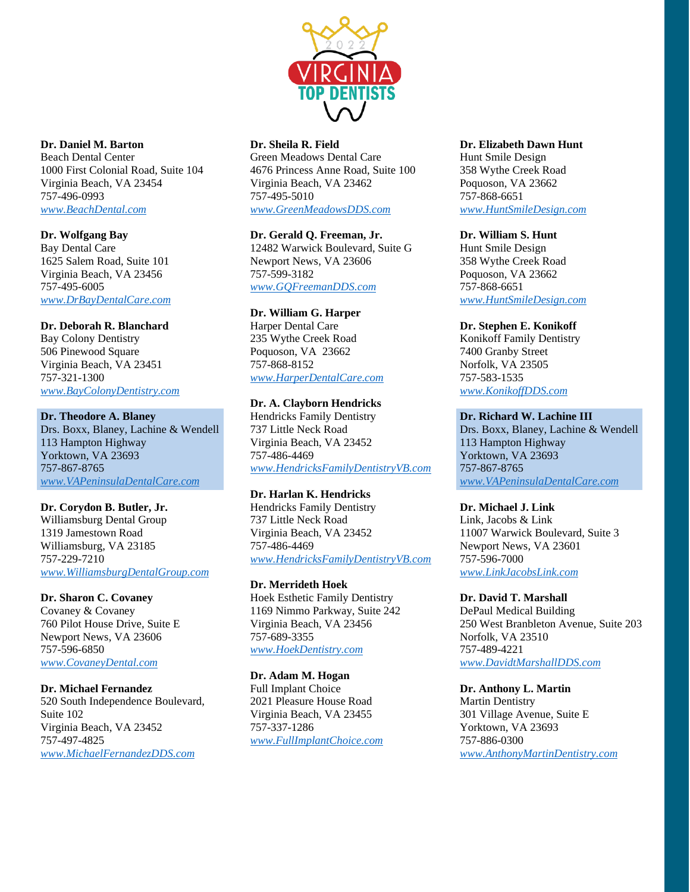**Dr. Daniel M. Barton**
Beach Dental Center
1000 First Colonial Road, Suite 104
Virginia Beach, VA 23454
757-496-0993
*www.BeachDental.com*

**Dr. Wolfgang Bay**
Bay Dental Care
1625 Salem Road, Suite 101
Virginia Beach, VA 23456
757-495-6005
*www.DrBayDentalCare.com*

**Dr. Deborah R. Blanchard**
Bay Colony Dentistry
506 Pinewood Square
Virginia Beach, VA 23451
757-321-1300
*www.BayColonyDentistry.com*

**Dr. Theodore A. Blaney**
Drs. Boxx, Blaney, Lachine & Wendell
113 Hampton Highway
Yorktown, VA 23693
757-867-8765
*www.VAPeninsulaDentalCare.com*

**Dr. Corydon B. Butler, Jr.**
Williamsburg Dental Group
1319 Jamestown Road
Williamsburg, VA 23185
757-229-7210
*www.WilliamsburgDentalGroup.com*

**Dr. Sharon C. Covaney**
Covaney & Covaney
760 Pilot House Drive, Suite E
Newport News, VA 23606
757-596-6850
*www.CovaneyDental.com*

**Dr. Michael Fernandez**
520 South Independence Boulevard, Suite 102
Virginia Beach, VA 23452
757-497-4825
*www.MichaelFernandezDDS.com*

**Dr. Sheila R. Field**
Green Meadows Dental Care
4676 Princess Anne Road, Suite 100
Virginia Beach, VA 23462
757-495-5010
*www.GreenMeadowsDDS.com*

**Dr. Gerald Q. Freeman, Jr.**
12482 Warwick Boulevard, Suite G
Newport News, VA 23606
757-599-3182
*www.GQFreemanDDS.com*

**Dr. William G. Harper**
Harper Dental Care
235 Wythe Creek Road
Poquoson, VA 23662
757-868-8152
*www.HarperDentalCare.com*

**Dr. A. Clayborn Hendricks**
Hendricks Family Dentistry
737 Little Neck Road
Virginia Beach, VA 23452
757-486-4469
*www.HendricksFamilyDentistryVB.com*

**Dr. Harlan K. Hendricks**
Hendricks Family Dentistry
737 Little Neck Road
Virginia Beach, VA 23452
757-486-4469
*www.HendricksFamilyDentistryVB.com*

**Dr. Merrideth Hoek**
Hoek Esthetic Family Dentistry
1169 Nimmo Parkway, Suite 242
Virginia Beach, VA 23456
757-689-3355
*www.HoekDentistry.com*

**Dr. Adam M. Hogan**
Full Implant Choice
2021 Pleasure House Road
Virginia Beach, VA 23455
757-337-1286
*www.FullImplantChoice.com*

**Dr. Elizabeth Dawn Hunt**
Hunt Smile Design
358 Wythe Creek Road
Poquoson, VA 23662
757-868-6651
*www.HuntSmileDesign.com*

**Dr. William S. Hunt**
Hunt Smile Design
358 Wythe Creek Road
Poquoson, VA 23662
757-868-6651
*www.HuntSmileDesign.com*

**Dr. Stephen E. Konikoff**
Konikoff Family Dentistry
7400 Granby Street
Norfolk, VA 23505
757-583-1535
*www.KonikoffDDS.com*

**Dr. Richard W. Lachine III**
Drs. Boxx, Blaney, Lachine & Wendell
113 Hampton Highway
Yorktown, VA 23693
757-867-8765
*www.VAPeninsulaDentalCare.com*

**Dr. Michael J. Link**
Link, Jacobs & Link
11007 Warwick Boulevard, Suite 3
Newport News, VA 23601
757-596-7000
*www.LinkJacobsLink.com*

**Dr. David T. Marshall**
DePaul Medical Building
250 West Branbleton Avenue, Suite 203
Norfolk, VA 23510
757-489-4221
*www.DavidtMarshallDDS.com*

**Dr. Anthony L. Martin**
Martin Dentistry
301 Village Avenue, Suite E
Yorktown, VA 23693
757-886-0300
*www.AnthonyMartinDentistry.com*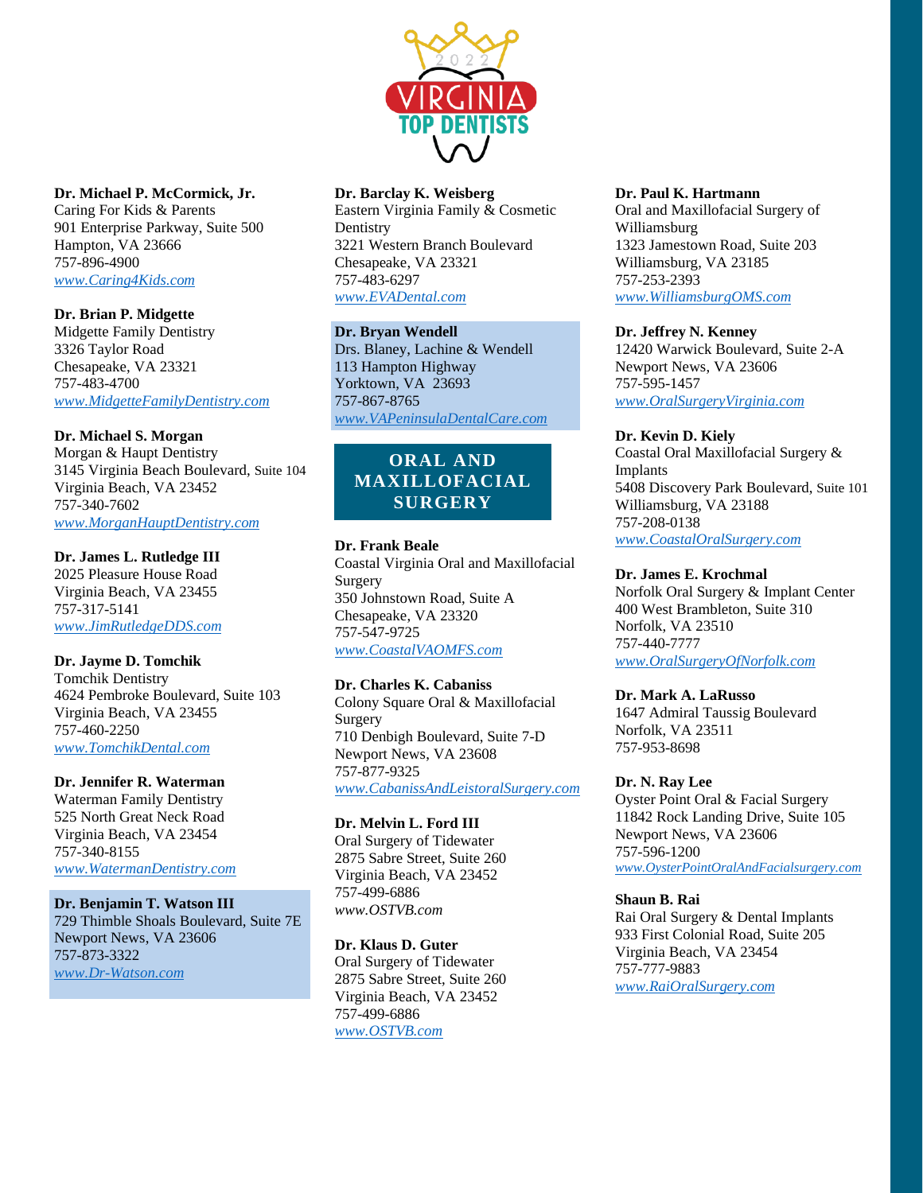**Dr. Michael P. McCormick, Jr.**
Caring For Kids & Parents
901 Enterprise Parkway, Suite 500
Hampton, VA 23666
757-896-4900
*www.Caring4Kids.com*

**Dr. Brian P. Midgette**
Midgette Family Dentistry
3326 Taylor Road
Chesapeake, VA 23321
757-483-4700
*www.MidgetteFamilyDentistry.com*

**Dr. Michael S. Morgan**
Morgan & Haupt Dentistry
3145 Virginia Beach Boulevard, Suite 104
Virginia Beach, VA 23452
757-340-7602
*www.MorganHauptDentistry.com*

**Dr. James L. Rutledge III**
2025 Pleasure House Road
Virginia Beach, VA 23455
757-317-5141
*www.JimRutledgeDDS.com*

**Dr. Jayme D. Tomchik**
Tomchik Dentistry
4624 Pembroke Boulevard, Suite 103
Virginia Beach, VA 23455
757-460-2250
*www.TomchikDental.com*

**Dr. Jennifer R. Waterman**
Waterman Family Dentistry
525 North Great Neck Road
Virginia Beach, VA 23454
757-340-8155
*www.WatermanDentistry.com*

**Dr. Benjamin T. Watson III**
729 Thimble Shoals Boulevard, Suite 7E
Newport News, VA 23606
757-873-3322
*www.Dr-Watson.com*

**Dr. Barclay K. Weisberg**
Eastern Virginia Family & Cosmetic Dentistry
3221 Western Branch Boulevard
Chesapeake, VA 23321
757-483-6297
*www.EVADental.com*

**Dr. Bryan Wendell**
Drs. Blaney, Lachine & Wendell
113 Hampton Highway
Yorktown, VA 23693
757-867-8765
*www.VAPeninsulaDentalCare.com*

## ORAL AND MAXILLOFACIAL SURGERY

**Dr. Frank Beale**
Coastal Virginia Oral and Maxillofacial Surgery
350 Johnstown Road, Suite A
Chesapeake, VA 23320
757-547-9725
*www.CoastalVAOMFS.com*

**Dr. Charles K. Cabaniss**
Colony Square Oral & Maxillofacial Surgery
710 Denbigh Boulevard, Suite 7-D
Newport News, VA 23608
757-877-9325
*www.CabanissAndLeistoralSurgery.com*

**Dr. Melvin L. Ford III**
Oral Surgery of Tidewater
2875 Sabre Street, Suite 260
Virginia Beach, VA 23452
757-499-6886
*www.OSTVB.com*

**Dr. Klaus D. Guter**
Oral Surgery of Tidewater
2875 Sabre Street, Suite 260
Virginia Beach, VA 23452
757-499-6886
*www.OSTVB.com*

**Dr. Paul K. Hartmann**
Oral and Maxillofacial Surgery of Williamsburg
1323 Jamestown Road, Suite 203
Williamsburg, VA 23185
757-253-2393
*www.WilliamsburgOMS.com*

**Dr. Jeffrey N. Kenney**
12420 Warwick Boulevard, Suite 2-A
Newport News, VA 23606
757-595-1457
*www.OralSurgeryVirginia.com*

**Dr. Kevin D. Kiely**
Coastal Oral Maxillofacial Surgery & Implants
5408 Discovery Park Boulevard, Suite 101
Williamsburg, VA 23188
757-208-0138
*www.CoastalOralSurgery.com*

**Dr. James E. Krochmal**
Norfolk Oral Surgery & Implant Center
400 West Brambleton, Suite 310
Norfolk, VA 23510
757-440-7777
*www.OralSurgeryOfNorfolk.com*

**Dr. Mark A. LaRusso**
1647 Admiral Taussig Boulevard
Norfolk, VA 23511
757-953-8698

**Dr. N. Ray Lee**
Oyster Point Oral & Facial Surgery
11842 Rock Landing Drive, Suite 105
Newport News, VA 23606
757-596-1200
*www.OysterPointOralAndFacialsurgery.com*

**Shaun B. Rai**
Rai Oral Surgery & Dental Implants
933 First Colonial Road, Suite 205
Virginia Beach, VA 23454
757-777-9883
*www.RaiOralSurgery.com*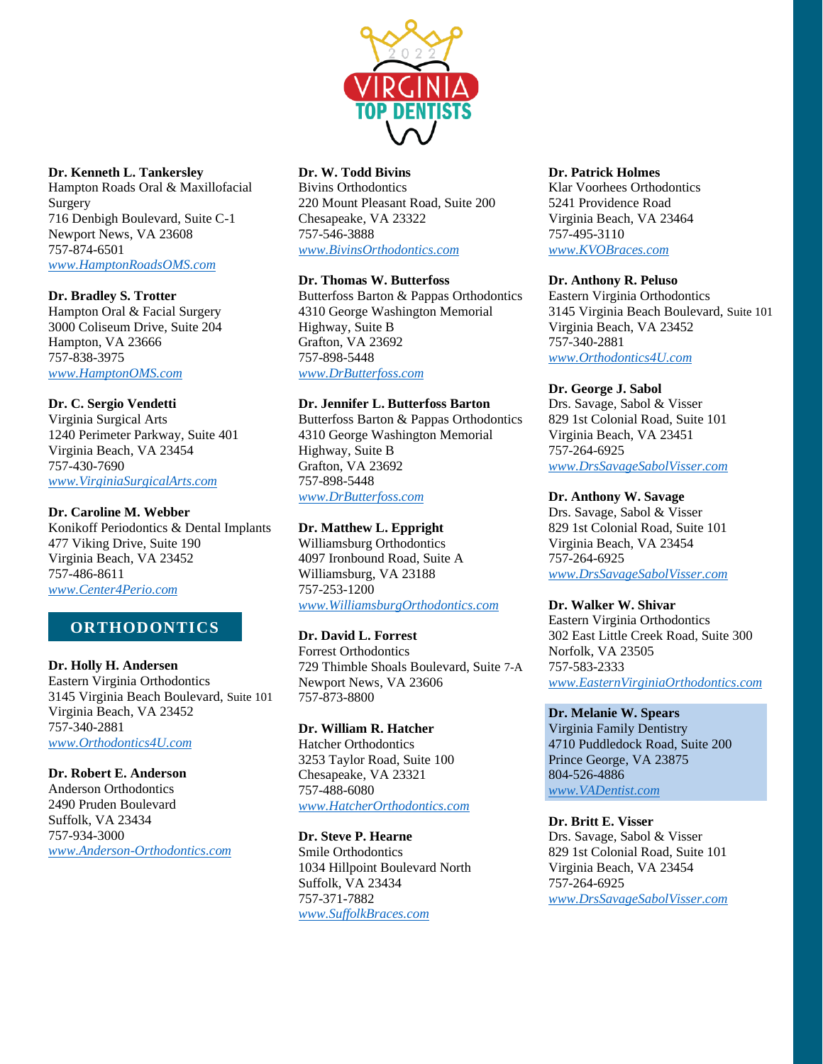**Dr. Kenneth L. Tankersley**
Hampton Roads Oral & Maxillofacial Surgery
716 Denbigh Boulevard, Suite C-1
Newport News, VA 23608
757-874-6501
*www.HamptonRoadsOMS.com*

**Dr. Bradley S. Trotter**
Hampton Oral & Facial Surgery
3000 Coliseum Drive, Suite 204
Hampton, VA 23666
757-838-3975
*www.HamptonOMS.com*

**Dr. C. Sergio Vendetti**
Virginia Surgical Arts
1240 Perimeter Parkway, Suite 401
Virginia Beach, VA 23454
757-430-7690
*www.VirginiaSurgicalArts.com*

**Dr. Caroline M. Webber**
Konikoff Periodontics & Dental Implants
477 Viking Drive, Suite 190
Virginia Beach, VA 23452
757-486-8611
*www.Center4Perio.com*

## ORTHODONTICS

**Dr. Holly H. Andersen**
Eastern Virginia Orthodontics
3145 Virginia Beach Boulevard, Suite 101
Virginia Beach, VA 23452
757-340-2881
*www.Orthodontics4U.com*

**Dr. Robert E. Anderson**
Anderson Orthodontics
2490 Pruden Boulevard
Suffolk, VA 23434
757-934-3000
*www.Anderson-Orthodontics.com*

**Dr. W. Todd Bivins**
Bivins Orthodontics
220 Mount Pleasant Road, Suite 200
Chesapeake, VA 23322
757-546-3888
*www.BivinsOrthodontics.com*

**Dr. Thomas W. Butterfoss**
Butterfoss Barton & Pappas Orthodontics
4310 George Washington Memorial Highway, Suite B
Grafton, VA 23692
757-898-5448
*www.DrButterfoss.com*

**Dr. Jennifer L. Butterfoss Barton**
Butterfoss Barton & Pappas Orthodontics
4310 George Washington Memorial Highway, Suite B
Grafton, VA 23692
757-898-5448
*www.DrButterfoss.com*

**Dr. Matthew L. Eppright**
Williamsburg Orthodontics
4097 Ironbound Road, Suite A
Williamsburg, VA 23188
757-253-1200
*www.WilliamsburgOrthodontics.com*

**Dr. David L. Forrest**
Forrest Orthodontics
729 Thimble Shoals Boulevard, Suite 7-A
Newport News, VA 23606
757-873-8800

**Dr. William R. Hatcher**
Hatcher Orthodontics
3253 Taylor Road, Suite 100
Chesapeake, VA 23321
757-488-6080
*www.HatcherOrthodontics.com*

**Dr. Steve P. Hearne**
Smile Orthodontics
1034 Hillpoint Boulevard North
Suffolk, VA 23434
757-371-7882
*www.SuffolkBraces.com*

**Dr. Patrick Holmes**
Klar Voorhees Orthodontics
5241 Providence Road
Virginia Beach, VA 23464
757-495-3110
*www.KVOBraces.com*

**Dr. Anthony R. Peluso**
Eastern Virginia Orthodontics
3145 Virginia Beach Boulevard, Suite 101
Virginia Beach, VA 23452
757-340-2881
*www.Orthodontics4U.com*

**Dr. George J. Sabol**
Drs. Savage, Sabol & Visser
829 1st Colonial Road, Suite 101
Virginia Beach, VA 23451
757-264-6925
*www.DrsSavageSabolVisser.com*

**Dr. Anthony W. Savage**
Drs. Savage, Sabol & Visser
829 1st Colonial Road, Suite 101
Virginia Beach, VA 23454
757-264-6925
*www.DrsSavageSabolVisser.com*

**Dr. Walker W. Shivar**
Eastern Virginia Orthodontics
302 East Little Creek Road, Suite 300
Norfolk, VA 23505
757-583-2333
*www.EasternVirginiaOrthodontics.com*

**Dr. Melanie W. Spears**
Virginia Family Dentistry
4710 Puddledock Road, Suite 200
Prince George, VA 23875
804-526-4886
*www.VADentist.com*

**Dr. Britt E. Visser**
Drs. Savage, Sabol & Visser
829 1st Colonial Road, Suite 101
Virginia Beach, VA 23454
757-264-6925
*www.DrsSavageSabolVisser.com*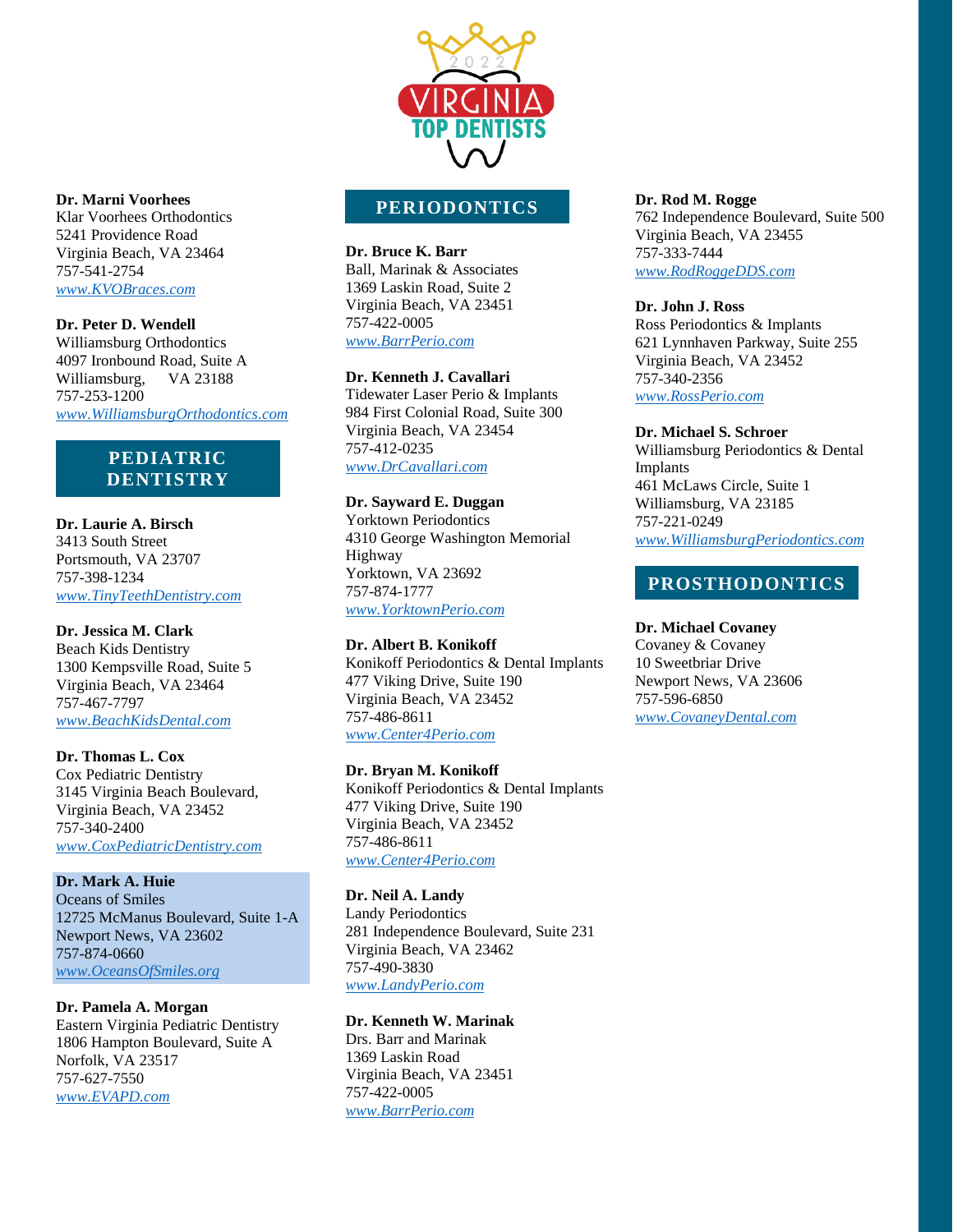**Dr. Marni Voorhees**
Klar Voorhees Orthodontics
5241 Providence Road
Virginia Beach, VA 23464
757-541-2754
*www.KVOBraces.com*

**Dr. Peter D. Wendell**
Williamsburg Orthodontics
4097 Ironbound Road, Suite A
Williamsburg, VA 23188
757-253-1200
*www.WilliamsburgOrthodontics.com*

## PEDIATRIC DENTISTRY

**Dr. Laurie A. Birsch**
3413 South Street
Portsmouth, VA 23707
757-398-1234
*www.TinyTeethDentistry.com*

**Dr. Jessica M. Clark**
Beach Kids Dentistry
1300 Kempsville Road, Suite 5
Virginia Beach, VA 23464
757-467-7797
*www.BeachKidsDental.com*

**Dr. Thomas L. Cox**
Cox Pediatric Dentistry
3145 Virginia Beach Boulevard,
Virginia Beach, VA 23452
757-340-2400
*www.CoxPediatricDentistry.com*

**Dr. Mark A. Huie**
Oceans of Smiles
12725 McManus Boulevard, Suite 1-A
Newport News, VA 23602
757-874-0660
*www.OceansOfSmiles.org*

**Dr. Pamela A. Morgan**
Eastern Virginia Pediatric Dentistry
1806 Hampton Boulevard, Suite A
Norfolk, VA 23517
757-627-7550
*www.EVAPD.com*

## PERIODONTICS

**Dr. Bruce K. Barr**
Ball, Marinak & Associates
1369 Laskin Road, Suite 2
Virginia Beach, VA 23451
757-422-0005
*www.BarrPerio.com*

**Dr. Kenneth J. Cavallari**
Tidewater Laser Perio & Implants
984 First Colonial Road, Suite 300
Virginia Beach, VA 23454
757-412-0235
*www.DrCavallari.com*

**Dr. Sayward E. Duggan**
Yorktown Periodontics
4310 George Washington Memorial Highway
Yorktown, VA 23692
757-874-1777
*www.YorktownPerio.com*

**Dr. Albert B. Konikoff**
Konikoff Periodontics & Dental Implants
477 Viking Drive, Suite 190
Virginia Beach, VA 23452
757-486-8611
*www.Center4Perio.com*

**Dr. Bryan M. Konikoff**
Konikoff Periodontics & Dental Implants
477 Viking Drive, Suite 190
Virginia Beach, VA 23452
757-486-8611
*www.Center4Perio.com*

**Dr. Neil A. Landy**
Landy Periodontics
281 Independence Boulevard, Suite 231
Virginia Beach, VA 23462
757-490-3830
*www.LandyPerio.com*

**Dr. Kenneth W. Marinak**
Drs. Barr and Marinak
1369 Laskin Road
Virginia Beach, VA 23451
757-422-0005
*www.BarrPerio.com*

**Dr. Rod M. Rogge**
762 Independence Boulevard, Suite 500
Virginia Beach, VA 23455
757-333-7444
*www.RodRoggeDDS.com*

**Dr. John J. Ross**
Ross Periodontics & Implants
621 Lynnhaven Parkway, Suite 255
Virginia Beach, VA 23452
757-340-2356
*www.RossPerio.com*

**Dr. Michael S. Schroer**
Williamsburg Periodontics & Dental Implants
461 McLaws Circle, Suite 1
Williamsburg, VA 23185
757-221-0249
*www.WilliamsburgPeriodontics.com*

## PROSTHODONTICS

**Dr. Michael Covaney**
Covaney & Covaney
10 Sweetbriar Drive
Newport News, VA 23606
757-596-6850
*www.CovaneyDental.com*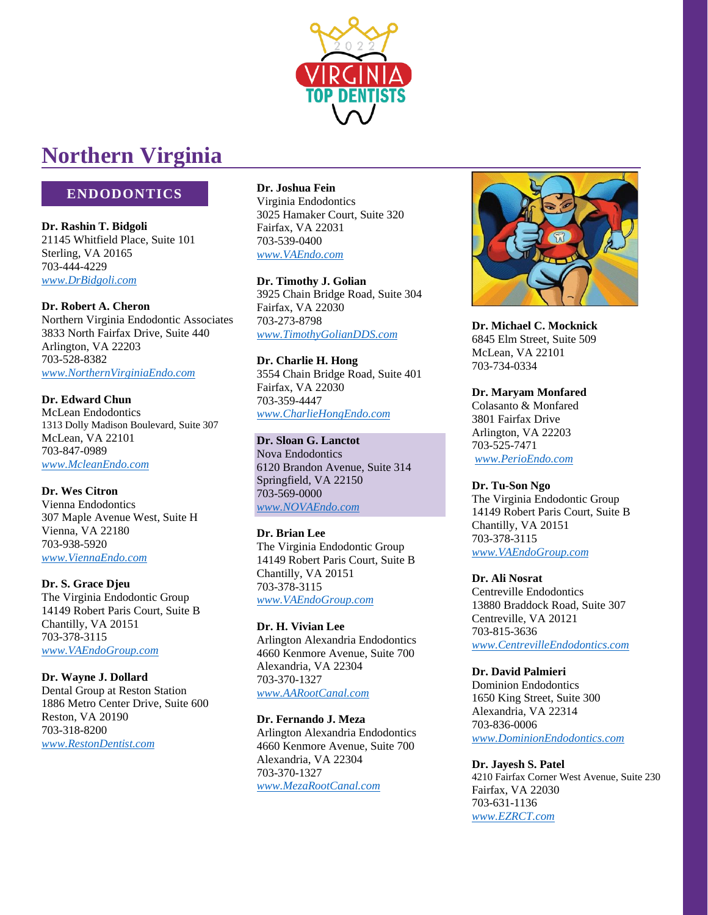# Northern Virginia

## ENDODONTICS

**Dr. Rashin T. Bidgoli**
21145 Whitfield Place, Suite 101
Sterling, VA 20165
703-444-4229
www.DrBidgoli.com

**Dr. Robert A. Cheron**
Northern Virginia Endodontic Associates
3833 North Fairfax Drive, Suite 440
Arlington, VA 22203
703-528-8382
www.NorthernVirginiaEndo.com

**Dr. Edward Chun**
McLean Endodontics
1313 Dolly Madison Boulevard, Suite 307
McLean, VA 22101
703-847-0989
www.McleanEndo.com

**Dr. Wes Citron**
Vienna Endodontics
307 Maple Avenue West, Suite H
Vienna, VA 22180
703-938-5920
www.ViennaEndo.com

**Dr. S. Grace Djeu**
The Virginia Endodontic Group
14149 Robert Paris Court, Suite B
Chantilly, VA 20151
703-378-3115
www.VAEndoGroup.com

**Dr. Wayne J. Dollard**
Dental Group at Reston Station
1886 Metro Center Drive, Suite 600
Reston, VA 20190
703-318-8200
www.RestonDentist.com

**Dr. Joshua Fein**
Virginia Endodontics
3025 Hamaker Court, Suite 320
Fairfax, VA 22031
703-539-0400
www.VAEndo.com

**Dr. Timothy J. Golian**
3925 Chain Bridge Road, Suite 304
Fairfax, VA 22030
703-273-8798
www.TimothyGolianDDS.com

**Dr. Charlie H. Hong**
3554 Chain Bridge Road, Suite 401
Fairfax, VA 22030
703-359-4447
www.CharlieHongEndo.com

**Dr. Sloan G. Lanctot**
Nova Endodontics
6120 Brandon Avenue, Suite 314
Springfield, VA 22150
703-569-0000
www.NOVAEndo.com

**Dr. Brian Lee**
The Virginia Endodontic Group
14149 Robert Paris Court, Suite B
Chantilly, VA 20151
703-378-3115
www.VAEndoGroup.com

**Dr. H. Vivian Lee**
Arlington Alexandria Endodontics
4660 Kenmore Avenue, Suite 700
Alexandria, VA 22304
703-370-1327
www.AARootCanal.com

**Dr. Fernando J. Meza**
Arlington Alexandria Endodontics
4660 Kenmore Avenue, Suite 700
Alexandria, VA 22304
703-370-1327
www.MezaRootCanal.com

**Dr. Michael C. Mocknick**
6845 Elm Street, Suite 509
McLean, VA 22101
703-734-0334

**Dr. Maryam Monfared**
Colasanto & Monfared
3801 Fairfax Drive
Arlington, VA 22203
703-525-7471
www.PerioEndo.com

**Dr. Tu-Son Ngo**
The Virginia Endodontic Group
14149 Robert Paris Court, Suite B
Chantilly, VA 20151
703-378-3115
www.VAEndoGroup.com

**Dr. Ali Nosrat**
Centreville Endodontics
13880 Braddock Road, Suite 307
Centreville, VA 20121
703-815-3636
www.CentrevilleEndodontics.com

**Dr. David Palmieri**
Dominion Endodontics
1650 King Street, Suite 300
Alexandria, VA 22314
703-836-0006
www.DominionEndodontics.com

**Dr. Jayesh S. Patel**
4210 Fairfax Corner West Avenue, Suite 230
Fairfax, VA 22030
703-631-1136
www.EZRCT.com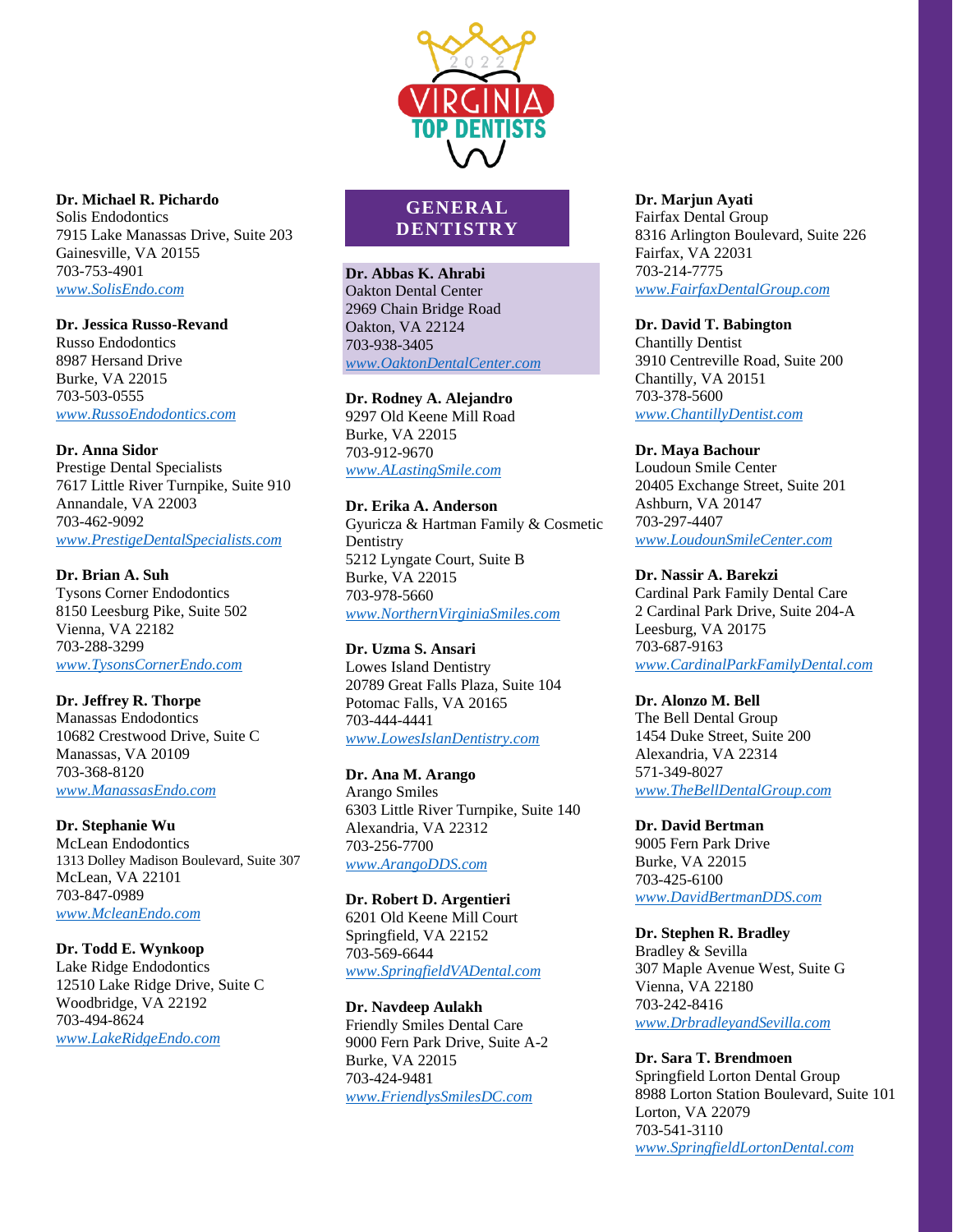**Dr. Michael R. Pichardo**
Solis Endodontics
7915 Lake Manassas Drive, Suite 203
Gainesville, VA 20155
703-753-4901
*www.SolisEndo.com*

**Dr. Jessica Russo-Revand**
Russo Endodontics
8987 Hersand Drive
Burke, VA 22015
703-503-0555
*www.RussoEndodontics.com*

**Dr. Anna Sidor**
Prestige Dental Specialists
7617 Little River Turnpike, Suite 910
Annandale, VA 22003
703-462-9092
*www.PrestigeDentalSpecialists.com*

**Dr. Brian A. Suh**
Tysons Corner Endodontics
8150 Leesburg Pike, Suite 502
Vienna, VA 22182
703-288-3299
*www.TysonsCornerEndo.com*

**Dr. Jeffrey R. Thorpe**
Manassas Endodontics
10682 Crestwood Drive, Suite C
Manassas, VA 20109
703-368-8120
*www.ManassasEndo.com*

**Dr. Stephanie Wu**
McLean Endodontics
1313 Dolley Madison Boulevard, Suite 307
McLean, VA 22101
703-847-0989
*www.McleanEndo.com*

**Dr. Todd E. Wynkoop**
Lake Ridge Endodontics
12510 Lake Ridge Drive, Suite C
Woodbridge, VA 22192
703-494-8624
*www.LakeRidgeEndo.com*

## GENERAL DENTISTRY

**Dr. Abbas K. Ahrabi**
Oakton Dental Center
2969 Chain Bridge Road
Oakton, VA 22124
703-938-3405
*www.OaktonDentalCenter.com*

**Dr. Rodney A. Alejandro**
9297 Old Keene Mill Road
Burke, VA 22015
703-912-9670
*www.ALastingSmile.com*

**Dr. Erika A. Anderson**
Gyuricza & Hartman Family & Cosmetic Dentistry
5212 Lyngate Court, Suite B
Burke, VA 22015
703-978-5660
*www.NorthernVirginiaSmiles.com*

**Dr. Uzma S. Ansari**
Lowes Island Dentistry
20789 Great Falls Plaza, Suite 104
Potomac Falls, VA 20165
703-444-4441
*www.LowesIslanDentistry.com*

**Dr. Ana M. Arango**
Arango Smiles
6303 Little River Turnpike, Suite 140
Alexandria, VA 22312
703-256-7700
*www.ArangoDDS.com*

**Dr. Robert D. Argentieri**
6201 Old Keene Mill Court
Springfield, VA 22152
703-569-6644
*www.SpringfieldVADental.com*

**Dr. Navdeep Aulakh**
Friendly Smiles Dental Care
9000 Fern Park Drive, Suite A-2
Burke, VA 22015
703-424-9481
*www.FriendlysSmilesDC.com*

**Dr. Marjun Ayati**
Fairfax Dental Group
8316 Arlington Boulevard, Suite 226
Fairfax, VA 22031
703-214-7775
*www.FairfaxDentalGroup.com*

**Dr. David T. Babington**
Chantilly Dentist
3910 Centreville Road, Suite 200
Chantilly, VA 20151
703-378-5600
*www.ChantillyDentist.com*

**Dr. Maya Bachour**
Loudoun Smile Center
20405 Exchange Street, Suite 201
Ashburn, VA 20147
703-297-4407
*www.LoudounSmileCenter.com*

**Dr. Nassir A. Barekzi**
Cardinal Park Family Dental Care
2 Cardinal Park Drive, Suite 204-A
Leesburg, VA 20175
703-687-9163
*www.CardinalParkFamilyDental.com*

**Dr. Alonzo M. Bell**
The Bell Dental Group
1454 Duke Street, Suite 200
Alexandria, VA 22314
571-349-8027
*www.TheBellDentalGroup.com*

**Dr. David Bertman**
9005 Fern Park Drive
Burke, VA 22015
703-425-6100
*www.DavidBertmanDDS.com*

**Dr. Stephen R. Bradley**
Bradley & Sevilla
307 Maple Avenue West, Suite G
Vienna, VA 22180
703-242-8416
*www.DrbradleyandSevilla.com*

**Dr. Sara T. Brendmoen**
Springfield Lorton Dental Group
8988 Lorton Station Boulevard, Suite 101
Lorton, VA 22079
703-541-3110
*www.SpringfieldLortonDental.com*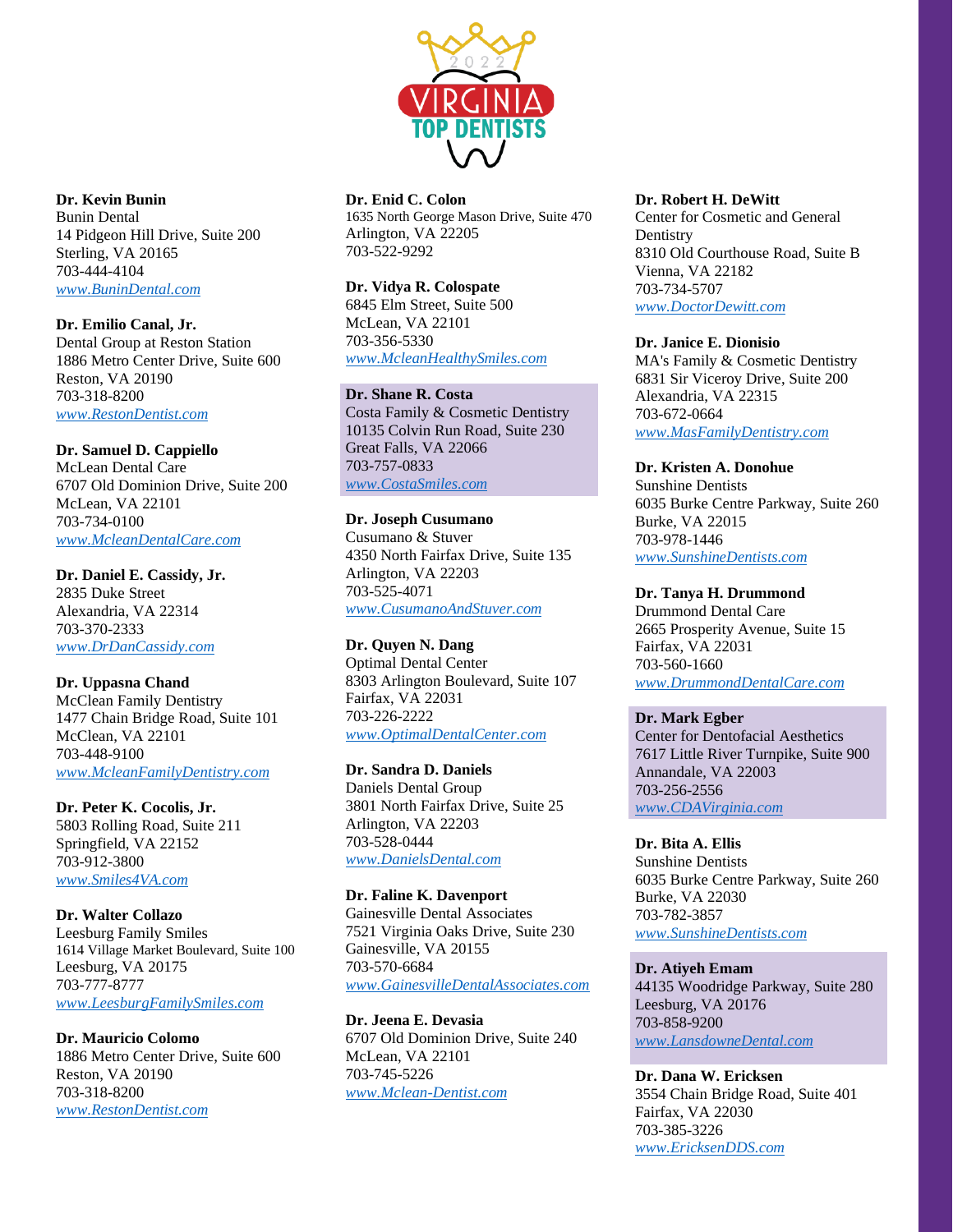**Dr. Kevin Bunin**
Bunin Dental
14 Pidgeon Hill Drive, Suite 200
Sterling, VA 20165
703-444-4104
*www.BuninDental.com*

**Dr. Emilio Canal, Jr.**
Dental Group at Reston Station
1886 Metro Center Drive, Suite 600
Reston, VA 20190
703-318-8200
*www.RestonDentist.com*

**Dr. Samuel D. Cappiello**
McLean Dental Care
6707 Old Dominion Drive, Suite 200
McLean, VA 22101
703-734-0100
*www.McleanDentalCare.com*

**Dr. Daniel E. Cassidy, Jr.**
2835 Duke Street
Alexandria, VA 22314
703-370-2333
*www.DrDanCassidy.com*

**Dr. Uppasna Chand**
McClean Family Dentistry
1477 Chain Bridge Road, Suite 101
McClean, VA 22101
703-448-9100
*www.McleanFamilyDentistry.com*

**Dr. Peter K. Cocolis, Jr.**
5803 Rolling Road, Suite 211
Springfield, VA 22152
703-912-3800
*www.Smiles4VA.com*

**Dr. Walter Collazo**
Leesburg Family Smiles
1614 Village Market Boulevard, Suite 100
Leesburg, VA 20175
703-777-8777
*www.LeesburgFamilySmiles.com*

**Dr. Mauricio Colomo**
1886 Metro Center Drive, Suite 600
Reston, VA 20190
703-318-8200
*www.RestonDentist.com*

**Dr. Enid C. Colon**
1635 North George Mason Drive, Suite 470
Arlington, VA 22205
703-522-9292

**Dr. Vidya R. Colospate**
6845 Elm Street, Suite 500
McLean, VA 22101
703-356-5330
*www.McleanHealthySmiles.com*

**Dr. Shane R. Costa**
Costa Family & Cosmetic Dentistry
10135 Colvin Run Road, Suite 230
Great Falls, VA 22066
703-757-0833
*www.CostaSmiles.com*

**Dr. Joseph Cusumano**
Cusumano & Stuver
4350 North Fairfax Drive, Suite 135
Arlington, VA 22203
703-525-4071
*www.CusumanoAndStuver.com*

**Dr. Quyen N. Dang**
Optimal Dental Center
8303 Arlington Boulevard, Suite 107
Fairfax, VA 22031
703-226-2222
*www.OptimalDentalCenter.com*

**Dr. Sandra D. Daniels**
Daniels Dental Group
3801 North Fairfax Drive, Suite 25
Arlington, VA 22203
703-528-0444
*www.DanielsDental.com*

**Dr. Faline K. Davenport**
Gainesville Dental Associates
7521 Virginia Oaks Drive, Suite 230
Gainesville, VA 20155
703-570-6684
*www.GainesvilleDentalAssociates.com*

**Dr. Jeena E. Devasia**
6707 Old Dominion Drive, Suite 240
McLean, VA 22101
703-745-5226
*www.Mclean-Dentist.com*

**Dr. Robert H. DeWitt**
Center for Cosmetic and General Dentistry
8310 Old Courthouse Road, Suite B
Vienna, VA 22182
703-734-5707
*www.DoctorDewitt.com*

**Dr. Janice E. Dionisio**
MA's Family & Cosmetic Dentistry
6831 Sir Viceroy Drive, Suite 200
Alexandria, VA 22315
703-672-0664
*www.MasFamilyDentistry.com*

**Dr. Kristen A. Donohue**
Sunshine Dentists
6035 Burke Centre Parkway, Suite 260
Burke, VA 22015
703-978-1446
*www.SunshineDentists.com*

**Dr. Tanya H. Drummond**
Drummond Dental Care
2665 Prosperity Avenue, Suite 15
Fairfax, VA 22031
703-560-1660
*www.DrummondDentalCare.com*

**Dr. Mark Egber**
Center for Dentofacial Aesthetics
7617 Little River Turnpike, Suite 900
Annandale, VA 22003
703-256-2556
*www.CDAVirginia.com*

**Dr. Bita A. Ellis**
Sunshine Dentists
6035 Burke Centre Parkway, Suite 260
Burke, VA 22030
703-782-3857
*www.SunshineDentists.com*

**Dr. Atiyeh Emam**
44135 Woodridge Parkway, Suite 280
Leesburg, VA 20176
703-858-9200
*www.LansdowneDental.com*

**Dr. Dana W. Ericksen**
3554 Chain Bridge Road, Suite 401
Fairfax, VA 22030
703-385-3226
*www.EricksenDDS.com*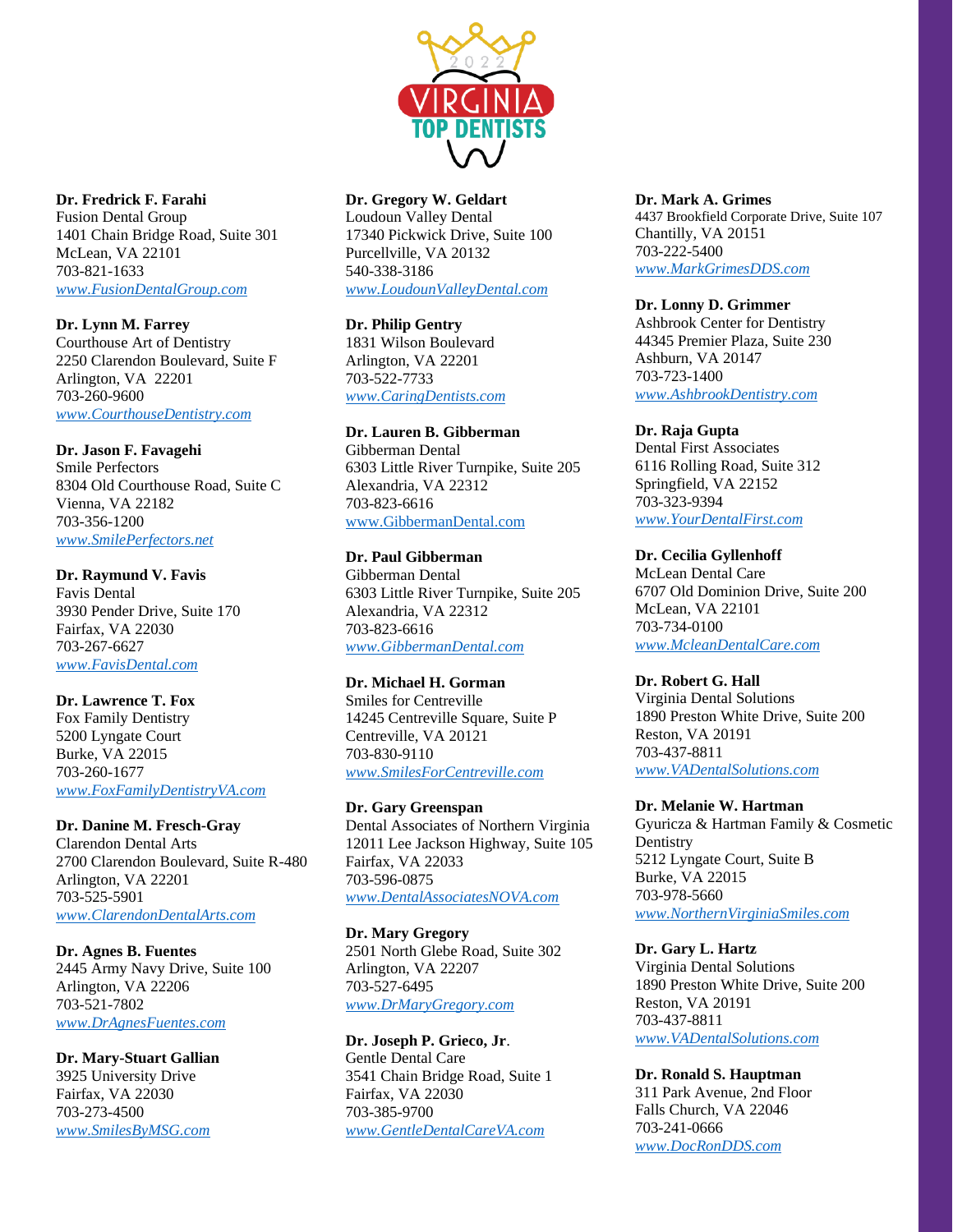**Dr. Fredrick F. Farahi**
Fusion Dental Group
1401 Chain Bridge Road, Suite 301
McLean, VA 22101
703-821-1633
*www.FusionDentalGroup.com*

**Dr. Lynn M. Farrey**
Courthouse Art of Dentistry
2250 Clarendon Boulevard, Suite F
Arlington, VA 22201
703-260-9600
*www.CourthouseDentistry.com*

**Dr. Jason F. Favagehi**
Smile Perfectors
8304 Old Courthouse Road, Suite C
Vienna, VA 22182
703-356-1200
*www.SmilePerfectors.net*

**Dr. Raymund V. Favis**
Favis Dental
3930 Pender Drive, Suite 170
Fairfax, VA 22030
703-267-6627
*www.FavisDental.com*

**Dr. Lawrence T. Fox**
Fox Family Dentistry
5200 Lyngate Court
Burke, VA 22015
703-260-1677
*www.FoxFamilyDentistryVA.com*

**Dr. Danine M. Fresch-Gray**
Clarendon Dental Arts
2700 Clarendon Boulevard, Suite R-480
Arlington, VA 22201
703-525-5901
*www.ClarendonDentalArts.com*

**Dr. Agnes B. Fuentes**
2445 Army Navy Drive, Suite 100
Arlington, VA 22206
703-521-7802
*www.DrAgnesFuentes.com*

**Dr. Mary-Stuart Gallian**
3925 University Drive
Fairfax, VA 22030
703-273-4500
*www.SmilesByMSG.com*

**Dr. Gregory W. Geldart**
Loudoun Valley Dental
17340 Pickwick Drive, Suite 100
Purcellville, VA 20132
540-338-3186
*www.LoudounValleyDental.com*

**Dr. Philip Gentry**
1831 Wilson Boulevard
Arlington, VA 22201
703-522-7733
*www.CaringDentists.com*

**Dr. Lauren B. Gibberman**
Gibberman Dental
6303 Little River Turnpike, Suite 205
Alexandria, VA 22312
703-823-6616
www.GibbermanDental.com

**Dr. Paul Gibberman**
Gibberman Dental
6303 Little River Turnpike, Suite 205
Alexandria, VA 22312
703-823-6616
*www.GibbermanDental.com*

**Dr. Michael H. Gorman**
Smiles for Centreville
14245 Centreville Square, Suite P
Centreville, VA 20121
703-830-9110
*www.SmilesForCentreville.com*

**Dr. Gary Greenspan**
Dental Associates of Northern Virginia
12011 Lee Jackson Highway, Suite 105
Fairfax, VA 22033
703-596-0875
*www.DentalAssociatesNOVA.com*

**Dr. Mary Gregory**
2501 North Glebe Road, Suite 302
Arlington, VA 22207
703-527-6495
*www.DrMaryGregory.com*

**Dr. Joseph P. Grieco, Jr**.
Gentle Dental Care
3541 Chain Bridge Road, Suite 1
Fairfax, VA 22030
703-385-9700
*www.GentleDentalCareVA.com*

**Dr. Mark A. Grimes**
4437 Brookfield Corporate Drive, Suite 107
Chantilly, VA 20151
703-222-5400
*www.MarkGrimesDDS.com*

**Dr. Lonny D. Grimmer**
Ashbrook Center for Dentistry
44345 Premier Plaza, Suite 230
Ashburn, VA 20147
703-723-1400
*www.AshbrookDentistry.com*

**Dr. Raja Gupta**
Dental First Associates
6116 Rolling Road, Suite 312
Springfield, VA 22152
703-323-9394
*www.YourDentalFirst.com*

**Dr. Cecilia Gyllenhoff**
McLean Dental Care
6707 Old Dominion Drive, Suite 200
McLean, VA 22101
703-734-0100
*www.McleanDentalCare.com*

**Dr. Robert G. Hall**
Virginia Dental Solutions
1890 Preston White Drive, Suite 200
Reston, VA 20191
703-437-8811
*www.VADentalSolutions.com*

**Dr. Melanie W. Hartman**
Gyuricza & Hartman Family & Cosmetic Dentistry
5212 Lyngate Court, Suite B
Burke, VA 22015
703-978-5660
*www.NorthernVirginiaSmiles.com*

**Dr. Gary L. Hartz**
Virginia Dental Solutions
1890 Preston White Drive, Suite 200
Reston, VA 20191
703-437-8811
*www.VADentalSolutions.com*

**Dr. Ronald S. Hauptman**
311 Park Avenue, 2nd Floor
Falls Church, VA 22046
703-241-0666
*www.DocRonDDS.com*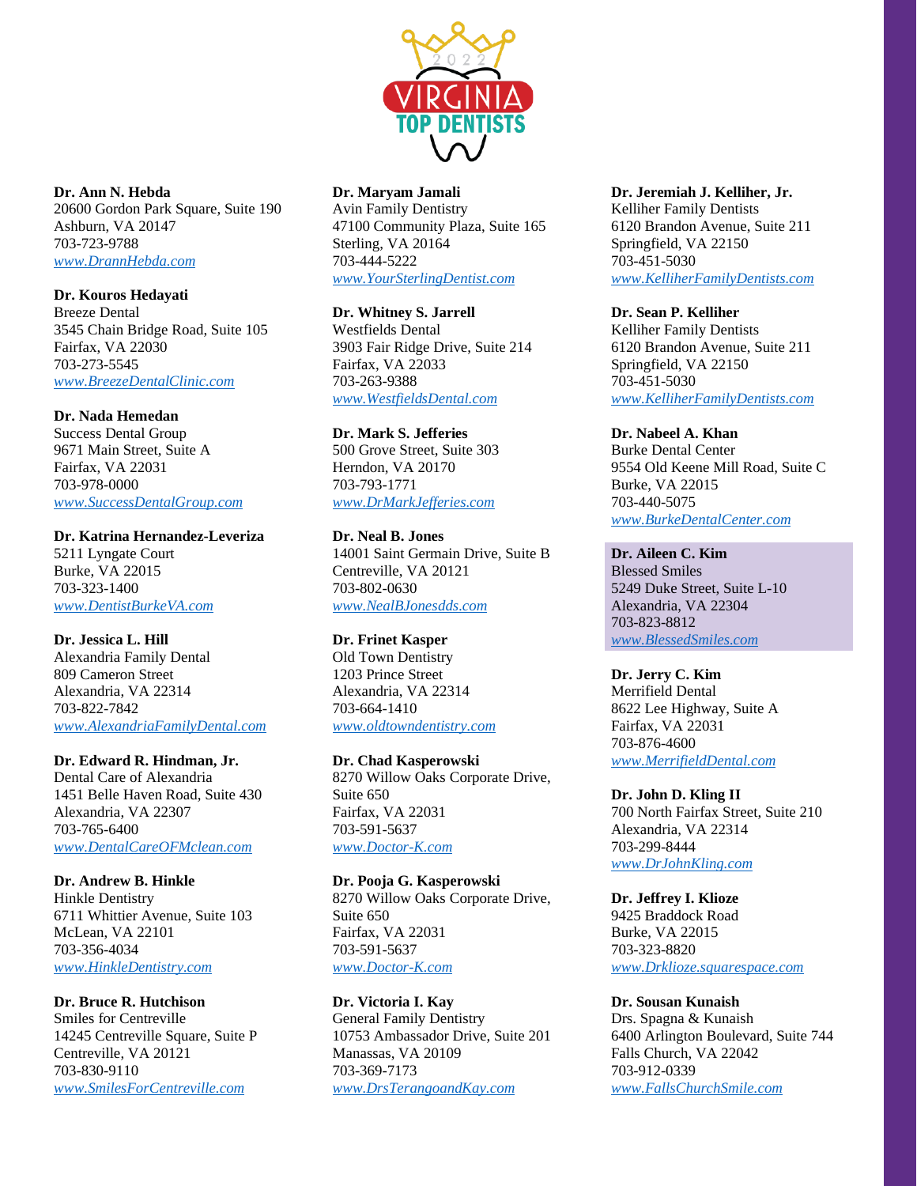**Dr. Ann N. Hebda**
20600 Gordon Park Square, Suite 190
Ashburn, VA 20147
703-723-9788
*www.DrannHebda.com*

**Dr. Kouros Hedayati**
Breeze Dental
3545 Chain Bridge Road, Suite 105
Fairfax, VA 22030
703-273-5545
*www.BreezeDentalClinic.com*

**Dr. Nada Hemedan**
Success Dental Group
9671 Main Street, Suite A
Fairfax, VA 22031
703-978-0000
*www.SuccessDentalGroup.com*

**Dr. Katrina Hernandez-Leveriza**
5211 Lyngate Court
Burke, VA 22015
703-323-1400
*www.DentistBurkeVA.com*

**Dr. Jessica L. Hill**
Alexandria Family Dental
809 Cameron Street
Alexandria, VA 22314
703-822-7842
*www.AlexandriaFamilyDental.com*

**Dr. Edward R. Hindman, Jr.**
Dental Care of Alexandria
1451 Belle Haven Road, Suite 430
Alexandria, VA 22307
703-765-6400
*www.DentalCareOFMclean.com*

**Dr. Andrew B. Hinkle**
Hinkle Dentistry
6711 Whittier Avenue, Suite 103
McLean, VA 22101
703-356-4034
*www.HinkleDentistry.com*

**Dr. Bruce R. Hutchison**
Smiles for Centreville
14245 Centreville Square, Suite P
Centreville, VA 20121
703-830-9110
*www.SmilesForCentreville.com*

**Dr. Maryam Jamali**
Avin Family Dentistry
47100 Community Plaza, Suite 165
Sterling, VA 20164
703-444-5222
*www.YourSterlingDentist.com*

**Dr. Whitney S. Jarrell**
Westfields Dental
3903 Fair Ridge Drive, Suite 214
Fairfax, VA 22033
703-263-9388
*www.WestfieldsDental.com*

**Dr. Mark S. Jefferies**
500 Grove Street, Suite 303
Herndon, VA 20170
703-793-1771
*www.DrMarkJefferies.com*

**Dr. Neal B. Jones**
14001 Saint Germain Drive, Suite B
Centreville, VA 20121
703-802-0630
*www.NealBJonesdds.com*

**Dr. Frinet Kasper**
Old Town Dentistry
1203 Prince Street
Alexandria, VA 22314
703-664-1410
*www.oldtowndentistry.com*

**Dr. Chad Kasperowski**
8270 Willow Oaks Corporate Drive, Suite 650
Fairfax, VA 22031
703-591-5637
*www.Doctor-K.com*

**Dr. Pooja G. Kasperowski**
8270 Willow Oaks Corporate Drive, Suite 650
Fairfax, VA 22031
703-591-5637
*www.Doctor-K.com*

**Dr. Victoria I. Kay**
General Family Dentistry
10753 Ambassador Drive, Suite 201
Manassas, VA 20109
703-369-7173
*www.DrsTerangoandKay.com*

**Dr. Jeremiah J. Kelliher, Jr.**
Kelliher Family Dentists
6120 Brandon Avenue, Suite 211
Springfield, VA 22150
703-451-5030
*www.KelliherFamilyDentists.com*

**Dr. Sean P. Kelliher**
Kelliher Family Dentists
6120 Brandon Avenue, Suite 211
Springfield, VA 22150
703-451-5030
*www.KelliherFamilyDentists.com*

**Dr. Nabeel A. Khan**
Burke Dental Center
9554 Old Keene Mill Road, Suite C
Burke, VA 22015
703-440-5075
*www.BurkeDentalCenter.com*

**Dr. Aileen C. Kim**
Blessed Smiles
5249 Duke Street, Suite L-10
Alexandria, VA 22304
703-823-8812
*www.BlessedSmiles.com*

**Dr. Jerry C. Kim**
Merrifield Dental
8622 Lee Highway, Suite A
Fairfax, VA 22031
703-876-4600
*www.MerrifieldDental.com*

**Dr. John D. Kling II**
700 North Fairfax Street, Suite 210
Alexandria, VA 22314
703-299-8444
*www.DrJohnKling.com*

**Dr. Jeffrey I. Klioze**
9425 Braddock Road
Burke, VA 22015
703-323-8820
*www.Drklioze.squarespace.com*

**Dr. Sousan Kunaish**
Drs. Spagna & Kunaish
6400 Arlington Boulevard, Suite 744
Falls Church, VA 22042
703-912-0339
*www.FallsChurchSmile.com*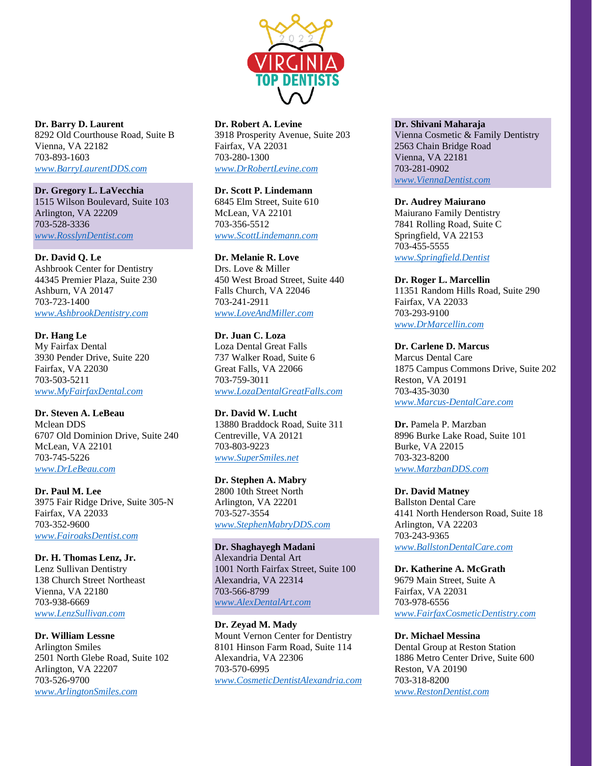**Dr. Barry D. Laurent**
8292 Old Courthouse Road, Suite B
Vienna, VA 22182
703-893-1603
*www.BarryLaurentDDS.com*

**Dr. Gregory L. LaVecchia**
1515 Wilson Boulevard, Suite 103
Arlington, VA 22209
703-528-3336
*www.RosslynDentist.com*

**Dr. David Q. Le**
Ashbrook Center for Dentistry
44345 Premier Plaza, Suite 230
Ashburn, VA 20147
703-723-1400
*www.AshbrookDentistry.com*

**Dr. Hang Le**
My Fairfax Dental
3930 Pender Drive, Suite 220
Fairfax, VA 22030
703-503-5211
*www.MyFairfaxDental.com*

**Dr. Steven A. LeBeau**
Mclean DDS
6707 Old Dominion Drive, Suite 240
McLean, VA 22101
703-745-5226
*www.DrLeBeau.com*

**Dr. Paul M. Lee**
3975 Fair Ridge Drive, Suite 305-N
Fairfax, VA 22033
703-352-9600
*www.FairoaksDentist.com*

**Dr. H. Thomas Lenz, Jr.**
Lenz Sullivan Dentistry
138 Church Street Northeast
Vienna, VA 22180
703-938-6669
*www.LenzSullivan.com*

**Dr. William Lessne**
Arlington Smiles
2501 North Glebe Road, Suite 102
Arlington, VA 22207
703-526-9700
*www.ArlingtonSmiles.com*

**Dr. Robert A. Levine**
3918 Prosperity Avenue, Suite 203
Fairfax, VA 22031
703-280-1300
*www.DrRobertLevine.com*

**Dr. Scott P. Lindemann**
6845 Elm Street, Suite 610
McLean, VA 22101
703-356-5512
*www.ScottLindemann.com*

**Dr. Melanie R. Love**
Drs. Love & Miller
450 West Broad Street, Suite 440
Falls Church, VA 22046
703-241-2911
*www.LoveAndMiller.com*

**Dr. Juan C. Loza**
Loza Dental Great Falls
737 Walker Road, Suite 6
Great Falls, VA 22066
703-759-3011
*www.LozaDentalGreatFalls.com*

**Dr. David W. Lucht**
13880 Braddock Road, Suite 311
Centreville, VA 20121
703-803-9223
*www.SuperSmiles.net*

**Dr. Stephen A. Mabry**
2800 10th Street North
Arlington, VA 22201
703-527-3554
*www.StephenMabryDDS.com*

**Dr. Shaghayegh Madani**
Alexandria Dental Art
1001 North Fairfax Street, Suite 100
Alexandria, VA 22314
703-566-8799
*www.AlexDentalArt.com*

**Dr. Zeyad M. Mady**
Mount Vernon Center for Dentistry
8101 Hinson Farm Road, Suite 114
Alexandria, VA 22306
703-570-6995
*www.CosmeticDentistAlexandria.com*

**Dr. Shivani Maharaja**
Vienna Cosmetic & Family Dentistry
2563 Chain Bridge Road
Vienna, VA 22181
703-281-0902
*www.ViennaDentist.com*

**Dr. Audrey Maiurano**
Maiurano Family Dentistry
7841 Rolling Road, Suite C
Springfield, VA 22153
703-455-5555
*www.Springfield.Dentist*

**Dr. Roger L. Marcellin**
11351 Random Hills Road, Suite 290
Fairfax, VA 22033
703-293-9100
*www.DrMarcellin.com*

**Dr. Carlene D. Marcus**
Marcus Dental Care
1875 Campus Commons Drive, Suite 202
Reston, VA 20191
703-435-3030
*www.Marcus-DentalCare.com*

**Dr.** Pamela P. Marzban
8996 Burke Lake Road, Suite 101
Burke, VA 22015
703-323-8200
*www.MarzbanDDS.com*

**Dr. David Matney**
Ballston Dental Care
4141 North Henderson Road, Suite 18
Arlington, VA 22203
703-243-9365
*www.BallstonDentalCare.com*

**Dr. Katherine A. McGrath**
9679 Main Street, Suite A
Fairfax, VA 22031
703-978-6556
*www.FairfaxCosmeticDentistry.com*

**Dr. Michael Messina**
Dental Group at Reston Station
1886 Metro Center Drive, Suite 600
Reston, VA 20190
703-318-8200
*www.RestonDentist.com*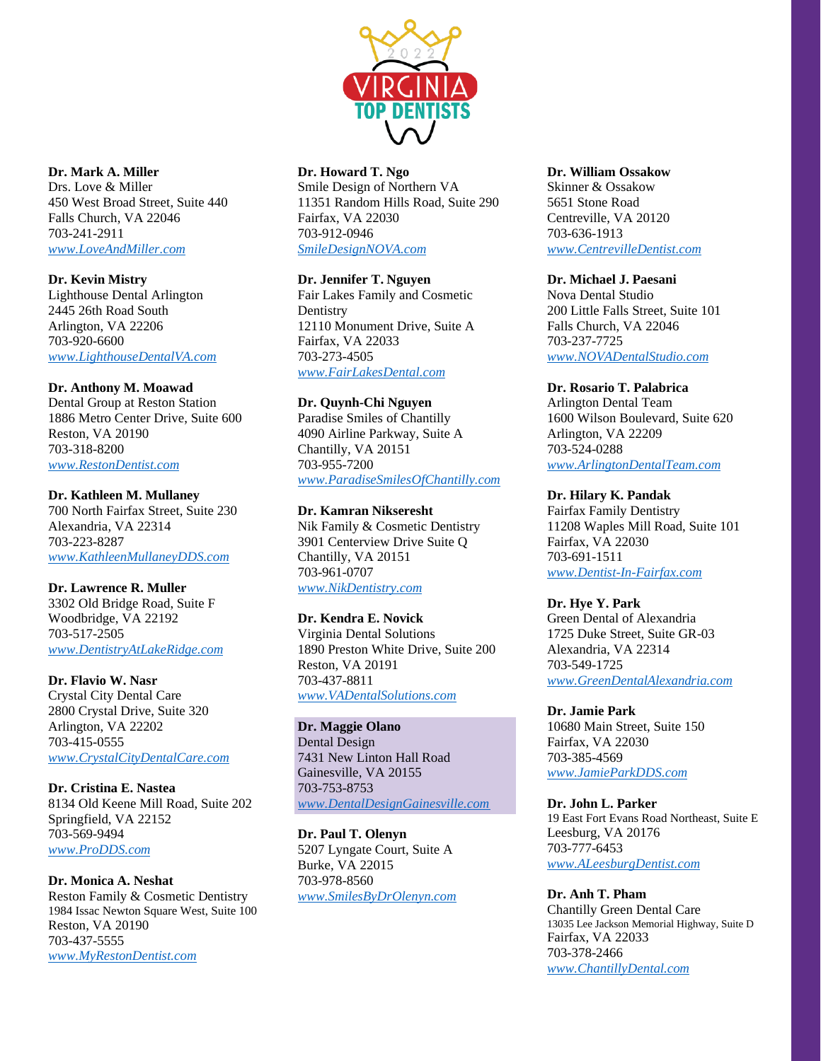**Dr. Mark A. Miller**
Drs. Love & Miller
450 West Broad Street, Suite 440
Falls Church, VA 22046
703-241-2911
*www.LoveAndMiller.com*

**Dr. Kevin Mistry**
Lighthouse Dental Arlington
2445 26th Road South
Arlington, VA 22206
703-920-6600
*www.LighthouseDentalVA.com*

**Dr. Anthony M. Moawad**
Dental Group at Reston Station
1886 Metro Center Drive, Suite 600
Reston, VA 20190
703-318-8200
*www.RestonDentist.com*

**Dr. Kathleen M. Mullaney**
700 North Fairfax Street, Suite 230
Alexandria, VA 22314
703-223-8287
*www.KathleenMullaneyDDS.com*

**Dr. Lawrence R. Muller**
3302 Old Bridge Road, Suite F
Woodbridge, VA 22192
703-517-2505
*www.DentistryAtLakeRidge.com*

**Dr. Flavio W. Nasr**
Crystal City Dental Care
2800 Crystal Drive, Suite 320
Arlington, VA 22202
703-415-0555
*www.CrystalCityDentalCare.com*

**Dr. Cristina E. Nastea**
8134 Old Keene Mill Road, Suite 202
Springfield, VA 22152
703-569-9494
*www.ProDDS.com*

**Dr. Monica A. Neshat**
Reston Family & Cosmetic Dentistry
1984 Issac Newton Square West, Suite 100
Reston, VA 20190
703-437-5555
*www.MyRestonDentist.com*

**Dr. Howard T. Ngo**
Smile Design of Northern VA
11351 Random Hills Road, Suite 290
Fairfax, VA 22030
703-912-0946
*SmileDesignNOVA.com*

**Dr. Jennifer T. Nguyen**
Fair Lakes Family and Cosmetic Dentistry
12110 Monument Drive, Suite A
Fairfax, VA 22033
703-273-4505
*www.FairLakesDental.com*

**Dr. Quynh-Chi Nguyen**
Paradise Smiles of Chantilly
4090 Airline Parkway, Suite A
Chantilly, VA 20151
703-955-7200
*www.ParadiseSmilesOfChantilly.com*

**Dr. Kamran Nikseresht**
Nik Family & Cosmetic Dentistry
3901 Centerview Drive Suite Q
Chantilly, VA 20151
703-961-0707
*www.NikDentistry.com*

**Dr. Kendra E. Novick**
Virginia Dental Solutions
1890 Preston White Drive, Suite 200
Reston, VA 20191
703-437-8811
*www.VADentalSolutions.com*

**Dr. Maggie Olano**
Dental Design
7431 New Linton Hall Road
Gainesville, VA 20155
703-753-8753
*www.DentalDesignGainesville.com*

**Dr. Paul T. Olenyn**
5207 Lyngate Court, Suite A
Burke, VA 22015
703-978-8560
*www.SmilesByDrOlenyn.com*

**Dr. William Ossakow**
Skinner & Ossakow
5651 Stone Road
Centreville, VA 20120
703-636-1913
*www.CentrevilleDentist.com*

**Dr. Michael J. Paesani**
Nova Dental Studio
200 Little Falls Street, Suite 101
Falls Church, VA 22046
703-237-7725
*www.NOVADentalStudio.com*

**Dr. Rosario T. Palabrica**
Arlington Dental Team
1600 Wilson Boulevard, Suite 620
Arlington, VA 22209
703-524-0288
*www.ArlingtonDentalTeam.com*

**Dr. Hilary K. Pandak**
Fairfax Family Dentistry
11208 Waples Mill Road, Suite 101
Fairfax, VA 22030
703-691-1511
*www.Dentist-In-Fairfax.com*

**Dr. Hye Y. Park**
Green Dental of Alexandria
1725 Duke Street, Suite GR-03
Alexandria, VA 22314
703-549-1725
*www.GreenDentalAlexandria.com*

**Dr. Jamie Park**
10680 Main Street, Suite 150
Fairfax, VA 22030
703-385-4569
*www.JamieParkDDS.com*

**Dr. John L. Parker**
19 East Fort Evans Road Northeast, Suite E
Leesburg, VA 20176
703-777-6453
*www.ALeesburgDentist.com*

**Dr. Anh T. Pham**
Chantilly Green Dental Care
13035 Lee Jackson Memorial Highway, Suite D
Fairfax, VA 22033
703-378-2466
*www.ChantillyDental.com*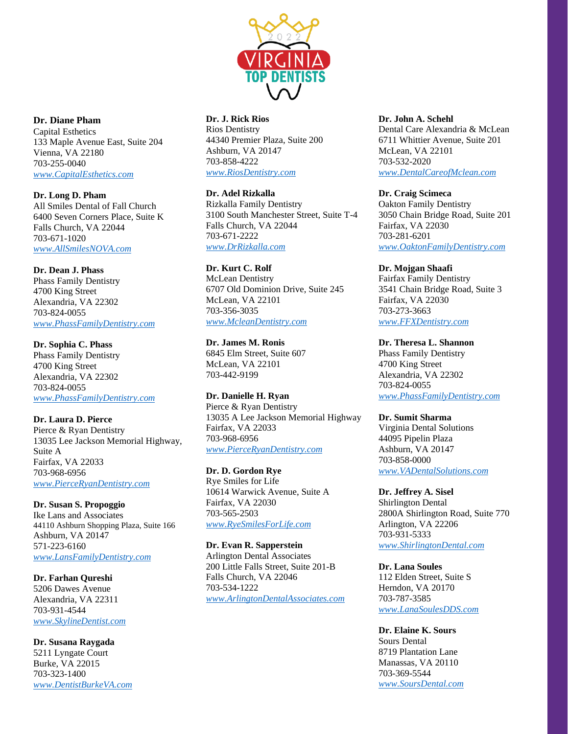**Dr. Diane Pham**
Capital Esthetics
133 Maple Avenue East, Suite 204
Vienna, VA 22180
703-255-0040
*www.CapitalEsthetics.com*

**Dr. Long D. Pham**
All Smiles Dental of Fall Church
6400 Seven Corners Place, Suite K
Falls Church, VA 22044
703-671-1020
*www.AllSmilesNOVA.com*

**Dr. Dean J. Phass**
Phass Family Dentistry
4700 King Street
Alexandria, VA 22302
703-824-0055
*www.PhassFamilyDentistry.com*

**Dr. Sophia C. Phass**
Phass Family Dentistry
4700 King Street
Alexandria, VA 22302
703-824-0055
*www.PhassFamilyDentistry.com*

**Dr. Laura D. Pierce**
Pierce & Ryan Dentistry
13035 Lee Jackson Memorial Highway, Suite A
Fairfax, VA 22033
703-968-6956
*www.PierceRyanDentistry.com*

**Dr. Susan S. Propoggio**
Ike Lans and Associates
44110 Ashburn Shopping Plaza, Suite 166
Ashburn, VA 20147
571-223-6160
*www.LansFamilyDentistry.com*

**Dr. Farhan Qureshi**
5206 Dawes Avenue
Alexandria, VA 22311
703-931-4544
*www.SkylineDentist.com*

**Dr. Susana Raygada**
5211 Lyngate Court
Burke, VA 22015
703-323-1400
*www.DentistBurkeVA.com*

**Dr. J. Rick Rios**
Rios Dentistry
44340 Premier Plaza, Suite 200
Ashburn, VA 20147
703-858-4222
*www.RiosDentistry.com*

**Dr. Adel Rizkalla**
Rizkalla Family Dentistry
3100 South Manchester Street, Suite T-4
Falls Church, VA 22044
703-671-2222
*www.DrRizkalla.com*

**Dr. Kurt C. Rolf**
McLean Dentistry
6707 Old Dominion Drive, Suite 245
McLean, VA 22101
703-356-3035
*www.McleanDentistry.com*

**Dr. James M. Ronis**
6845 Elm Street, Suite 607
McLean, VA 22101
703-442-9199

**Dr. Danielle H. Ryan**
Pierce & Ryan Dentistry
13035 A Lee Jackson Memorial Highway
Fairfax, VA 22033
703-968-6956
*www.PierceRyanDentistry.com*

**Dr. D. Gordon Rye**
Rye Smiles for Life
10614 Warwick Avenue, Suite A
Fairfax, VA 22030
703-565-2503
*www.RyeSmilesForLife.com*

**Dr. Evan R. Sapperstein**
Arlington Dental Associates
200 Little Falls Street, Suite 201-B
Falls Church, VA 22046
703-534-1222
*www.ArlingtonDentalAssociates.com*

**Dr. John A. Schehl**
Dental Care Alexandria & McLean
6711 Whittier Avenue, Suite 201
McLean, VA 22101
703-532-2020
*www.DentalCareofMclean.com*

**Dr. Craig Scimeca**
Oakton Family Dentistry
3050 Chain Bridge Road, Suite 201
Fairfax, VA 22030
703-281-6201
*www.OaktonFamilyDentistry.com*

**Dr. Mojgan Shaafi**
Fairfax Family Dentistry
3541 Chain Bridge Road, Suite 3
Fairfax, VA 22030
703-273-3663
*www.FFXDentistry.com*

**Dr. Theresa L. Shannon**
Phass Family Dentistry
4700 King Street
Alexandria, VA 22302
703-824-0055
*www.PhassFamilyDentistry.com*

**Dr. Sumit Sharma**
Virginia Dental Solutions
44095 Pipelin Plaza
Ashburn, VA 20147
703-858-0000
*www.VADentalSolutions.com*

**Dr. Jeffrey A. Sisel**
Shirlington Dental
2800A Shirlington Road, Suite 770
Arlington, VA 22206
703-931-5333
*www.ShirlingtonDental.com*

**Dr. Lana Soules**
112 Elden Street, Suite S
Herndon, VA 20170
703-787-3585
*www.LanaSoulesDDS.com*

**Dr. Elaine K. Sours**
Sours Dental
8719 Plantation Lane
Manassas, VA 20110
703-369-5544
*www.SoursDental.com*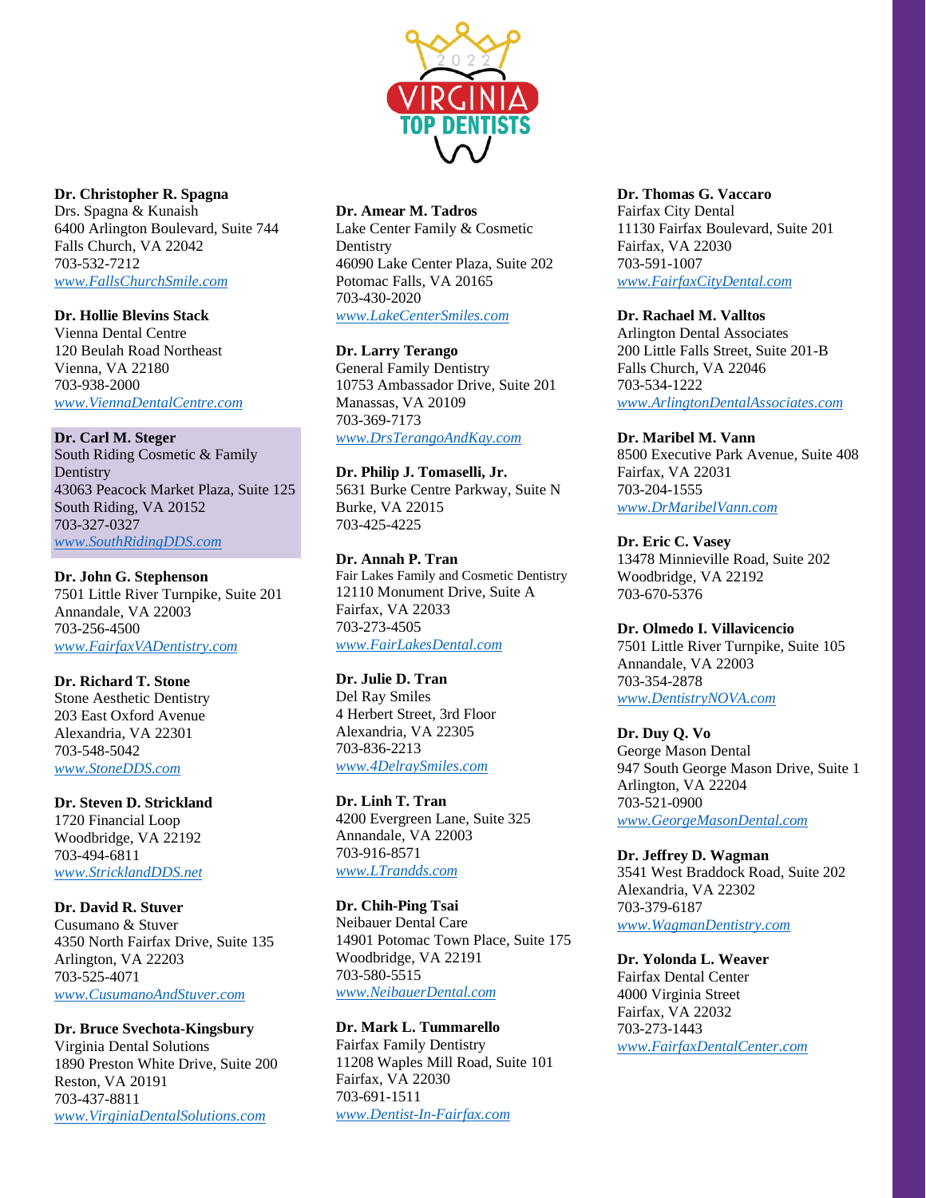**Dr. Christopher R. Spagna**
Drs. Spagna & Kunaish
6400 Arlington Boulevard, Suite 744
Falls Church, VA 22042
703-532-7212
*www.FallsChurchSmile.com*

**Dr. Hollie Blevins Stack**
Vienna Dental Centre
120 Beulah Road Northeast
Vienna, VA 22180
703-938-2000
*www.ViennaDentalCentre.com*

**Dr. Carl M. Steger**
South Riding Cosmetic & Family Dentistry
43063 Peacock Market Plaza, Suite 125
South Riding, VA 20152
703-327-0327
*www.SouthRidingDDS.com*

**Dr. John G. Stephenson**
7501 Little River Turnpike, Suite 201
Annandale, VA 22003
703-256-4500
*www.FairfaxVADentistry.com*

**Dr. Richard T. Stone**
Stone Aesthetic Dentistry
203 East Oxford Avenue
Alexandria, VA 22301
703-548-5042
*www.StoneDDS.com*

**Dr. Steven D. Strickland**
1720 Financial Loop
Woodbridge, VA 22192
703-494-6811
*www.StricklandDDS.net*

**Dr. David R. Stuver**
Cusumano & Stuver
4350 North Fairfax Drive, Suite 135
Arlington, VA 22203
703-525-4071
*www.CusumanoAndStuver.com*

**Dr. Bruce Svechota-Kingsbury**
Virginia Dental Solutions
1890 Preston White Drive, Suite 200
Reston, VA 20191
703-437-8811
*www.VirginiaDentalSolutions.com*

**Dr. Amear M. Tadros**
Lake Center Family & Cosmetic Dentistry
46090 Lake Center Plaza, Suite 202
Potomac Falls, VA 20165
703-430-2020
*www.LakeCenterSmiles.com*

**Dr. Larry Terango**
General Family Dentistry
10753 Ambassador Drive, Suite 201
Manassas, VA 20109
703-369-7173
*www.DrsTerangoAndKay.com*

**Dr. Philip J. Tomaselli, Jr.**
5631 Burke Centre Parkway, Suite N
Burke, VA 22015
703-425-4225

**Dr. Annah P. Tran**
Fair Lakes Family and Cosmetic Dentistry
12110 Monument Drive, Suite A
Fairfax, VA 22033
703-273-4505
*www.FairLakesDental.com*

**Dr. Julie D. Tran**
Del Ray Smiles
4 Herbert Street, 3rd Floor
Alexandria, VA 22305
703-836-2213
*www.4DelraySmiles.com*

**Dr. Linh T. Tran**
4200 Evergreen Lane, Suite 325
Annandale, VA 22003
703-916-8571
*www.LTrandds.com*

**Dr. Chih-Ping Tsai**
Neibauer Dental Care
14901 Potomac Town Place, Suite 175
Woodbridge, VA 22191
703-580-5515
*www.NeibauerDental.com*

**Dr. Mark L. Tummarello**
Fairfax Family Dentistry
11208 Waples Mill Road, Suite 101
Fairfax, VA 22030
703-691-1511
*www.Dentist-In-Fairfax.com*

**Dr. Thomas G. Vaccaro**
Fairfax City Dental
11130 Fairfax Boulevard, Suite 201
Fairfax, VA 22030
703-591-1007
*www.FairfaxCityDental.com*

**Dr. Rachael M. Valltos**
Arlington Dental Associates
200 Little Falls Street, Suite 201-B
Falls Church, VA 22046
703-534-1222
*www.ArlingtonDentalAssociates.com*

**Dr. Maribel M. Vann**
8500 Executive Park Avenue, Suite 408
Fairfax, VA 22031
703-204-1555
*www.DrMaribelVann.com*

**Dr. Eric C. Vasey**
13478 Minnieville Road, Suite 202
Woodbridge, VA 22192
703-670-5376

**Dr. Olmedo I. Villavicencio**
7501 Little River Turnpike, Suite 105
Annandale, VA 22003
703-354-2878
*www.DentistryNOVA.com*

**Dr. Duy Q. Vo**
George Mason Dental
947 South George Mason Drive, Suite 1
Arlington, VA 22204
703-521-0900
*www.GeorgeMasonDental.com*

**Dr. Jeffrey D. Wagman**
3541 West Braddock Road, Suite 202
Alexandria, VA 22302
703-379-6187
*www.WagmanDentistry.com*

**Dr. Yolonda L. Weaver**
Fairfax Dental Center
4000 Virginia Street
Fairfax, VA 22032
703-273-1443
*www.FairfaxDentalCenter.com*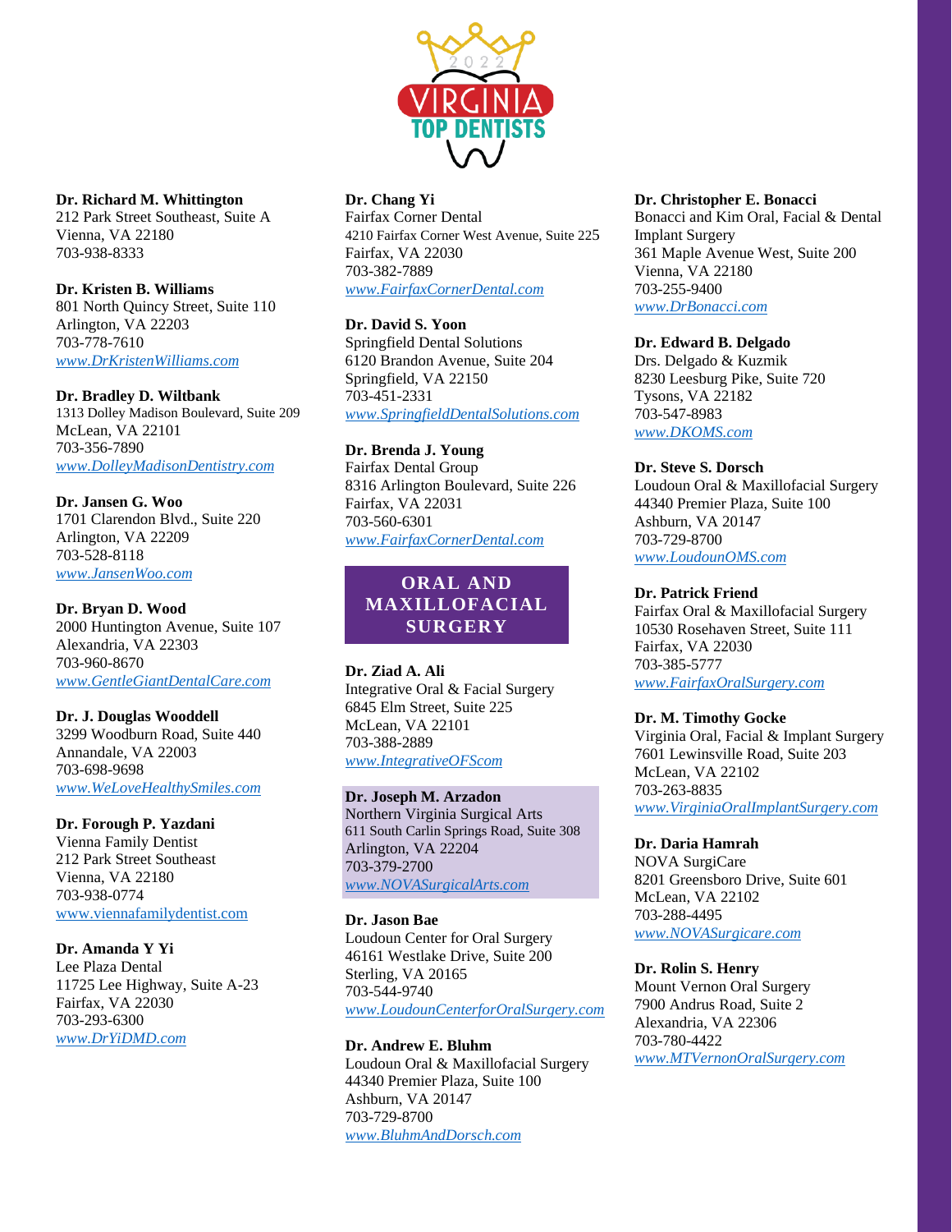**Dr. Richard M. Whittington**
212 Park Street Southeast, Suite A
Vienna, VA 22180
703-938-8333

**Dr. Kristen B. Williams**
801 North Quincy Street, Suite 110
Arlington, VA 22203
703-778-7610
*www.DrKristenWilliams.com*

**Dr. Bradley D. Wiltbank**
1313 Dolley Madison Boulevard, Suite 209
McLean, VA 22101
703-356-7890
*www.DolleyMadisonDentistry.com*

**Dr. Jansen G. Woo**
1701 Clarendon Blvd., Suite 220
Arlington, VA 22209
703-528-8118
*www.JansenWoo.com*

**Dr. Bryan D. Wood**
2000 Huntington Avenue, Suite 107
Alexandria, VA 22303
703-960-8670
*www.GentleGiantDentalCare.com*

**Dr. J. Douglas Wooddell**
3299 Woodburn Road, Suite 440
Annandale, VA 22003
703-698-9698
*www.WeLoveHealthySmiles.com*

**Dr. Forough P. Yazdani**
Vienna Family Dentist
212 Park Street Southeast
Vienna, VA 22180
703-938-0774
www.viennafamilydentist.com

**Dr. Amanda Y Yi**
Lee Plaza Dental
11725 Lee Highway, Suite A-23
Fairfax, VA 22030
703-293-6300
*www.DrYiDMD.com*

**Dr. Chang Yi**
Fairfax Corner Dental
4210 Fairfax Corner West Avenue, Suite 225
Fairfax, VA 22030
703-382-7889
*www.FairfaxCornerDental.com*

**Dr. David S. Yoon**
Springfield Dental Solutions
6120 Brandon Avenue, Suite 204
Springfield, VA 22150
703-451-2331
*www.SpringfieldDentalSolutions.com*

**Dr. Brenda J. Young**
Fairfax Dental Group
8316 Arlington Boulevard, Suite 226
Fairfax, VA 22031
703-560-6301
*www.FairfaxCornerDental.com*

## ORAL AND MAXILLOFACIAL SURGERY

**Dr. Ziad A. Ali**
Integrative Oral & Facial Surgery
6845 Elm Street, Suite 225
McLean, VA 22101
703-388-2889
*www.IntegrativeOFScom*

**Dr. Joseph M. Arzadon**
Northern Virginia Surgical Arts
611 South Carlin Springs Road, Suite 308
Arlington, VA 22204
703-379-2700
*www.NOVASurgicalArts.com*

**Dr. Jason Bae**
Loudoun Center for Oral Surgery
46161 Westlake Drive, Suite 200
Sterling, VA 20165
703-544-9740
*www.LoudounCenterforOralSurgery.com*

**Dr. Andrew E. Bluhm**
Loudoun Oral & Maxillofacial Surgery
44340 Premier Plaza, Suite 100
Ashburn, VA 20147
703-729-8700
*www.BluhmAndDorsch.com*

**Dr. Christopher E. Bonacci**
Bonacci and Kim Oral, Facial & Dental Implant Surgery
361 Maple Avenue West, Suite 200
Vienna, VA 22180
703-255-9400
*www.DrBonacci.com*

**Dr. Edward B. Delgado**
Drs. Delgado & Kuzmik
8230 Leesburg Pike, Suite 720
Tysons, VA 22182
703-547-8983
*www.DKOMS.com*

**Dr. Steve S. Dorsch**
Loudoun Oral & Maxillofacial Surgery
44340 Premier Plaza, Suite 100
Ashburn, VA 20147
703-729-8700
*www.LoudounOMS.com*

**Dr. Patrick Friend**
Fairfax Oral & Maxillofacial Surgery
10530 Rosehaven Street, Suite 111
Fairfax, VA 22030
703-385-5777
*www.FairfaxOralSurgery.com*

**Dr. M. Timothy Gocke**
Virginia Oral, Facial & Implant Surgery
7601 Lewinsville Road, Suite 203
McLean, VA 22102
703-263-8835
*www.VirginiaOralImplantSurgery.com*

**Dr. Daria Hamrah**
NOVA SurgiCare
8201 Greensboro Drive, Suite 601
McLean, VA 22102
703-288-4495
*www.NOVASurgicare.com*

**Dr. Rolin S. Henry**
Mount Vernon Oral Surgery
7900 Andrus Road, Suite 2
Alexandria, VA 22306
703-780-4422
*www.MTVernonOralSurgery.com*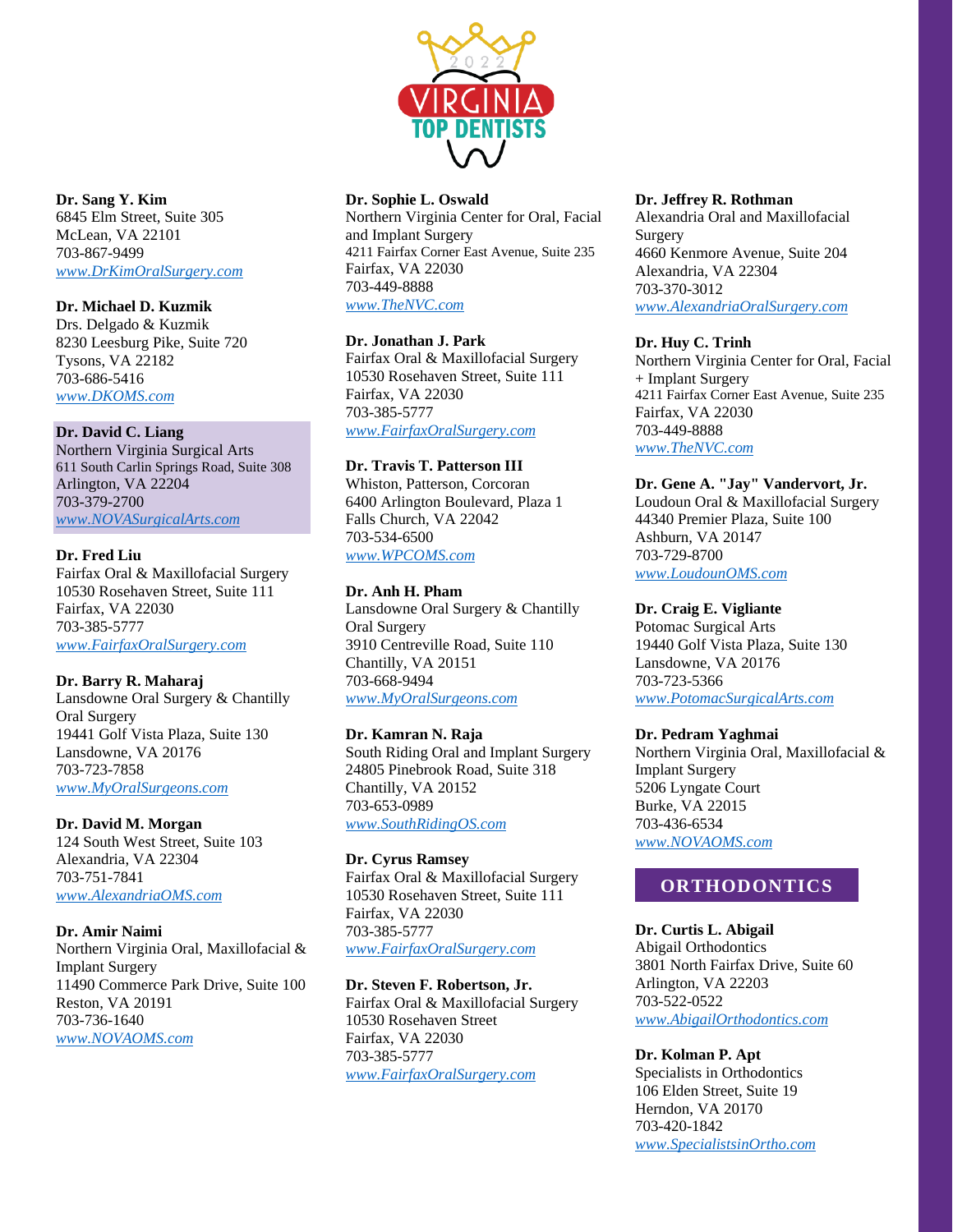**Dr. Sang Y. Kim**
6845 Elm Street, Suite 305
McLean, VA 22101
703-867-9499
*www.DrKimOralSurgery.com*

**Dr. Michael D. Kuzmik**
Drs. Delgado & Kuzmik
8230 Leesburg Pike, Suite 720
Tysons, VA 22182
703-686-5416
*www.DKOMS.com*

**Dr. David C. Liang**
Northern Virginia Surgical Arts
611 South Carlin Springs Road, Suite 308
Arlington, VA 22204
703-379-2700
*www.NOVASurgicalArts.com*

**Dr. Fred Liu**
Fairfax Oral & Maxillofacial Surgery
10530 Rosehaven Street, Suite 111
Fairfax, VA 22030
703-385-5777
*www.FairfaxOralSurgery.com*

**Dr. Barry R. Maharaj**
Lansdowne Oral Surgery & Chantilly Oral Surgery
19441 Golf Vista Plaza, Suite 130
Lansdowne, VA 20176
703-723-7858
*www.MyOralSurgeons.com*

**Dr. David M. Morgan**
124 South West Street, Suite 103
Alexandria, VA 22304
703-751-7841
*www.AlexandriaOMS.com*

**Dr. Amir Naimi**
Northern Virginia Oral, Maxillofacial & Implant Surgery
11490 Commerce Park Drive, Suite 100
Reston, VA 20191
703-736-1640
*www.NOVAOMS.com*

**Dr. Sophie L. Oswald**
Northern Virginia Center for Oral, Facial and Implant Surgery
4211 Fairfax Corner East Avenue, Suite 235
Fairfax, VA 22030
703-449-8888
*www.TheNVC.com*

**Dr. Jonathan J. Park**
Fairfax Oral & Maxillofacial Surgery
10530 Rosehaven Street, Suite 111
Fairfax, VA 22030
703-385-5777
*www.FairfaxOralSurgery.com*

**Dr. Travis T. Patterson III**
Whiston, Patterson, Corcoran
6400 Arlington Boulevard, Plaza 1
Falls Church, VA 22042
703-534-6500
*www.WPCOMS.com*

**Dr. Anh H. Pham**
Lansdowne Oral Surgery & Chantilly Oral Surgery
3910 Centreville Road, Suite 110
Chantilly, VA 20151
703-668-9494
*www.MyOralSurgeons.com*

**Dr. Kamran N. Raja**
South Riding Oral and Implant Surgery
24805 Pinebrook Road, Suite 318
Chantilly, VA 20152
703-653-0989
*www.SouthRidingOS.com*

**Dr. Cyrus Ramsey**
Fairfax Oral & Maxillofacial Surgery
10530 Rosehaven Street, Suite 111
Fairfax, VA 22030
703-385-5777
*www.FairfaxOralSurgery.com*

**Dr. Steven F. Robertson, Jr.**
Fairfax Oral & Maxillofacial Surgery
10530 Rosehaven Street
Fairfax, VA 22030
703-385-5777
*www.FairfaxOralSurgery.com*

**Dr. Jeffrey R. Rothman**
Alexandria Oral and Maxillofacial Surgery
4660 Kenmore Avenue, Suite 204
Alexandria, VA 22304
703-370-3012
*www.AlexandriaOralSurgery.com*

**Dr. Huy C. Trinh**
Northern Virginia Center for Oral, Facial + Implant Surgery
4211 Fairfax Corner East Avenue, Suite 235
Fairfax, VA 22030
703-449-8888
*www.TheNVC.com*

**Dr. Gene A. "Jay" Vandervort, Jr.**
Loudoun Oral & Maxillofacial Surgery
44340 Premier Plaza, Suite 100
Ashburn, VA 20147
703-729-8700
*www.LoudounOMS.com*

**Dr. Craig E. Vigliante**
Potomac Surgical Arts
19440 Golf Vista Plaza, Suite 130
Lansdowne, VA 20176
703-723-5366
*www.PotomacSurgicalArts.com*

**Dr. Pedram Yaghmai**
Northern Virginia Oral, Maxillofacial & Implant Surgery
5206 Lyngate Court
Burke, VA 22015
703-436-6534
*www.NOVAOMS.com*

## ORTHODONTICS

**Dr. Curtis L. Abigail**
Abigail Orthodontics
3801 North Fairfax Drive, Suite 60
Arlington, VA 22203
703-522-0522
*www.AbigailOrthodontics.com*

**Dr. Kolman P. Apt**
Specialists in Orthodontics
106 Elden Street, Suite 19
Herndon, VA 20170
703-420-1842
*www.SpecialistsinOrtho.com*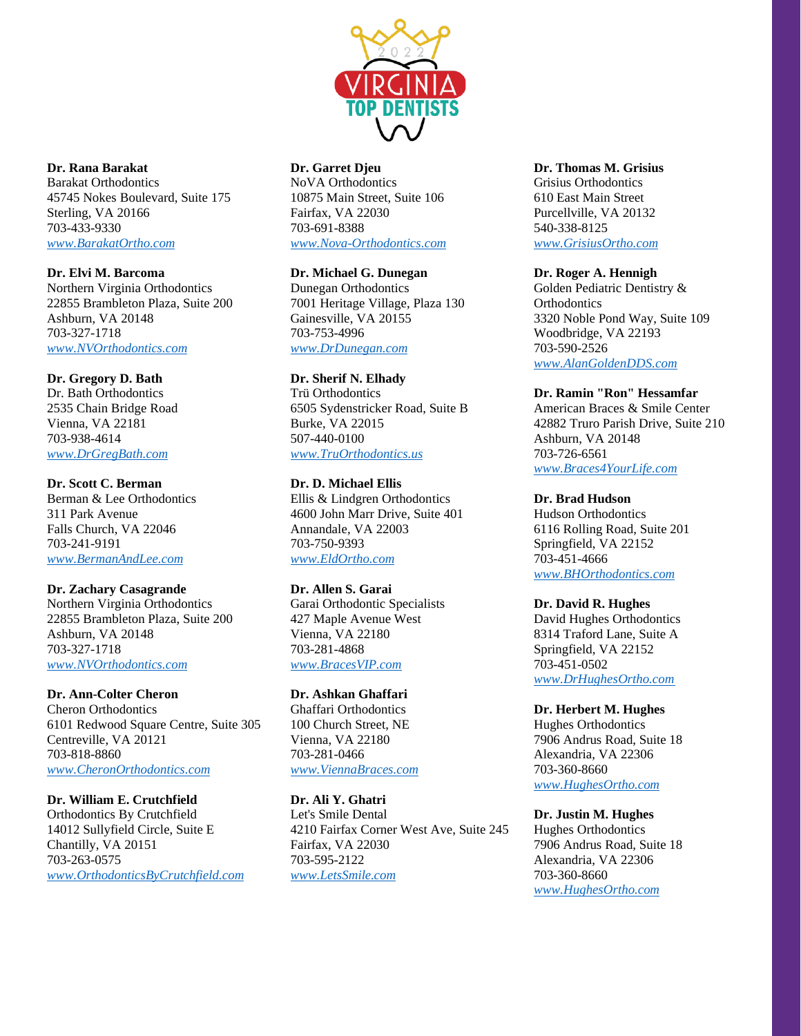**Dr. Rana Barakat**
Barakat Orthodontics
45745 Nokes Boulevard, Suite 175
Sterling, VA 20166
703-433-9330
*www.BarakatOrtho.com*

**Dr. Elvi M. Barcoma**
Northern Virginia Orthodontics
22855 Brambleton Plaza, Suite 200
Ashburn, VA 20148
703-327-1718
*www.NVOrthodontics.com*

**Dr. Gregory D. Bath**
Dr. Bath Orthodontics
2535 Chain Bridge Road
Vienna, VA 22181
703-938-4614
*www.DrGregBath.com*

**Dr. Scott C. Berman**
Berman & Lee Orthodontics
311 Park Avenue
Falls Church, VA 22046
703-241-9191
*www.BermanAndLee.com*

**Dr. Zachary Casagrande**
Northern Virginia Orthodontics
22855 Brambleton Plaza, Suite 200
Ashburn, VA 20148
703-327-1718
*www.NVOrthodontics.com*

**Dr. Ann-Colter Cheron**
Cheron Orthodontics
6101 Redwood Square Centre, Suite 305
Centreville, VA 20121
703-818-8860
*www.CheronOrthodontics.com*

**Dr. William E. Crutchfield**
Orthodontics By Crutchfield
14012 Sullyfield Circle, Suite E
Chantilly, VA 20151
703-263-0575
*www.OrthodonticsByCrutchfield.com*

**Dr. Garret Djeu**
NoVA Orthodontics
10875 Main Street, Suite 106
Fairfax, VA 22030
703-691-8388
*www.Nova-Orthodontics.com*

**Dr. Michael G. Dunegan**
Dunegan Orthodontics
7001 Heritage Village, Plaza 130
Gainesville, VA 20155
703-753-4996
*www.DrDunegan.com*

**Dr. Sherif N. Elhady**
Trü Orthodontics
6505 Sydenstricker Road, Suite B
Burke, VA 22015
507-440-0100
*www.TruOrthodontics.us*

**Dr. D. Michael Ellis**
Ellis & Lindgren Orthodontics
4600 John Marr Drive, Suite 401
Annandale, VA 22003
703-750-9393
*www.EldOrtho.com*

**Dr. Allen S. Garai**
Garai Orthodontic Specialists
427 Maple Avenue West
Vienna, VA 22180
703-281-4868
*www.BracesVIP.com*

**Dr. Ashkan Ghaffari**
Ghaffari Orthodontics
100 Church Street, NE
Vienna, VA 22180
703-281-0466
*www.ViennaBraces.com*

**Dr. Ali Y. Ghatri**
Let's Smile Dental
4210 Fairfax Corner West Ave, Suite 245
Fairfax, VA 22030
703-595-2122
*www.LetsSmile.com*

**Dr. Thomas M. Grisius**
Grisius Orthodontics
610 East Main Street
Purcellville, VA 20132
540-338-8125
*www.GrisiusOrtho.com*

**Dr. Roger A. Hennigh**
Golden Pediatric Dentistry & Orthodontics
3320 Noble Pond Way, Suite 109
Woodbridge, VA 22193
703-590-2526
*www.AlanGoldenDDS.com*

**Dr. Ramin "Ron" Hessamfar**
American Braces & Smile Center
42882 Truro Parish Drive, Suite 210
Ashburn, VA 20148
703-726-6561
*www.Braces4YourLife.com*

**Dr. Brad Hudson**
Hudson Orthodontics
6116 Rolling Road, Suite 201
Springfield, VA 22152
703-451-4666
*www.BHOrthodontics.com*

**Dr. David R. Hughes**
David Hughes Orthodontics
8314 Traford Lane, Suite A
Springfield, VA 22152
703-451-0502
*www.DrHughesOrtho.com*

**Dr. Herbert M. Hughes**
Hughes Orthodontics
7906 Andrus Road, Suite 18
Alexandria, VA 22306
703-360-8660
*www.HughesOrtho.com*

**Dr. Justin M. Hughes**
Hughes Orthodontics
7906 Andrus Road, Suite 18
Alexandria, VA 22306
703-360-8660
*www.HughesOrtho.com*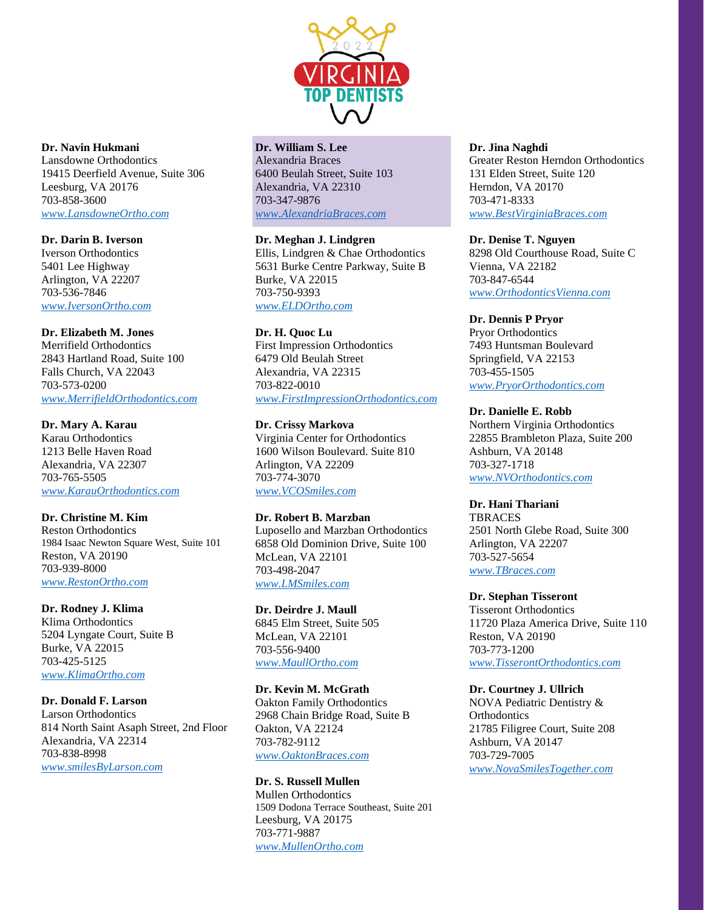**Dr. Navin Hukmani**
Lansdowne Orthodontics
19415 Deerfield Avenue, Suite 306
Leesburg, VA 20176
703-858-3600
*www.LansdowneOrtho.com*

**Dr. Darin B. Iverson**
Iverson Orthodontics
5401 Lee Highway
Arlington, VA 22207
703-536-7846
*www.IversonOrtho.com*

**Dr. Elizabeth M. Jones**
Merrifield Orthodontics
2843 Hartland Road, Suite 100
Falls Church, VA 22043
703-573-0200
*www.MerrifieldOrthodontics.com*

**Dr. Mary A. Karau**
Karau Orthodontics
1213 Belle Haven Road
Alexandria, VA 22307
703-765-5505
*www.KarauOrthodontics.com*

**Dr. Christine M. Kim**
Reston Orthodontics
1984 Isaac Newton Square West, Suite 101
Reston, VA 20190
703-939-8000
*www.RestonOrtho.com*

**Dr. Rodney J. Klima**
Klima Orthodontics
5204 Lyngate Court, Suite B
Burke, VA 22015
703-425-5125
*www.KlimaOrtho.com*

**Dr. Donald F. Larson**
Larson Orthodontics
814 North Saint Asaph Street, 2nd Floor
Alexandria, VA 22314
703-838-8998
*www.smilesByLarson.com*

**Dr. William S. Lee**
Alexandria Braces
6400 Beulah Street, Suite 103
Alexandria, VA 22310
703-347-9876
*www.AlexandriaBraces.com*

**Dr. Meghan J. Lindgren**
Ellis, Lindgren & Chae Orthodontics
5631 Burke Centre Parkway, Suite B
Burke, VA 22015
703-750-9393
*www.ELDOrtho.com*

**Dr. H. Quoc Lu**
First Impression Orthodontics
6479 Old Beulah Street
Alexandria, VA 22315
703-822-0010
*www.FirstImpressionOrthodontics.com*

**Dr. Crissy Markova**
Virginia Center for Orthodontics
1600 Wilson Boulevard. Suite 810
Arlington, VA 22209
703-774-3070
*www.VCOSmiles.com*

**Dr. Robert B. Marzban**
Luposello and Marzban Orthodontics
6858 Old Dominion Drive, Suite 100
McLean, VA 22101
703-498-2047
*www.LMSmiles.com*

**Dr. Deirdre J. Maull**
6845 Elm Street, Suite 505
McLean, VA 22101
703-556-9400
*www.MaullOrtho.com*

**Dr. Kevin M. McGrath**
Oakton Family Orthodontics
2968 Chain Bridge Road, Suite B
Oakton, VA 22124
703-782-9112
*www.OaktonBraces.com*

**Dr. S. Russell Mullen**
Mullen Orthodontics
1509 Dodona Terrace Southeast, Suite 201
Leesburg, VA 20175
703-771-9887
*www.MullenOrtho.com*

**Dr. Jina Naghdi**
Greater Reston Herndon Orthodontics
131 Elden Street, Suite 120
Herndon, VA 20170
703-471-8333
*www.BestVirginiaBraces.com*

**Dr. Denise T. Nguyen**
8298 Old Courthouse Road, Suite C
Vienna, VA 22182
703-847-6544
*www.OrthodonticsVienna.com*

**Dr. Dennis P Pryor**
Pryor Orthodontics
7493 Huntsman Boulevard
Springfield, VA 22153
703-455-1505
*www.PryorOrthodontics.com*

**Dr. Danielle E. Robb**
Northern Virginia Orthodontics
22855 Brambleton Plaza, Suite 200
Ashburn, VA 20148
703-327-1718
*www.NVOrthodontics.com*

**Dr. Hani Thariani**
TBRACES
2501 North Glebe Road, Suite 300
Arlington, VA 22207
703-527-5654
*www.TBraces.com*

**Dr. Stephan Tisseront**
Tisseront Orthodontics
11720 Plaza America Drive, Suite 110
Reston, VA 20190
703-773-1200
*www.TisserontOrthodontics.com*

**Dr. Courtney J. Ullrich**
NOVA Pediatric Dentistry & Orthodontics
21785 Filigree Court, Suite 208
Ashburn, VA 20147
703-729-7005
*www.NovaSmilesTogether.com*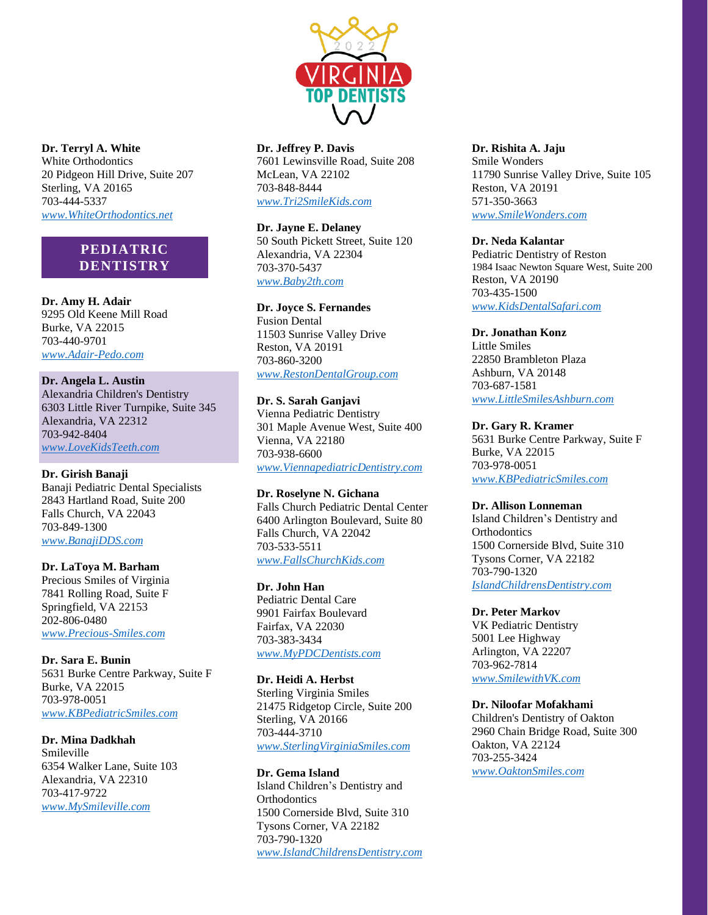**Dr. Terryl A. White**
White Orthodontics
20 Pidgeon Hill Drive, Suite 207
Sterling, VA 20165
703-444-5337
*www.WhiteOrthodontics.net*

## PEDIATRIC DENTISTRY

**Dr. Amy H. Adair**
9295 Old Keene Mill Road
Burke, VA 22015
703-440-9701
*www.Adair-Pedo.com*

**Dr. Angela L. Austin**
Alexandria Children's Dentistry
6303 Little River Turnpike, Suite 345
Alexandria, VA 22312
703-942-8404
*www.LoveKidsTeeth.com*

**Dr. Girish Banaji**
Banaji Pediatric Dental Specialists
2843 Hartland Road, Suite 200
Falls Church, VA 22043
703-849-1300
*www.BanajiDDS.com*

**Dr. LaToya M. Barham**
Precious Smiles of Virginia
7841 Rolling Road, Suite F
Springfield, VA 22153
202-806-0480
*www.Precious-Smiles.com*

**Dr. Sara E. Bunin**
5631 Burke Centre Parkway, Suite F
Burke, VA 22015
703-978-0051
*www.KBPediatricSmiles.com*

**Dr. Mina Dadkhah**
Smileville
6354 Walker Lane, Suite 103
Alexandria, VA 22310
703-417-9722
*www.MySmileville.com*

**Dr. Jeffrey P. Davis**
7601 Lewinsville Road, Suite 208
McLean, VA 22102
703-848-8444
*www.Tri2SmileKids.com*

**Dr. Jayne E. Delaney**
50 South Pickett Street, Suite 120
Alexandria, VA 22304
703-370-5437
*www.Baby2th.com*

**Dr. Joyce S. Fernandes**
Fusion Dental
11503 Sunrise Valley Drive
Reston, VA 20191
703-860-3200
*www.RestonDentalGroup.com*

**Dr. S. Sarah Ganjavi**
Vienna Pediatric Dentistry
301 Maple Avenue West, Suite 400
Vienna, VA 22180
703-938-6600
*www.ViennapediatricDentistry.com*

**Dr. Roselyne N. Gichana**
Falls Church Pediatric Dental Center
6400 Arlington Boulevard, Suite 80
Falls Church, VA 22042
703-533-5511
*www.FallsChurchKids.com*

**Dr. John Han**
Pediatric Dental Care
9901 Fairfax Boulevard
Fairfax, VA 22030
703-383-3434
*www.MyPDCDentists.com*

**Dr. Heidi A. Herbst**
Sterling Virginia Smiles
21475 Ridgetop Circle, Suite 200
Sterling, VA 20166
703-444-3710
*www.SterlingVirginiaSmiles.com*

**Dr. Gema Island**
Island Children's Dentistry and Orthodontics
1500 Cornerside Blvd, Suite 310
Tysons Corner, VA 22182
703-790-1320
*www.IslandChildrensDentistry.com*

**Dr. Rishita A. Jaju**
Smile Wonders
11790 Sunrise Valley Drive, Suite 105
Reston, VA 20191
571-350-3663
*www.SmileWonders.com*

**Dr. Neda Kalantar**
Pediatric Dentistry of Reston
1984 Isaac Newton Square West, Suite 200
Reston, VA 20190
703-435-1500
*www.KidsDentalSafari.com*

**Dr. Jonathan Konz**
Little Smiles
22850 Brambleton Plaza
Ashburn, VA 20148
703-687-1581
*www.LittleSmilesAshburn.com*

**Dr. Gary R. Kramer**
5631 Burke Centre Parkway, Suite F
Burke, VA 22015
703-978-0051
*www.KBPediatricSmiles.com*

**Dr. Allison Lonneman**
Island Children's Dentistry and Orthodontics
1500 Cornerside Blvd, Suite 310
Tysons Corner, VA 22182
703-790-1320
*IslandChildrensDentistry.com*

**Dr. Peter Markov**
VK Pediatric Dentistry
5001 Lee Highway
Arlington, VA 22207
703-962-7814
*www.SmilewithVK.com*

**Dr. Niloofar Mofakhami**
Children's Dentistry of Oakton
2960 Chain Bridge Road, Suite 300
Oakton, VA 22124
703-255-3424
*www.OaktonSmiles.com*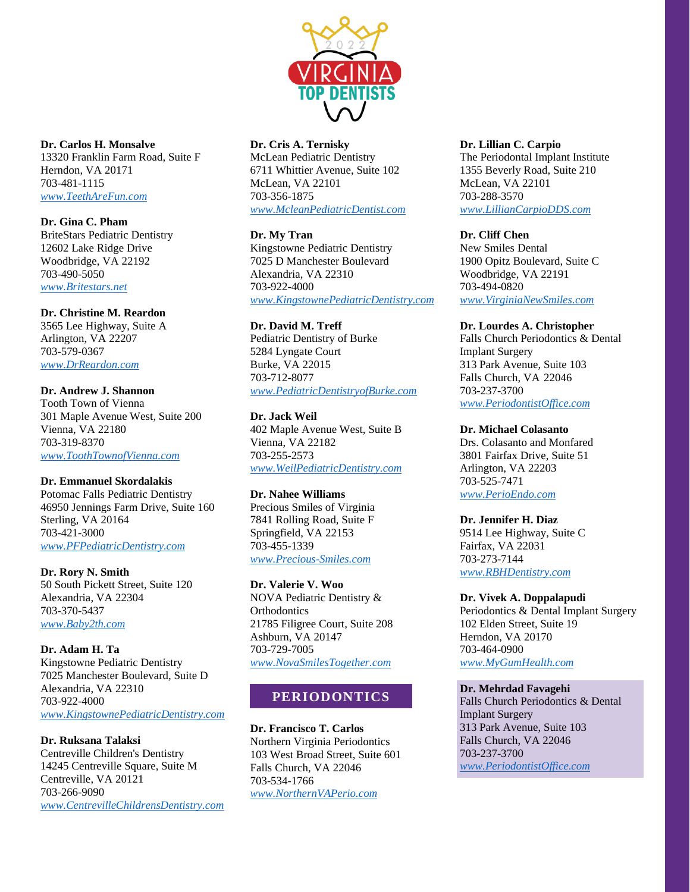**Dr. Carlos H. Monsalve**
13320 Franklin Farm Road, Suite F
Herndon, VA 20171
703-481-1115
*www.TeethAreFun.com*

**Dr. Gina C. Pham**
BriteStars Pediatric Dentistry
12602 Lake Ridge Drive
Woodbridge, VA 22192
703-490-5050
*www.Britestars.net*

**Dr. Christine M. Reardon**
3565 Lee Highway, Suite A
Arlington, VA 22207
703-579-0367
*www.DrReardon.com*

**Dr. Andrew J. Shannon**
Tooth Town of Vienna
301 Maple Avenue West, Suite 200
Vienna, VA 22180
703-319-8370
*www.ToothTownofVienna.com*

**Dr. Emmanuel Skordalakis**
Potomac Falls Pediatric Dentistry
46950 Jennings Farm Drive, Suite 160
Sterling, VA 20164
703-421-3000
*www.PFPediatricDentistry.com*

**Dr. Rory N. Smith**
50 South Pickett Street, Suite 120
Alexandria, VA 22304
703-370-5437
*www.Baby2th.com*

**Dr. Adam H. Ta**
Kingstowne Pediatric Dentistry
7025 Manchester Boulevard, Suite D
Alexandria, VA 22310
703-922-4000
*www.KingstownePediatricDentistry.com*

**Dr. Ruksana Talaksi**
Centreville Children's Dentistry
14245 Centreville Square, Suite M
Centreville, VA 20121
703-266-9090
*www.CentrevilleChildrensDentistry.com*

**Dr. Cris A. Ternisky**
McLean Pediatric Dentistry
6711 Whittier Avenue, Suite 102
McLean, VA 22101
703-356-1875
*www.McleanPediatricDentist.com*

**Dr. My Tran**
Kingstowne Pediatric Dentistry
7025 D Manchester Boulevard
Alexandria, VA 22310
703-922-4000
*www.KingstownePediatricDentistry.com*

**Dr. David M. Treff**
Pediatric Dentistry of Burke
5284 Lyngate Court
Burke, VA 22015
703-712-8077
*www.PediatricDentistryofBurke.com*

**Dr. Jack Weil**
402 Maple Avenue West, Suite B
Vienna, VA 22182
703-255-2573
*www.WeilPediatricDentistry.com*

**Dr. Nahee Williams**
Precious Smiles of Virginia
7841 Rolling Road, Suite F
Springfield, VA 22153
703-455-1339
*www.Precious-Smiles.com*

**Dr. Valerie V. Woo**
NOVA Pediatric Dentistry & Orthodontics
21785 Filigree Court, Suite 208
Ashburn, VA 20147
703-729-7005
*www.NovaSmilesTogether.com*

## PERIODONTICS

**Dr. Francisco T. Carlos**
Northern Virginia Periodontics
103 West Broad Street, Suite 601
Falls Church, VA 22046
703-534-1766
*www.NorthernVAPerio.com*

**Dr. Lillian C. Carpio**
The Periodontal Implant Institute
1355 Beverly Road, Suite 210
McLean, VA 22101
703-288-3570
*www.LillianCarpioDDS.com*

**Dr. Cliff Chen**
New Smiles Dental
1900 Opitz Boulevard, Suite C
Woodbridge, VA 22191
703-494-0820
*www.VirginiaNewSmiles.com*

**Dr. Lourdes A. Christopher**
Falls Church Periodontics & Dental Implant Surgery
313 Park Avenue, Suite 103
Falls Church, VA 22046
703-237-3700
*www.PeriodontistOffice.com*

**Dr. Michael Colasanto**
Drs. Colasanto and Monfared
3801 Fairfax Drive, Suite 51
Arlington, VA 22203
703-525-7471
*www.PerioEndo.com*

**Dr. Jennifer H. Diaz**
9514 Lee Highway, Suite C
Fairfax, VA 22031
703-273-7144
*www.RBHDentistry.com*

**Dr. Vivek A. Doppalapudi**
Periodontics & Dental Implant Surgery
102 Elden Street, Suite 19
Herndon, VA 20170
703-464-0900
*www.MyGumHealth.com*

**Dr. Mehrdad Favagehi**
Falls Church Periodontics & Dental Implant Surgery
313 Park Avenue, Suite 103
Falls Church, VA 22046
703-237-3700
*www.PeriodontistOffice.com*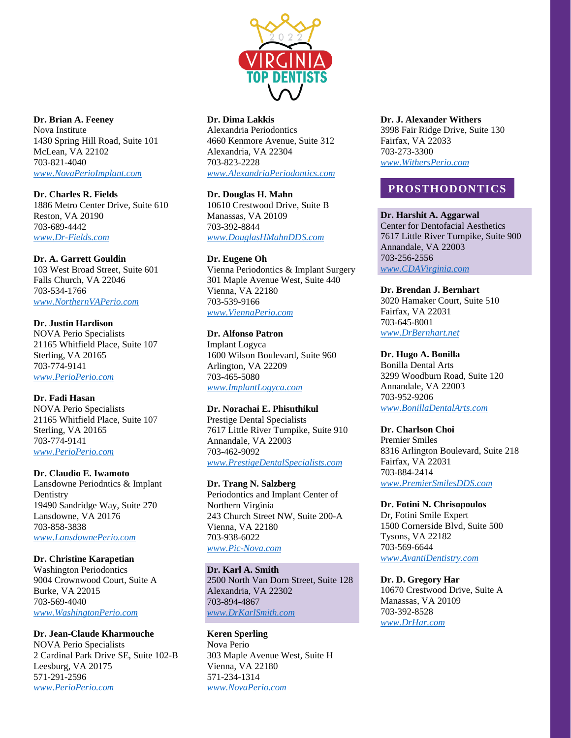**Dr. Brian A. Feeney**
Nova Institute
1430 Spring Hill Road, Suite 101
McLean, VA 22102
703-821-4040
*www.NovaPerioImplant.com*

**Dr. Charles R. Fields**
1886 Metro Center Drive, Suite 610
Reston, VA 20190
703-689-4442
*www.Dr-Fields.com*

**Dr. A. Garrett Gouldin**
103 West Broad Street, Suite 601
Falls Church, VA 22046
703-534-1766
*www.NorthernVAPerio.com*

**Dr. Justin Hardison**
NOVA Perio Specialists
21165 Whitfield Place, Suite 107
Sterling, VA 20165
703-774-9141
*www.PerioPerio.com*

**Dr. Fadi Hasan**
NOVA Perio Specialists
21165 Whitfield Place, Suite 107
Sterling, VA 20165
703-774-9141
*www.PerioPerio.com*

**Dr. Claudio E. Iwamoto**
Lansdowne Periodntics & Implant Dentistry
19490 Sandridge Way, Suite 270
Lansdowne, VA 20176
703-858-3838
*www.LansdownePerio.com*

**Dr. Christine Karapetian**
Washington Periodontics
9004 Crownwood Court, Suite A
Burke, VA 22015
703-569-4040
*www.WashingtonPerio.com*

**Dr. Jean-Claude Kharmouche**
NOVA Perio Specialists
2 Cardinal Park Drive SE, Suite 102-B
Leesburg, VA 20175
571-291-2596
*www.PerioPerio.com*

**Dr. Dima Lakkis**
Alexandria Periodontics
4660 Kenmore Avenue, Suite 312
Alexandria, VA 22304
703-823-2228
*www.AlexandriaPeriodontics.com*

**Dr. Douglas H. Mahn**
10610 Crestwood Drive, Suite B
Manassas, VA 20109
703-392-8844
*www.DouglasHMahnDDS.com*

**Dr. Eugene Oh**
Vienna Periodontics & Implant Surgery
301 Maple Avenue West, Suite 440
Vienna, VA 22180
703-539-9166
*www.ViennaPerio.com*

**Dr. Alfonso Patron**
Implant Logyca
1600 Wilson Boulevard, Suite 960
Arlington, VA 22209
703-465-5080
*www.ImplantLogyca.com*

**Dr. Norachai E. Phisuthikul**
Prestige Dental Specialists
7617 Little River Turnpike, Suite 910
Annandale, VA 22003
703-462-9092
*www.PrestigeDentalSpecialists.com*

**Dr. Trang N. Salzberg**
Periodontics and Implant Center of Northern Virginia
243 Church Street NW, Suite 200-A
Vienna, VA 22180
703-938-6022
*www.Pic-Nova.com*

**Dr. Karl A. Smith**
2500 North Van Dorn Street, Suite 128
Alexandria, VA 22302
703-894-4867
*www.DrKarlSmith.com*

**Keren Sperling**
Nova Perio
303 Maple Avenue West, Suite H
Vienna, VA 22180
571-234-1314
*www.NovaPerio.com*

**Dr. J. Alexander Withers**
3998 Fair Ridge Drive, Suite 130
Fairfax, VA 22033
703-273-3300
*www.WithersPerio.com*

## PROSTHODONTICS

**Dr. Harshit A. Aggarwal**
Center for Dentofacial Aesthetics
7617 Little River Turnpike, Suite 900
Annandale, VA 22003
703-256-2556
*www.CDAVirginia.com*

**Dr. Brendan J. Bernhart**
3020 Hamaker Court, Suite 510
Fairfax, VA 22031
703-645-8001
*www.DrBernhart.net*

**Dr. Hugo A. Bonilla**
Bonilla Dental Arts
3299 Woodburn Road, Suite 120
Annandale, VA 22003
703-952-9206
*www.BonillaDentalArts.com*

**Dr. Charlson Choi**
Premier Smiles
8316 Arlington Boulevard, Suite 218
Fairfax, VA 22031
703-884-2414
*www.PremierSmilesDDS.com*

**Dr. Fotini N. Chrisopoulos**
Dr, Fotini Smile Expert
1500 Cornerside Blvd, Suite 500
Tysons, VA 22182
703-569-6644
*www.AvantiDentistry.com*

**Dr. D. Gregory Har**
10670 Crestwood Drive, Suite A
Manassas, VA 20109
703-392-8528
*www.DrHar.com*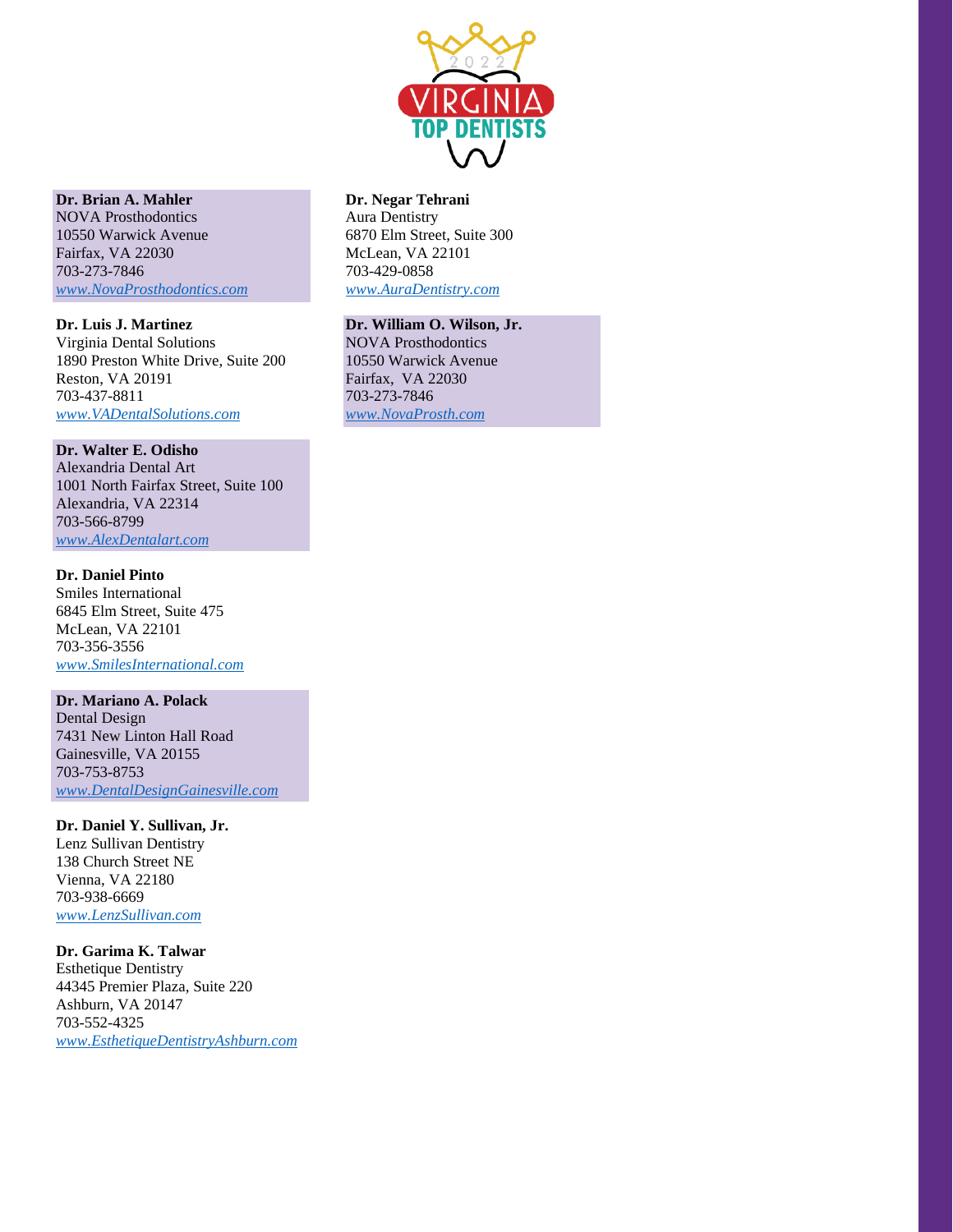**Dr. Brian A. Mahler**
NOVA Prosthodontics
10550 Warwick Avenue
Fairfax, VA 22030
703-273-7846
*www.NovaProsthodontics.com*

**Dr. Luis J. Martinez**
Virginia Dental Solutions
1890 Preston White Drive, Suite 200
Reston, VA 20191
703-437-8811
*www.VADentalSolutions.com*

**Dr. Walter E. Odisho**
Alexandria Dental Art
1001 North Fairfax Street, Suite 100
Alexandria, VA 22314
703-566-8799
*www.AlexDentalart.com*

**Dr. Daniel Pinto**
Smiles International
6845 Elm Street, Suite 475
McLean, VA 22101
703-356-3556
*www.SmilesInternational.com*

**Dr. Mariano A. Polack**
Dental Design
7431 New Linton Hall Road
Gainesville, VA 20155
703-753-8753
*www.DentalDesignGainesville.com*

**Dr. Daniel Y. Sullivan, Jr.**
Lenz Sullivan Dentistry
138 Church Street NE
Vienna, VA 22180
703-938-6669
*www.LenzSullivan.com*

**Dr. Garima K. Talwar**
Esthetique Dentistry
44345 Premier Plaza, Suite 220
Ashburn, VA 20147
703-552-4325
*www.EsthetiqueDentistryAshburn.com*

**Dr. Negar Tehrani**
Aura Dentistry
6870 Elm Street, Suite 300
McLean, VA 22101
703-429-0858
*www.AuraDentistry.com*

**Dr. William O. Wilson, Jr.**
NOVA Prosthodontics
10550 Warwick Avenue
Fairfax, VA 22030
703-273-7846
*www.NovaProsth.com*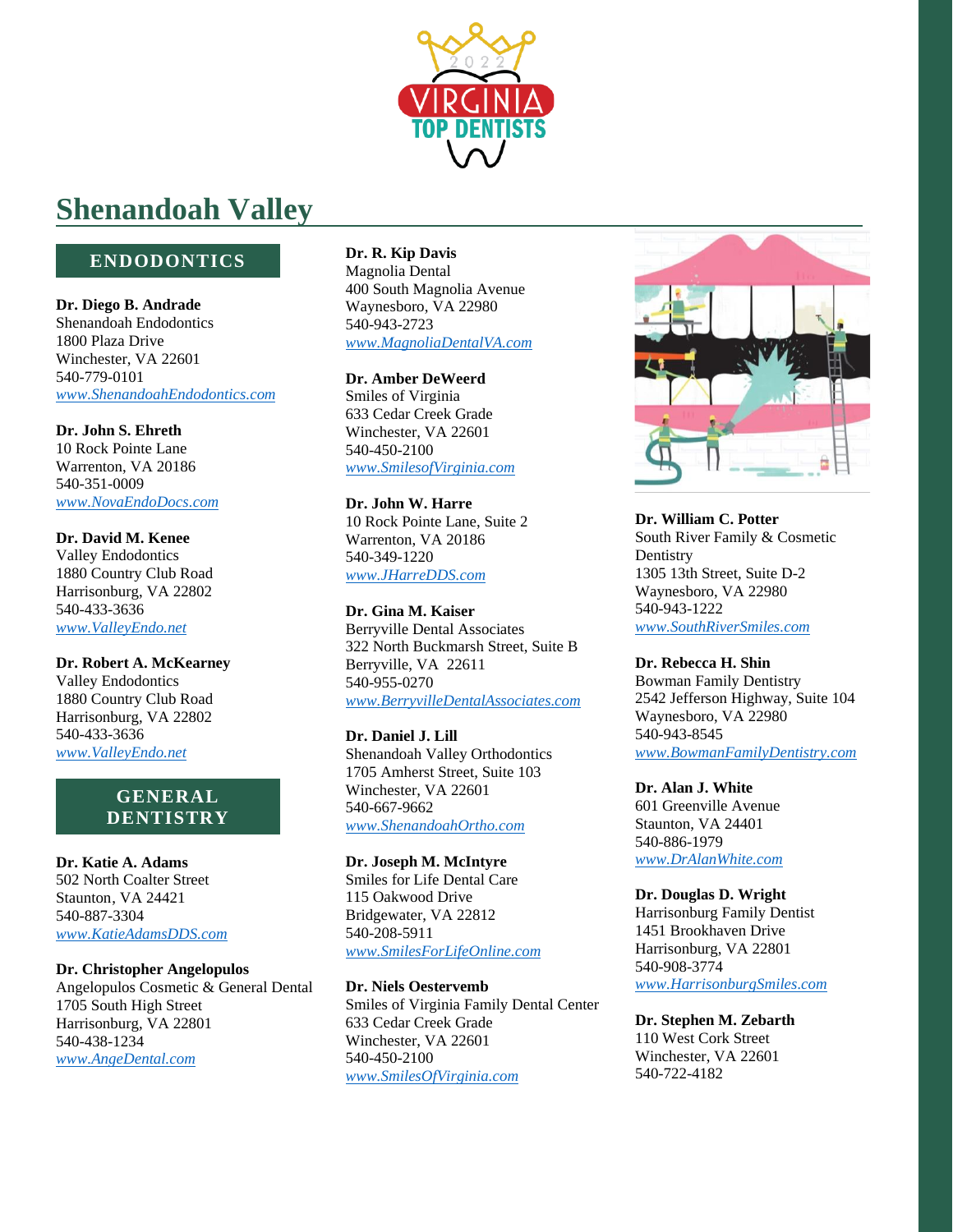# Shenandoah Valley

## ENDODONTICS

**Dr. Diego B. Andrade**
Shenandoah Endodontics
1800 Plaza Drive
Winchester, VA 22601
540-779-0101
*www.ShenandoahEndodontics.com*

**Dr. John S. Ehreth**
10 Rock Pointe Lane
Warrenton, VA 20186
540-351-0009
*www.NovaEndoDocs.com*

**Dr. David M. Kenee**
Valley Endodontics
1880 Country Club Road
Harrisonburg, VA 22802
540-433-3636
*www.ValleyEndo.net*

**Dr. Robert A. McKearney**
Valley Endodontics
1880 Country Club Road
Harrisonburg, VA 22802
540-433-3636
*www.ValleyEndo.net*

## GENERAL DENTISTRY

**Dr. Katie A. Adams**
502 North Coalter Street
Staunton, VA 24421
540-887-3304
*www.KatieAdamsDDS.com*

**Dr. Christopher Angelopulos**
Angelopulos Cosmetic & General Dental
1705 South High Street
Harrisonburg, VA 22801
540-438-1234
*www.AngeDental.com*

**Dr. R. Kip Davis**
Magnolia Dental
400 South Magnolia Avenue
Waynesboro, VA 22980
540-943-2723
*www.MagnoliaDentalVA.com*

**Dr. Amber DeWeerd**
Smiles of Virginia
633 Cedar Creek Grade
Winchester, VA 22601
540-450-2100
*www.SmilesofVirginia.com*

**Dr. John W. Harre**
10 Rock Pointe Lane, Suite 2
Warrenton, VA 20186
540-349-1220
*www.JHarreDDS.com*

**Dr. Gina M. Kaiser**
Berryville Dental Associates
322 North Buckmarsh Street, Suite B
Berryville, VA 22611
540-955-0270
*www.BerryvilleDentalAssociates.com*

**Dr. Daniel J. Lill**
Shenandoah Valley Orthodontics
1705 Amherst Street, Suite 103
Winchester, VA 22601
540-667-9662
*www.ShenandoahOrtho.com*

**Dr. Joseph M. McIntyre**
Smiles for Life Dental Care
115 Oakwood Drive
Bridgewater, VA 22812
540-208-5911
*www.SmilesForLifeOnline.com*

**Dr. Niels Oestervemb**
Smiles of Virginia Family Dental Center
633 Cedar Creek Grade
Winchester, VA 22601
540-450-2100
*www.SmilesOfVirginia.com*

**Dr. William C. Potter**
South River Family & Cosmetic Dentistry
1305 13th Street, Suite D-2
Waynesboro, VA 22980
540-943-1222
*www.SouthRiverSmiles.com*

**Dr. Rebecca H. Shin**
Bowman Family Dentistry
2542 Jefferson Highway, Suite 104
Waynesboro, VA 22980
540-943-8545
*www.BowmanFamilyDentistry.com*

**Dr. Alan J. White**
601 Greenville Avenue
Staunton, VA 24401
540-886-1979
*www.DrAlanWhite.com*

**Dr. Douglas D. Wright**
Harrisonburg Family Dentist
1451 Brookhaven Drive
Harrisonburg, VA 22801
540-908-3774
*www.HarrisonburgSmiles.com*

**Dr. Stephen M. Zebarth**
110 West Cork Street
Winchester, VA 22601
540-722-4182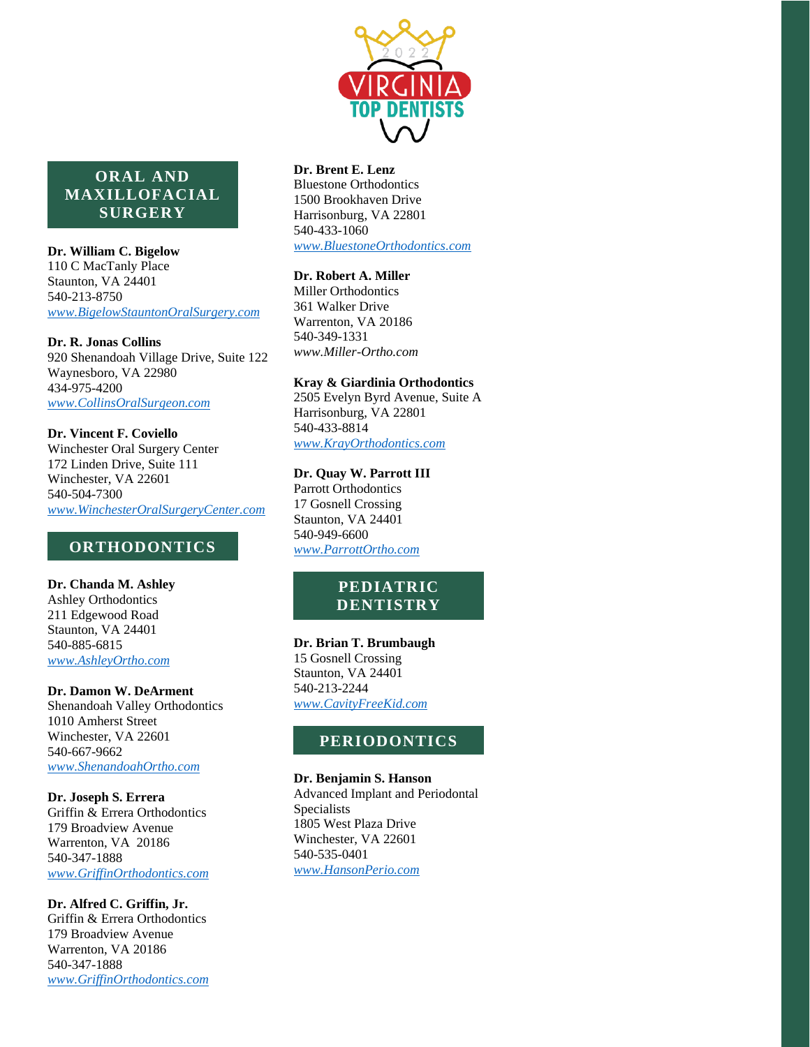## ORAL AND MAXILLOFACIAL SURGERY

**Dr. William C. Bigelow**
110 C MacTanly Place
Staunton, VA 24401
540-213-8750
*www.BigelowStauntonOralSurgery.com*

**Dr. R. Jonas Collins**
920 Shenandoah Village Drive, Suite 122
Waynesboro, VA 22980
434-975-4200
*www.CollinsOralSurgeon.com*

**Dr. Vincent F. Coviello**
Winchester Oral Surgery Center
172 Linden Drive, Suite 111
Winchester, VA 22601
540-504-7300
*www.WinchesterOralSurgeryCenter.com*

## ORTHODONTICS

**Dr. Chanda M. Ashley**
Ashley Orthodontics
211 Edgewood Road
Staunton, VA 24401
540-885-6815
*www.AshleyOrtho.com*

**Dr. Damon W. DeArment**
Shenandoah Valley Orthodontics
1010 Amherst Street
Winchester, VA 22601
540-667-9662
*www.ShenandoahOrtho.com*

**Dr. Joseph S. Errera**
Griffin & Errera Orthodontics
179 Broadview Avenue
Warrenton, VA 20186
540-347-1888
*www.GriffinOrthodontics.com*

**Dr. Alfred C. Griffin, Jr.**
Griffin & Errera Orthodontics
179 Broadview Avenue
Warrenton, VA 20186
540-347-1888
*www.GriffinOrthodontics.com*

**Dr. Brent E. Lenz**
Bluestone Orthodontics
1500 Brookhaven Drive
Harrisonburg, VA 22801
540-433-1060
*www.BluestoneOrthodontics.com*

**Dr. Robert A. Miller**
Miller Orthodontics
361 Walker Drive
Warrenton, VA 20186
540-349-1331
*www.Miller-Ortho.com*

**Kray & Giardinia Orthodontics**
2505 Evelyn Byrd Avenue, Suite A
Harrisonburg, VA 22801
540-433-8814
*www.KrayOrthodontics.com*

**Dr. Quay W. Parrott III**
Parrott Orthodontics
17 Gosnell Crossing
Staunton, VA 24401
540-949-6600
*www.ParrottOrtho.com*

## PEDIATRIC DENTISTRY

**Dr. Brian T. Brumbaugh**
15 Gosnell Crossing
Staunton, VA 24401
540-213-2244
*www.CavityFreeKid.com*

## PERIODONTICS

**Dr. Benjamin S. Hanson**
Advanced Implant and Periodontal Specialists
1805 West Plaza Drive
Winchester, VA 22601
540-535-0401
*www.HansonPerio.com*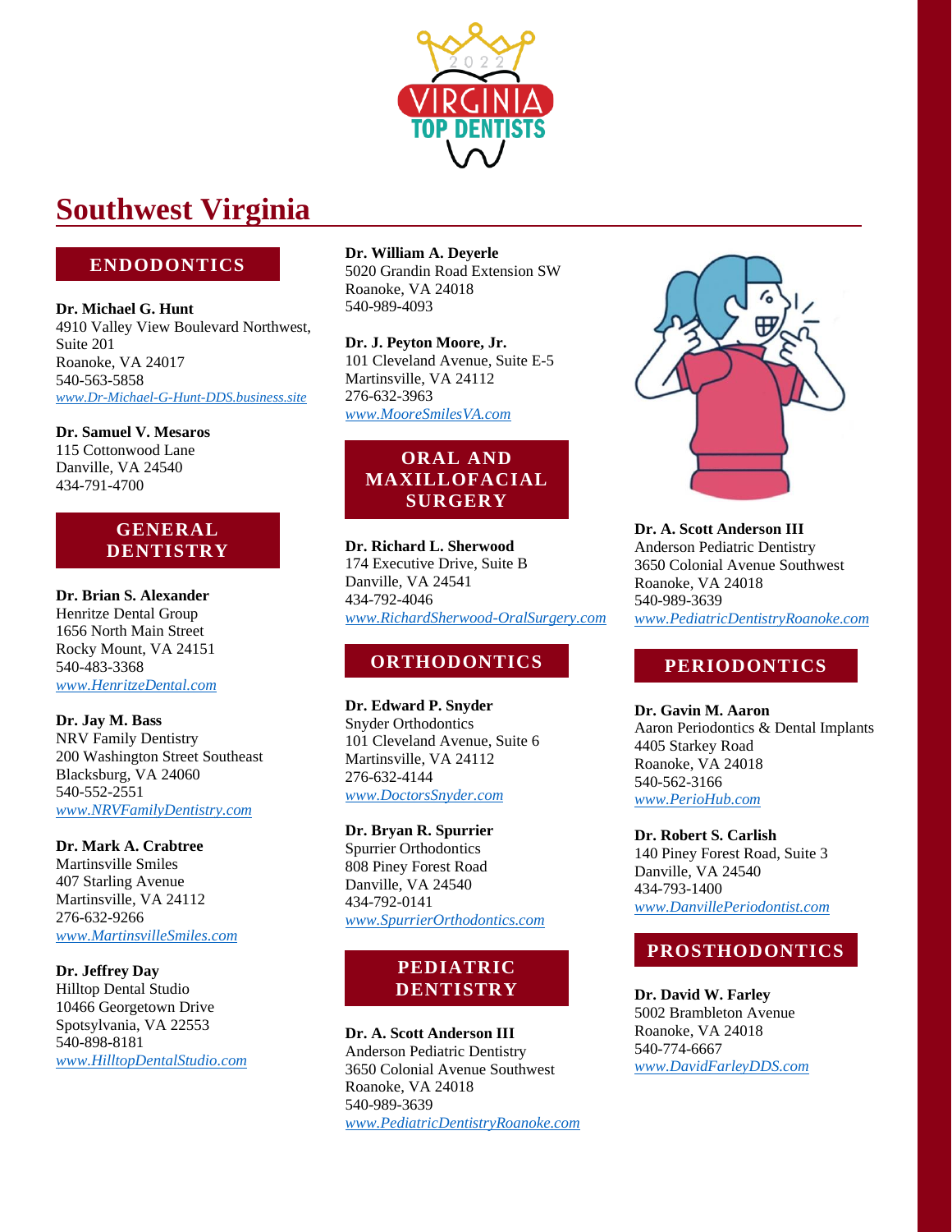# Southwest Virginia

## ENDODONTICS

**Dr. Michael G. Hunt**
4910 Valley View Boulevard Northwest, Suite 201
Roanoke, VA 24017
540-563-5858
*www.Dr-Michael-G-Hunt-DDS.business.site*

**Dr. Samuel V. Mesaros**
115 Cottonwood Lane
Danville, VA 24540
434-791-4700

## GENERAL DENTISTRY

**Dr. Brian S. Alexander**
Henritze Dental Group
1656 North Main Street
Rocky Mount, VA 24151
540-483-3368
*www.HenritzeDental.com*

**Dr. Jay M. Bass**
NRV Family Dentistry
200 Washington Street Southeast
Blacksburg, VA 24060
540-552-2551
*www.NRVFamilyDentistry.com*

**Dr. Mark A. Crabtree**
Martinsville Smiles
407 Starling Avenue
Martinsville, VA 24112
276-632-9266
*www.MartinsvilleSmiles.com*

**Dr. Jeffrey Day**
Hilltop Dental Studio
10466 Georgetown Drive
Spotsylvania, VA 22553
540-898-8181
*www.HilltopDentalStudio.com*

**Dr. William A. Deyerle**
5020 Grandin Road Extension SW
Roanoke, VA 24018
540-989-4093

**Dr. J. Peyton Moore, Jr.**
101 Cleveland Avenue, Suite E-5
Martinsville, VA 24112
276-632-3963
*www.MooreSmilesVA.com*

## ORAL AND MAXILLOFACIAL SURGERY

**Dr. Richard L. Sherwood**
174 Executive Drive, Suite B
Danville, VA 24541
434-792-4046
*www.RichardSherwood-OralSurgery.com*

## ORTHODONTICS

**Dr. Edward P. Snyder**
Snyder Orthodontics
101 Cleveland Avenue, Suite 6
Martinsville, VA 24112
276-632-4144
*www.DoctorsSnyder.com*

**Dr. Bryan R. Spurrier**
Spurrier Orthodontics
808 Piney Forest Road
Danville, VA 24540
434-792-0141
*www.SpurrierOrthodontics.com*

## PEDIATRIC DENTISTRY

**Dr. A. Scott Anderson III**
Anderson Pediatric Dentistry
3650 Colonial Avenue Southwest
Roanoke, VA 24018
540-989-3639
*www.PediatricDentistryRoanoke.com*

**Dr. A. Scott Anderson III**
Anderson Pediatric Dentistry
3650 Colonial Avenue Southwest
Roanoke, VA 24018
540-989-3639
*www.PediatricDentistryRoanoke.com*

## PERIODONTICS

**Dr. Gavin M. Aaron**
Aaron Periodontics & Dental Implants
4405 Starkey Road
Roanoke, VA 24018
540-562-3166
*www.PerioHub.com*

**Dr. Robert S. Carlish**
140 Piney Forest Road, Suite 3
Danville, VA 24540
434-793-1400
*www.DanvillePeriodontist.com*

## PROSTHODONTICS

**Dr. David W. Farley**
5002 Brambleton Avenue
Roanoke, VA 24018
540-774-6667
*www.DavidFarleyDDS.com*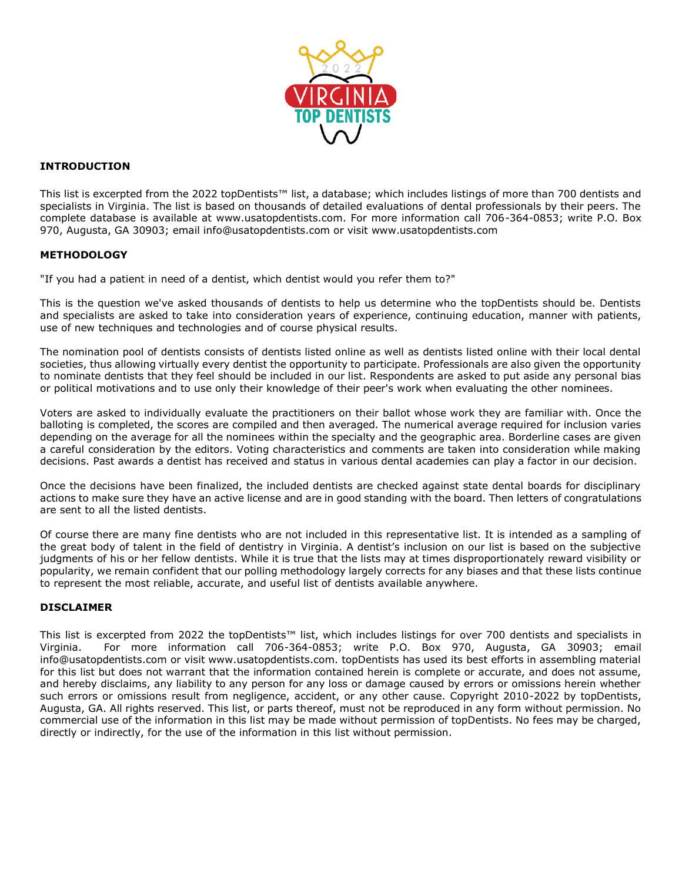## INTRODUCTION

This list is excerpted from the 2022 topDentists™ list, a database; which includes listings of more than 700 dentists and specialists in Virginia. The list is based on thousands of detailed evaluations of dental professionals by their peers. The complete database is available at www.usatopdentists.com. For more information call 706-364-0853; write P.O. Box 970, Augusta, GA 30903; email info@usatopdentists.com or visit www.usatopdentists.com

## METHODOLOGY

"If you had a patient in need of a dentist, which dentist would you refer them to?"

This is the question we've asked thousands of dentists to help us determine who the topDentists should be. Dentists and specialists are asked to take into consideration years of experience, continuing education, manner with patients, use of new techniques and technologies and of course physical results.

The nomination pool of dentists consists of dentists listed online as well as dentists listed online with their local dental societies, thus allowing virtually every dentist the opportunity to participate. Professionals are also given the opportunity to nominate dentists that they feel should be included in our list. Respondents are asked to put aside any personal bias or political motivations and to use only their knowledge of their peer's work when evaluating the other nominees.

Voters are asked to individually evaluate the practitioners on their ballot whose work they are familiar with. Once the balloting is completed, the scores are compiled and then averaged. The numerical average required for inclusion varies depending on the average for all the nominees within the specialty and the geographic area. Borderline cases are given a careful consideration by the editors. Voting characteristics and comments are taken into consideration while making decisions. Past awards a dentist has received and status in various dental academies can play a factor in our decision.

Once the decisions have been finalized, the included dentists are checked against state dental boards for disciplinary actions to make sure they have an active license and are in good standing with the board. Then letters of congratulations are sent to all the listed dentists.

Of course there are many fine dentists who are not included in this representative list. It is intended as a sampling of the great body of talent in the field of dentistry in Virginia. A dentist's inclusion on our list is based on the subjective judgments of his or her fellow dentists. While it is true that the lists may at times disproportionately reward visibility or popularity, we remain confident that our polling methodology largely corrects for any biases and that these lists continue to represent the most reliable, accurate, and useful list of dentists available anywhere.

## DISCLAIMER

This list is excerpted from 2022 the topDentists™ list, which includes listings for over 700 dentists and specialists in Virginia. For more information call 706-364-0853; write P.O. Box 970, Augusta, GA 30903; email info@usatopdentists.com or visit www.usatopdentists.com. topDentists has used its best efforts in assembling material for this list but does not warrant that the information contained herein is complete or accurate, and does not assume, and hereby disclaims, any liability to any person for any loss or damage caused by errors or omissions herein whether such errors or omissions result from negligence, accident, or any other cause. Copyright 2010-2022 by topDentists, Augusta, GA. All rights reserved. This list, or parts thereof, must not be reproduced in any form without permission. No commercial use of the information in this list may be made without permission of topDentists. No fees may be charged, directly or indirectly, for the use of the information in this list without permission.